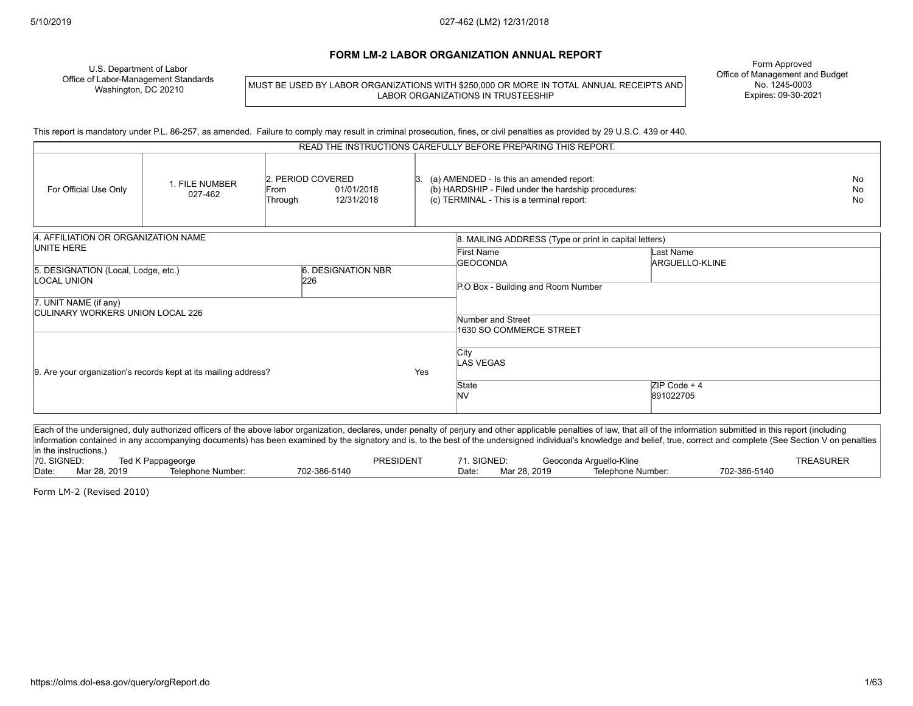# FORM LM-2 LABOR ORGANIZATION ANNUAL REPORT

U.S. Department of Labor
Office of Labor-Management Standards
Washington, DC 20210

MUST BE USED BY LABOR ORGANIZATIONS WITH $250,000 OR MORE IN TOTAL ANNUAL RECEIPTS AND LABOR ORGANIZATIONS IN TRUSTEESHIP

Form Approved
Office of Management and Budget
No. 1245-0003
Expires: 09-30-2021

This report is mandatory under P.L. 86-257, as amended. Failure to comply may result in criminal prosecution, fines, or civil penalties as provided by 29 U.S.C. 439 or 440.

READ THE INSTRUCTIONS CAREFULLY BEFORE PREPARING THIS REPORT.

| For Official Use Only | 1. FILE NUMBER | 2. PERIOD COVERED | 3. |
|---|---|---|---|
| | 027-462 | From 01/01/2018<br>Through 12/31/2018 | (a) AMENDED - Is this an amended report: No<br>(b) HARDSHIP - Filed under the hardship procedures: No<br>(c) TERMINAL - This is a terminal report: No |

| Field | Value |
|---|---|
| 4. AFFILIATION OR ORGANIZATION NAME | UNITE HERE |
| 5. DESIGNATION (Local, Lodge, etc.) | LOCAL UNION |
| 6. DESIGNATION NBR | 226 |
| 7. UNIT NAME (if any) | CULINARY WORKERS UNION LOCAL 226 |
| 9. Are your organization's records kept at its mailing address? | Yes |

**8. MAILING ADDRESS (Type or print in capital letters)**

| Field | Value |
|---|---|
| First Name | GEOCONDA |
| Last Name | ARGUELLO-KLINE |
| P.O Box - Building and Room Number | |
| Number and Street | 1630 SO COMMERCE STREET |
| City | LAS VEGAS |
| State | NV |
| ZIP Code + 4 | 891022705 |

Each of the undersigned, duly authorized officers of the above labor organization, declares, under penalty of perjury and other applicable penalties of law, that all of the information submitted in this report (including information contained in any accompanying documents) has been examined by the signatory and is, to the best of the undersigned individual's knowledge and belief, true, correct and complete (See Section V on penalties in the instructions.)

| 70. SIGNED: | Ted K Pappageorge | PRESIDENT | 71. SIGNED: | Geoconda Arguello-Kline | TREASURER |
|---|---|---|---|---|---|
| Date: Mar 28, 2019 | Telephone Number: | 702-386-5140 | Date: Mar 28, 2019 | Telephone Number: | 702-386-5140 |

Form LM-2 (Revised 2010)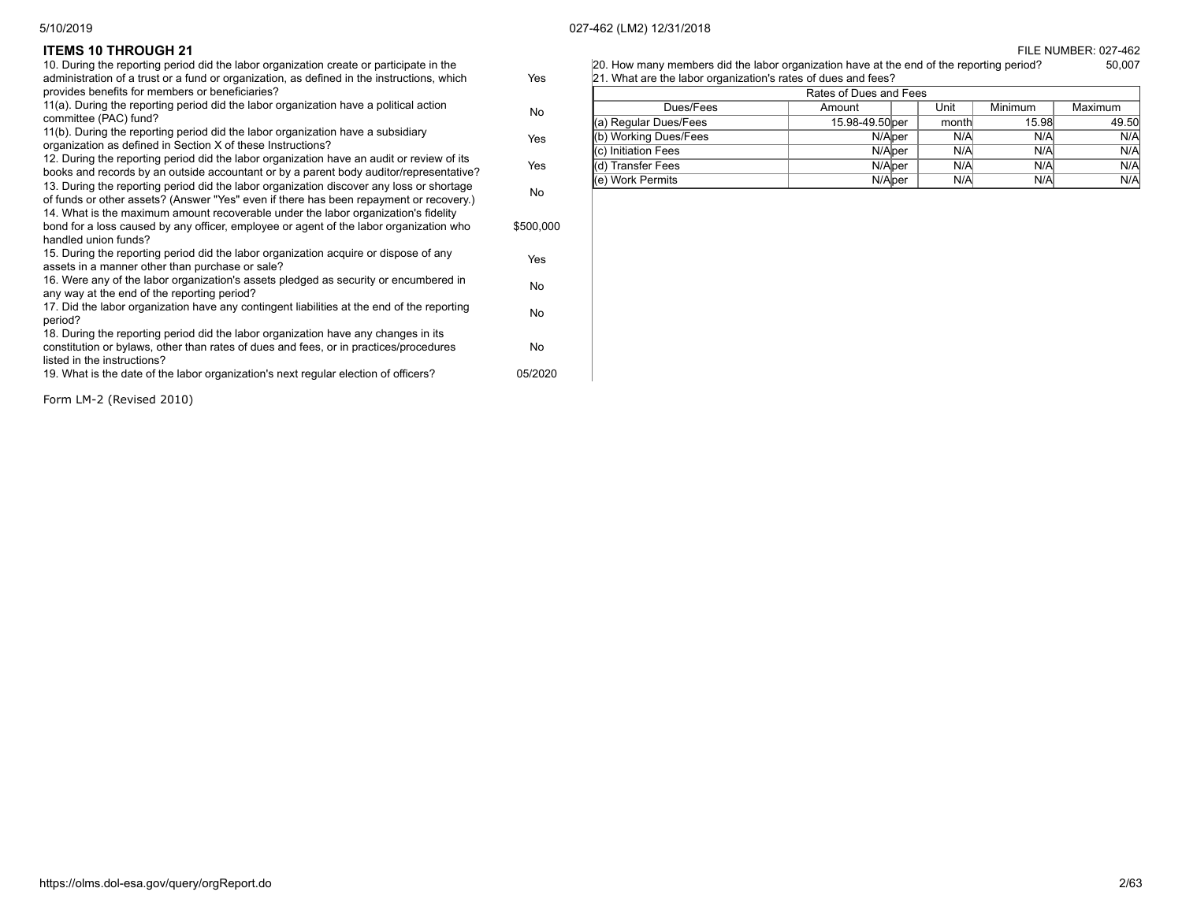## ITEMS 10 THROUGH 21

FILE NUMBER: 027-462

| Question | Answer |
|---|---|
| 10. During the reporting period did the labor organization create or participate in the administration of a trust or a fund or organization, as defined in the instructions, which provides benefits for members or beneficiaries? | Yes |
| 11(a). During the reporting period did the labor organization have a political action committee (PAC) fund? | No |
| 11(b). During the reporting period did the labor organization have a subsidiary organization as defined in Section X of these Instructions? | Yes |
| 12. During the reporting period did the labor organization have an audit or review of its books and records by an outside accountant or by a parent body auditor/representative? | Yes |
| 13. During the reporting period did the labor organization discover any loss or shortage of funds or other assets? (Answer "Yes" even if there has been repayment or recovery.) | No |
| 14. What is the maximum amount recoverable under the labor organization's fidelity bond for a loss caused by any officer, employee or agent of the labor organization who handled union funds? | $500,000 |
| 15. During the reporting period did the labor organization acquire or dispose of any assets in a manner other than purchase or sale? | Yes |
| 16. Were any of the labor organization's assets pledged as security or encumbered in any way at the end of the reporting period? | No |
| 17. Did the labor organization have any contingent liabilities at the end of the reporting period? | No |
| 18. During the reporting period did the labor organization have any changes in its constitution or bylaws, other than rates of dues and fees, or in practices/procedures listed in the instructions? | No |
| 19. What is the date of the labor organization's next regular election of officers? | 05/2020 |

20. How many members did the labor organization have at the end of the reporting period? 50,007

21. What are the labor organization's rates of dues and fees?

| Rates of Dues and Fees | | | | | |
|---|---|---|---|---|---|
| Dues/Fees | Amount | | Unit | Minimum | Maximum |
| (a) Regular Dues/Fees | 15.98-49.50 | per | month | 15.98 | 49.50 |
| (b) Working Dues/Fees | N/A | per | N/A | N/A | N/A |
| (c) Initiation Fees | N/A | per | N/A | N/A | N/A |
| (d) Transfer Fees | N/A | per | N/A | N/A | N/A |
| (e) Work Permits | N/A | per | N/A | N/A | N/A |

Form LM-2 (Revised 2010)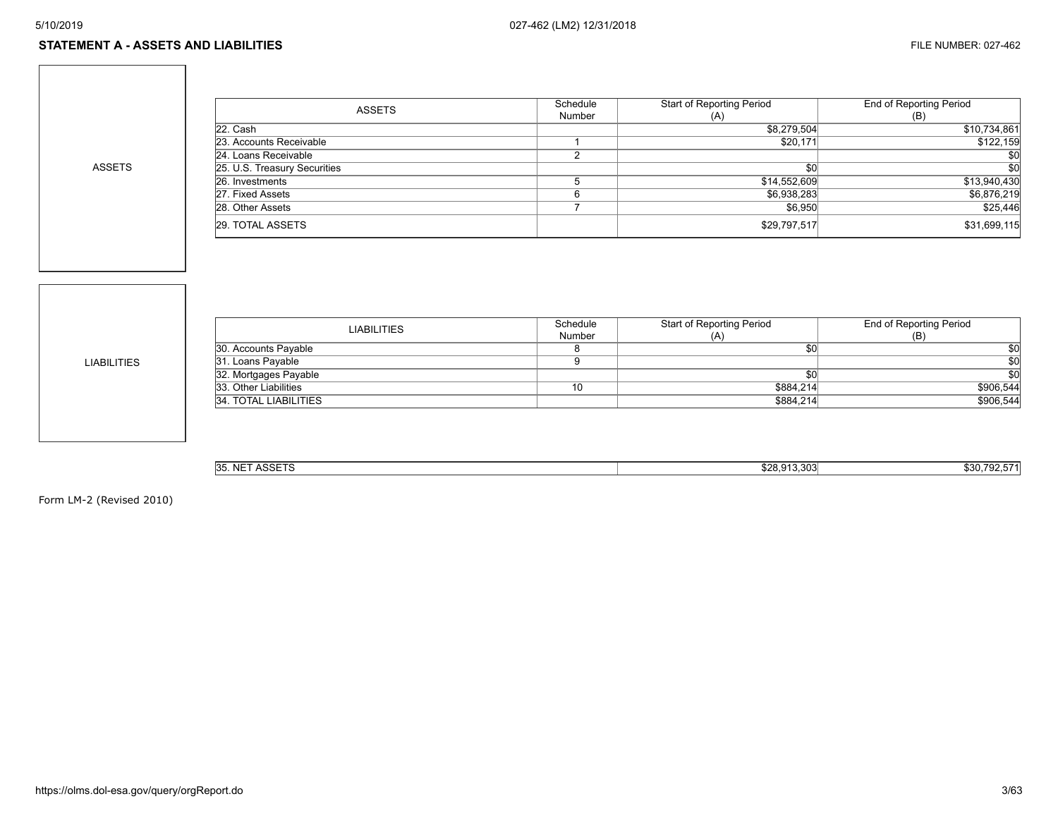## STATEMENT A - ASSETS AND LIABILITIES

FILE NUMBER: 027-462

### ASSETS

| ASSETS | Schedule Number | Start of Reporting Period (A) | End of Reporting Period (B) |
|---|---|---|---|
| 22. Cash | | $8,279,504 | $10,734,861 |
| 23. Accounts Receivable | 1 | $20,171 | $122,159 |
| 24. Loans Receivable | 2 | | $0 |
| 25. U.S. Treasury Securities | | $0 | $0 |
| 26. Investments | 5 | $14,552,609 | $13,940,430 |
| 27. Fixed Assets | 6 | $6,938,283 | $6,876,219 |
| 28. Other Assets | 7 | $6,950 | $25,446 |
| 29. TOTAL ASSETS | | $29,797,517 | $31,699,115 |

### LIABILITIES

| LIABILITIES | Schedule Number | Start of Reporting Period (A) | End of Reporting Period (B) |
|---|---|---|---|
| 30. Accounts Payable | 8 | $0 | $0 |
| 31. Loans Payable | 9 | | $0 |
| 32. Mortgages Payable | | $0 | $0 |
| 33. Other Liabilities | 10 | $884,214 | $906,544 |
| 34. TOTAL LIABILITIES | | $884,214 | $906,544 |

| | Start of Reporting Period (A) | End of Reporting Period (B) |
|---|---|---|
| 35. NET ASSETS | $28,913,303 | $30,792,571 |

Form LM-2 (Revised 2010)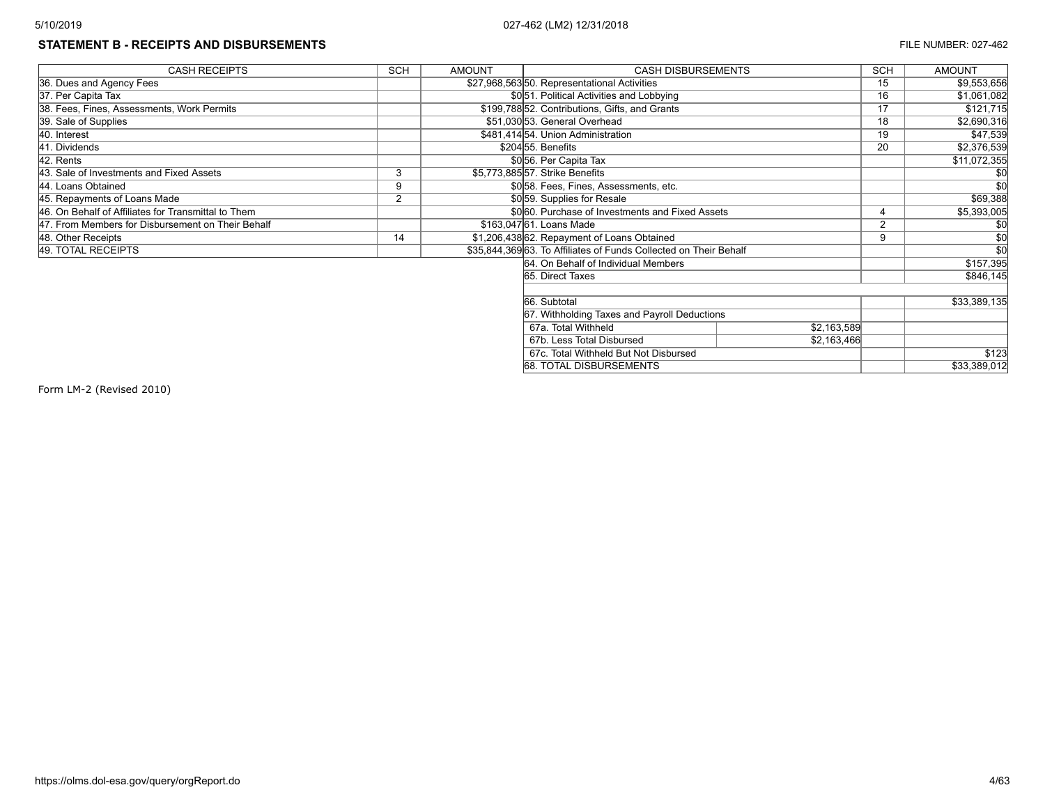## STATEMENT B - RECEIPTS AND DISBURSEMENTS

FILE NUMBER: 027-462

| CASH RECEIPTS | SCH | AMOUNT | CASH DISBURSEMENTS | | SCH | AMOUNT |
|---|---|---|---|---|---|---|
| 36. Dues and Agency Fees | | $27,968,563 | 50. Representational Activities | | 15 | $9,553,656 |
| 37. Per Capita Tax | | $0 | 51. Political Activities and Lobbying | | 16 | $1,061,082 |
| 38. Fees, Fines, Assessments, Work Permits | | $199,788 | 52. Contributions, Gifts, and Grants | | 17 | $121,715 |
| 39. Sale of Supplies | | $51,030 | 53. General Overhead | | 18 | $2,690,316 |
| 40. Interest | | $481,414 | 54. Union Administration | | 19 | $47,539 |
| 41. Dividends | | $204 | 55. Benefits | | 20 | $2,376,539 |
| 42. Rents | | $0 | 56. Per Capita Tax | | | $11,072,355 |
| 43. Sale of Investments and Fixed Assets | 3 | $5,773,885 | 57. Strike Benefits | | | $0 |
| 44. Loans Obtained | 9 | $0 | 58. Fees, Fines, Assessments, etc. | | | $0 |
| 45. Repayments of Loans Made | 2 | $0 | 59. Supplies for Resale | | | $69,388 |
| 46. On Behalf of Affiliates for Transmittal to Them | | $0 | 60. Purchase of Investments and Fixed Assets | | 4 | $5,393,005 |
| 47. From Members for Disbursement on Their Behalf | | $163,047 | 61. Loans Made | | 2 | $0 |
| 48. Other Receipts | 14 | $1,206,438 | 62. Repayment of Loans Obtained | | 9 | $0 |
| 49. TOTAL RECEIPTS | | $35,844,369 | 63. To Affiliates of Funds Collected on Their Behalf | | | $0 |
| | | | 64. On Behalf of Individual Members | | | $157,395 |
| | | | 65. Direct Taxes | | | $846,145 |
| | | | | | | |
| | | | 66. Subtotal | | | $33,389,135 |
| | | | 67. Withholding Taxes and Payroll Deductions | | | |
| | | | 67a. Total Withheld | $2,163,589 | | |
| | | | 67b. Less Total Disbursed | $2,163,466 | | |
| | | | 67c. Total Withheld But Not Disbursed | | | $123 |
| | | | 68. TOTAL DISBURSEMENTS | | | $33,389,012 |

Form LM-2 (Revised 2010)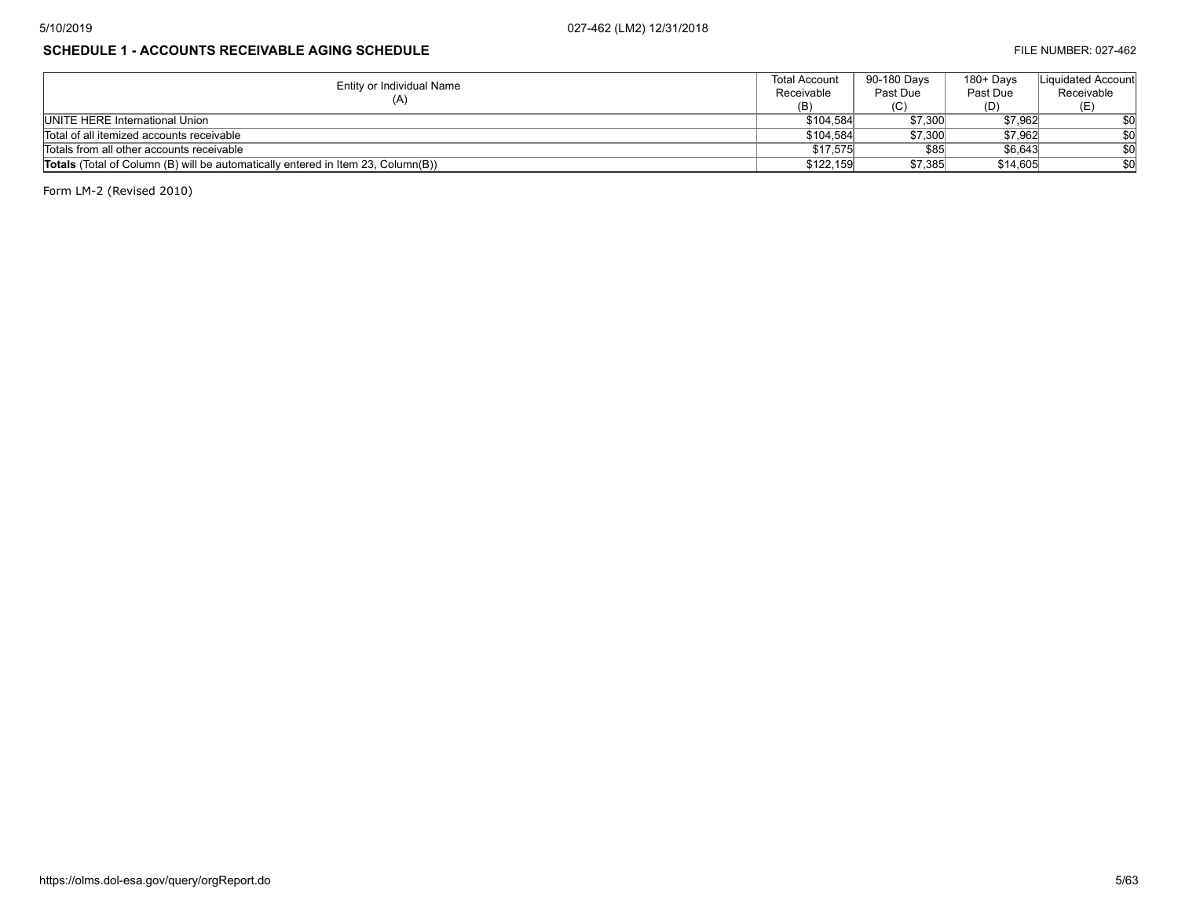## SCHEDULE 1 - ACCOUNTS RECEIVABLE AGING SCHEDULE

FILE NUMBER: 027-462

| Entity or Individual Name (A) | Total Account Receivable (B) | 90-180 Days Past Due (C) | 180+ Days Past Due (D) | Liquidated Account Receivable (E) |
|---|---|---|---|---|
| UNITE HERE International Union | $104,584 | $7,300 | $7,962 | $0 |
| Total of all itemized accounts receivable | $104,584 | $7,300 | $7,962 | $0 |
| Totals from all other accounts receivable | $17,575 | $85 | $6,643 | $0 |
| **Totals** (Total of Column (B) will be automatically entered in Item 23, Column(B)) | $122,159 | $7,385 | $14,605 | $0 |

Form LM-2 (Revised 2010)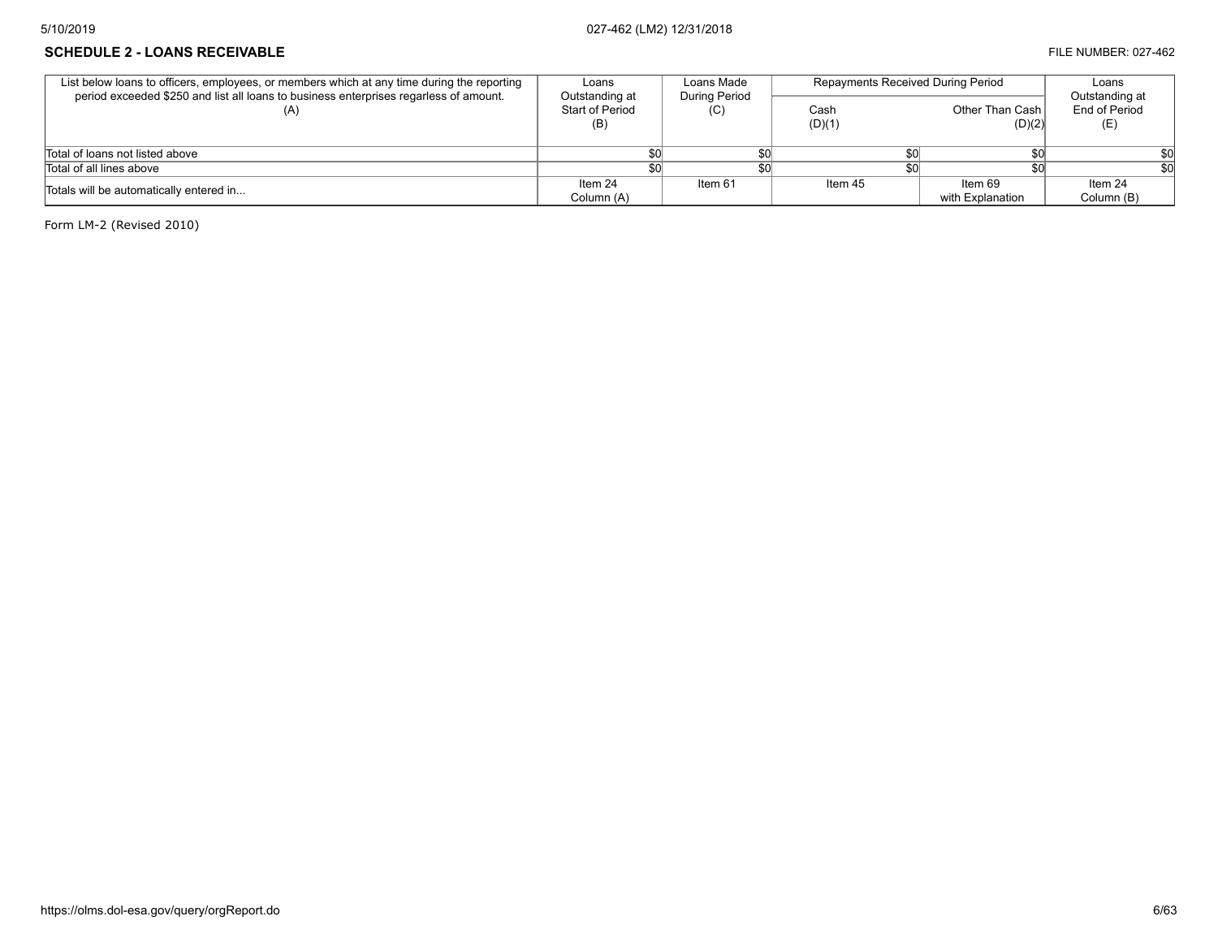## SCHEDULE 2 - LOANS RECEIVABLE

FILE NUMBER: 027-462

| List below loans to officers, employees, or members which at any time during the reporting period exceeded $250 and list all loans to business enterprises regardless of amount. (A) | Loans Outstanding at Start of Period (B) | Loans Made During Period (C) | Repayments Received During Period | | Loans Outstanding at End of Period (E) |
|---|---|---|---|---|---|
| | | | Cash (D)(1) | Other Than Cash (D)(2) | |
| Total of loans not listed above | $0 | $0 | $0 | $0 | $0 |
| Total of all lines above | $0 | $0 | $0 | $0 | $0 |
| Totals will be automatically entered in... | Item 24 Column (A) | Item 61 | Item 45 | Item 69 with Explanation | Item 24 Column (B) |

Form LM-2 (Revised 2010)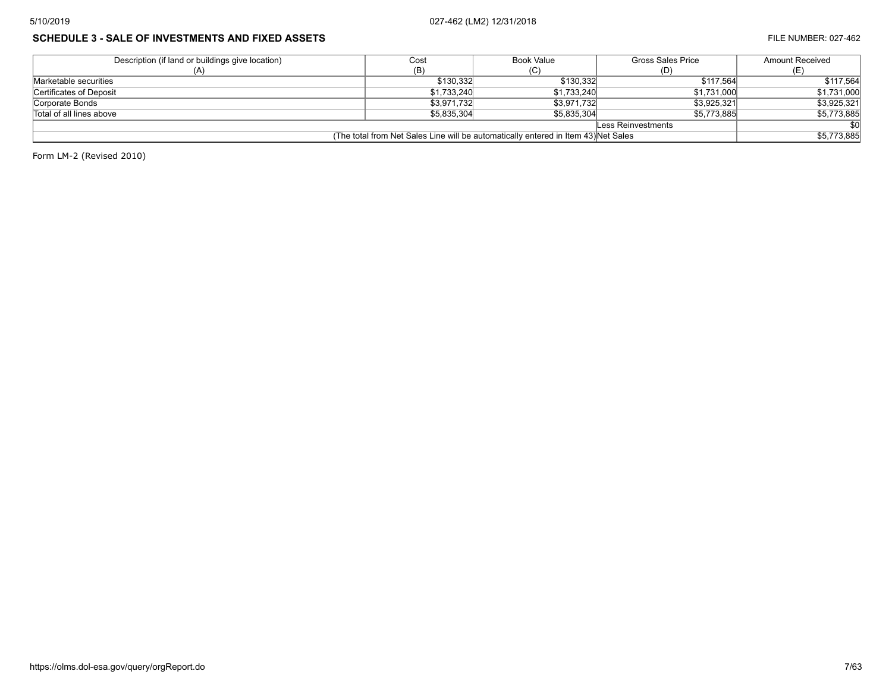## SCHEDULE 3 - SALE OF INVESTMENTS AND FIXED ASSETS

FILE NUMBER: 027-462

| Description (if land or buildings give location) (A) | Cost (B) | Book Value (C) | Gross Sales Price (D) | Amount Received (E) |
|---|---|---|---|---|
| Marketable securities | $130,332 | $130,332 | $117,564 | $117,564 |
| Certificates of Deposit | $1,733,240 | $1,733,240 | $1,731,000 | $1,731,000 |
| Corporate Bonds | $3,971,732 | $3,971,732 | $3,925,321 | $3,925,321 |
| Total of all lines above | $5,835,304 | $5,835,304 | $5,773,885 | $5,773,885 |
| | | | Less Reinvestments | $0 |
| (The total from Net Sales Line will be automatically entered in Item 43) | | | Net Sales | $5,773,885 |

Form LM-2 (Revised 2010)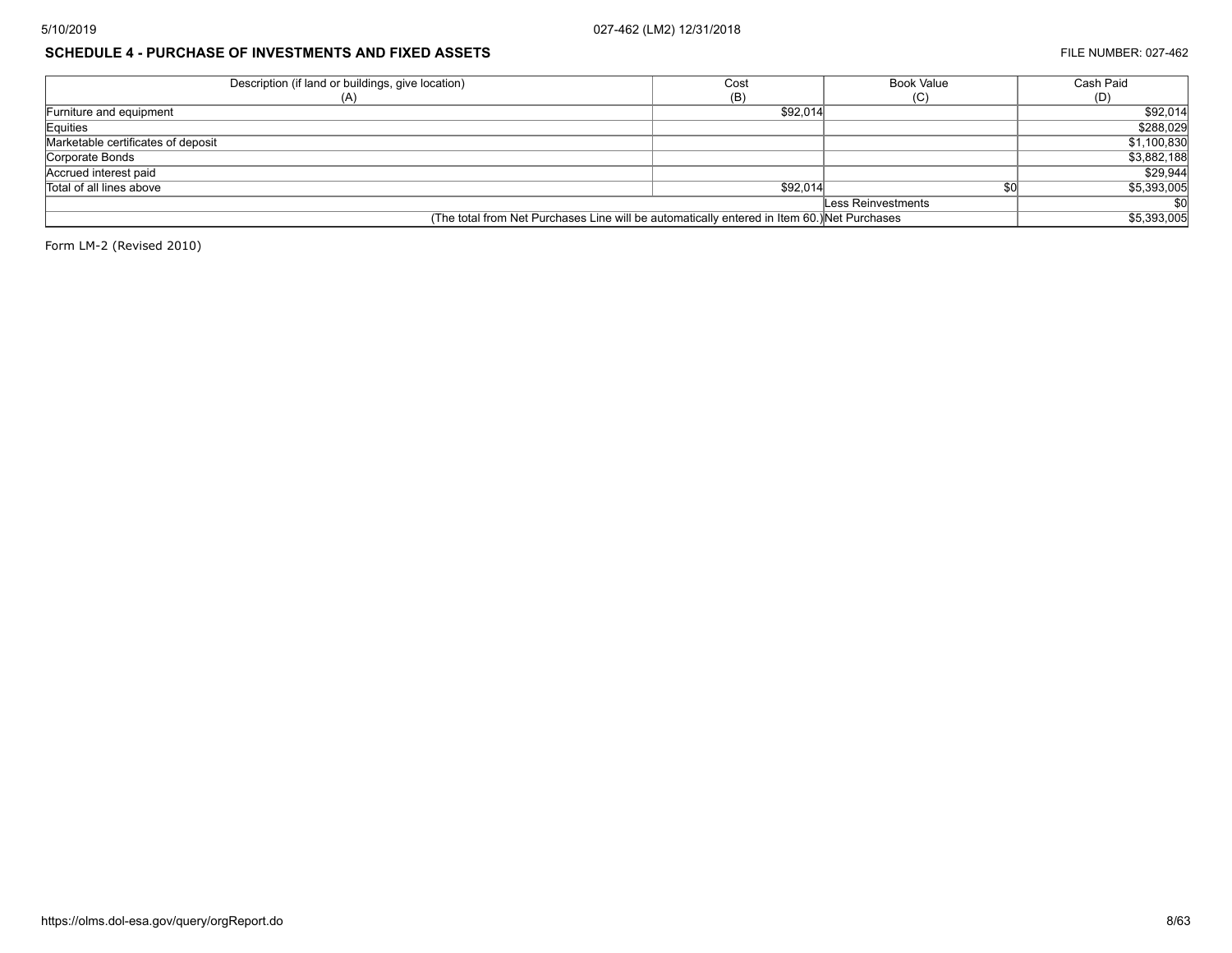## SCHEDULE 4 - PURCHASE OF INVESTMENTS AND FIXED ASSETS

FILE NUMBER: 027-462

| Description (if land or buildings, give location) (A) | Cost (B) | Book Value (C) | Cash Paid (D) |
|---|---|---|---|
| Furniture and equipment | $92,014 | | $92,014 |
| Equities | | | $288,029 |
| Marketable certificates of deposit | | | $1,100,830 |
| Corporate Bonds | | | $3,882,188 |
| Accrued interest paid | | | $29,944 |
| Total of all lines above | $92,014 | $0 | $5,393,005 |
| | | Less Reinvestments | $0 |
| (The total from Net Purchases Line will be automatically entered in Item 60.) | | Net Purchases | $5,393,005 |

Form LM-2 (Revised 2010)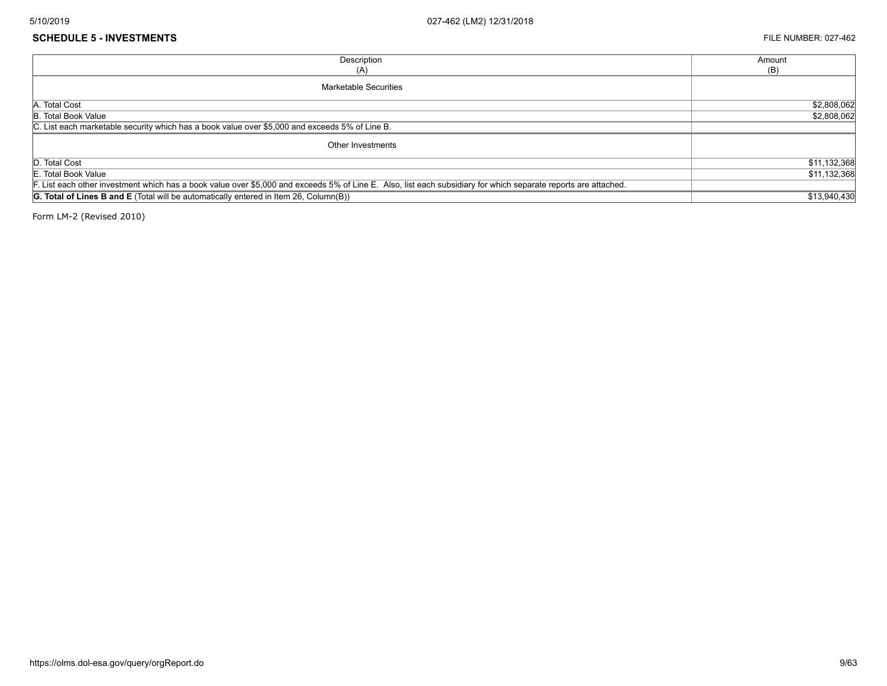## SCHEDULE 5 - INVESTMENTS

FILE NUMBER: 027-462

| Description (A) | Amount (B) |
|---|---|
| Marketable Securities | |
| A. Total Cost | $2,808,062 |
| B. Total Book Value | $2,808,062 |
| C. List each marketable security which has a book value over $5,000 and exceeds 5% of Line B. | |
| Other Investments | |
| D. Total Cost | $11,132,368 |
| E. Total Book Value | $11,132,368 |
| F. List each other investment which has a book value over $5,000 and exceeds 5% of Line E. Also, list each subsidiary for which separate reports are attached. | |
| **G. Total of Lines B and E** (Total will be automatically entered in Item 26, Column(B)) | $13,940,430 |

Form LM-2 (Revised 2010)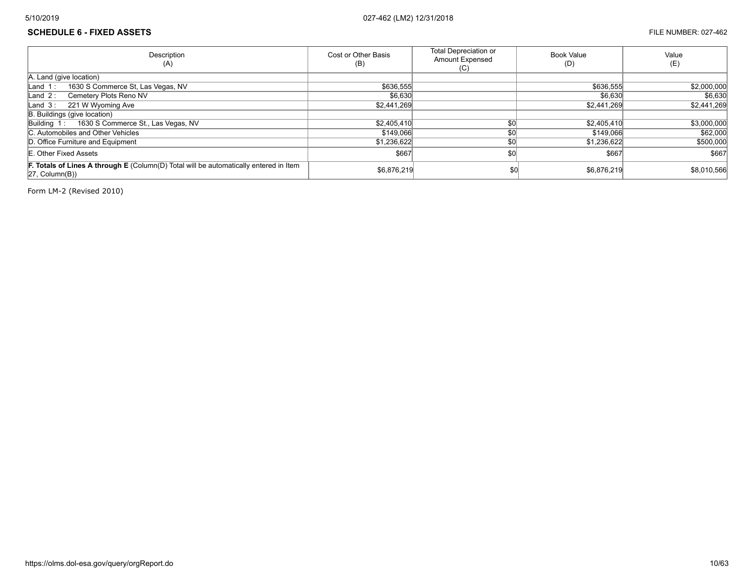## SCHEDULE 6 - FIXED ASSETS

FILE NUMBER: 027-462

| Description (A) | Cost or Other Basis (B) | Total Depreciation or Amount Expensed (C) | Book Value (D) | Value (E) |
|---|---|---|---|---|
| A. Land (give location) | | | | |
| Land 1 : 1630 S Commerce St, Las Vegas, NV | $636,555 | | $636,555 | $2,000,000 |
| Land 2 : Cemetery Plots Reno NV | $6,630 | | $6,630 | $6,630 |
| Land 3 : 221 W Wyoming Ave | $2,441,269 | | $2,441,269 | $2,441,269 |
| B. Buildings (give location) | | | | |
| Building 1 : 1630 S Commerce St., Las Vegas, NV | $2,405,410 | $0 | $2,405,410 | $3,000,000 |
| C. Automobiles and Other Vehicles | $149,066 | $0 | $149,066 | $62,000 |
| D. Office Furniture and Equipment | $1,236,622 | $0 | $1,236,622 | $500,000 |
| E. Other Fixed Assets | $667 | $0 | $667 | $667 |
| **F. Totals of Lines A through E** (Column(D) Total will be automatically entered in Item 27, Column(B)) | $6,876,219 | $0 | $6,876,219 | $8,010,566 |

Form LM-2 (Revised 2010)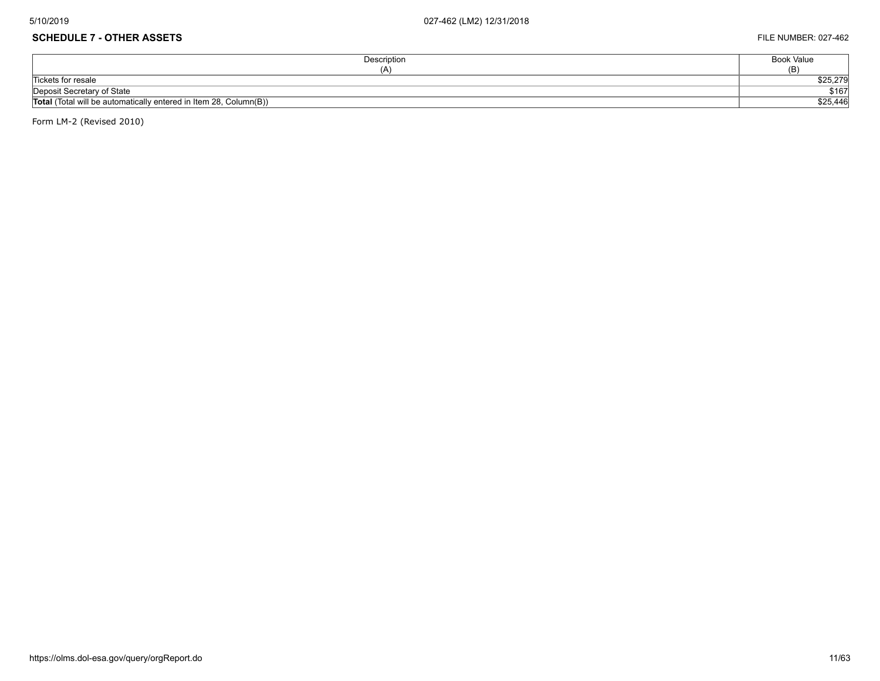## SCHEDULE 7 - OTHER ASSETS

FILE NUMBER: 027-462

| Description (A) | Book Value (B) |
|---|---|
| Tickets for resale | $25,279 |
| Deposit Secretary of State | $167 |
| **Total** (Total will be automatically entered in Item 28, Column(B)) | $25,446 |

Form LM-2 (Revised 2010)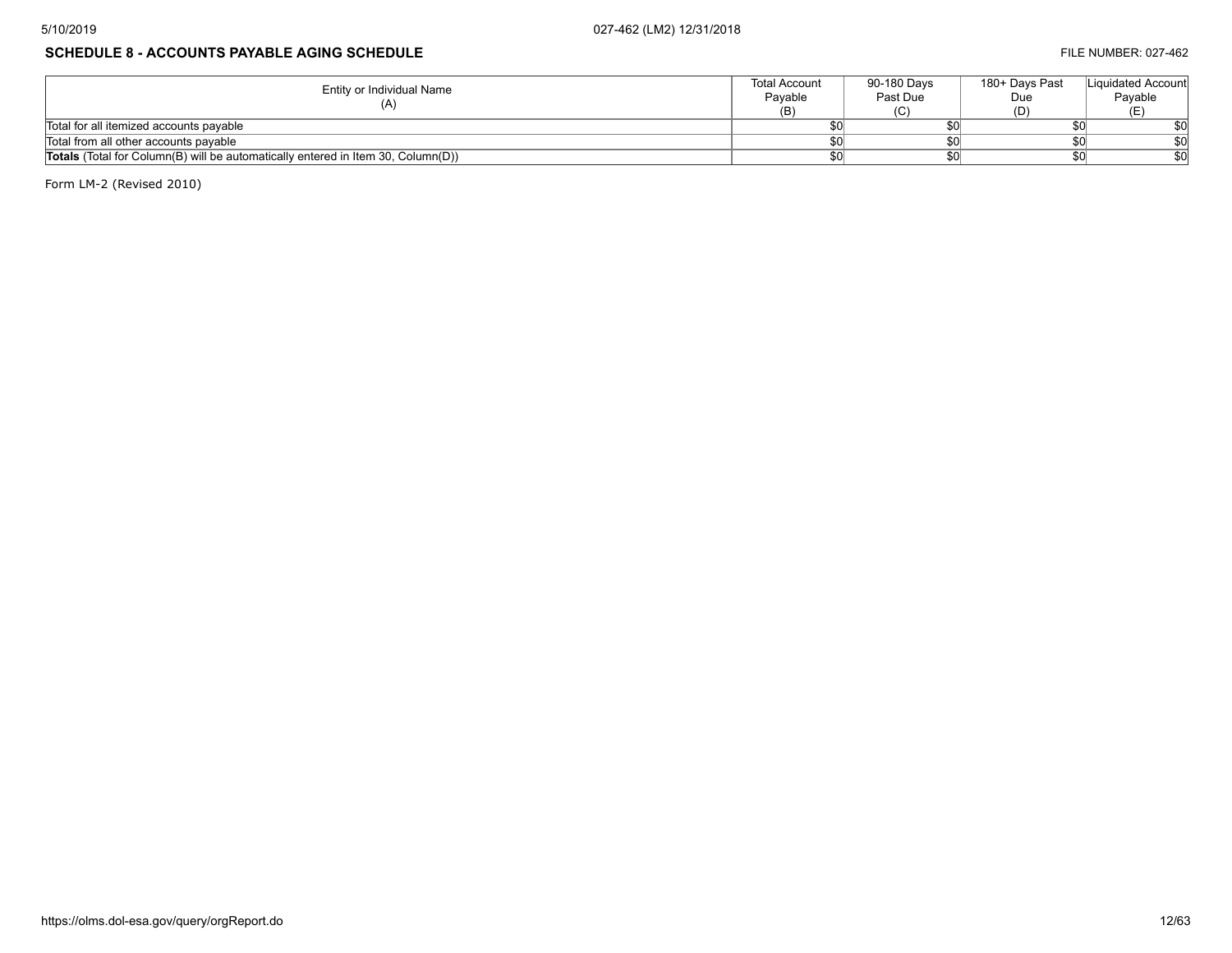## SCHEDULE 8 - ACCOUNTS PAYABLE AGING SCHEDULE

FILE NUMBER: 027-462

| Entity or Individual Name (A) | Total Account Payable (B) | 90-180 Days Past Due (C) | 180+ Days Past Due (D) | Liquidated Account Payable (E) |
|---|---|---|---|---|
| Total for all itemized accounts payable | $0 | $0 | $0 | $0 |
| Total from all other accounts payable | $0 | $0 | $0 | $0 |
| **Totals** (Total for Column(B) will be automatically entered in Item 30, Column(D)) | $0 | $0 | $0 | $0 |

Form LM-2 (Revised 2010)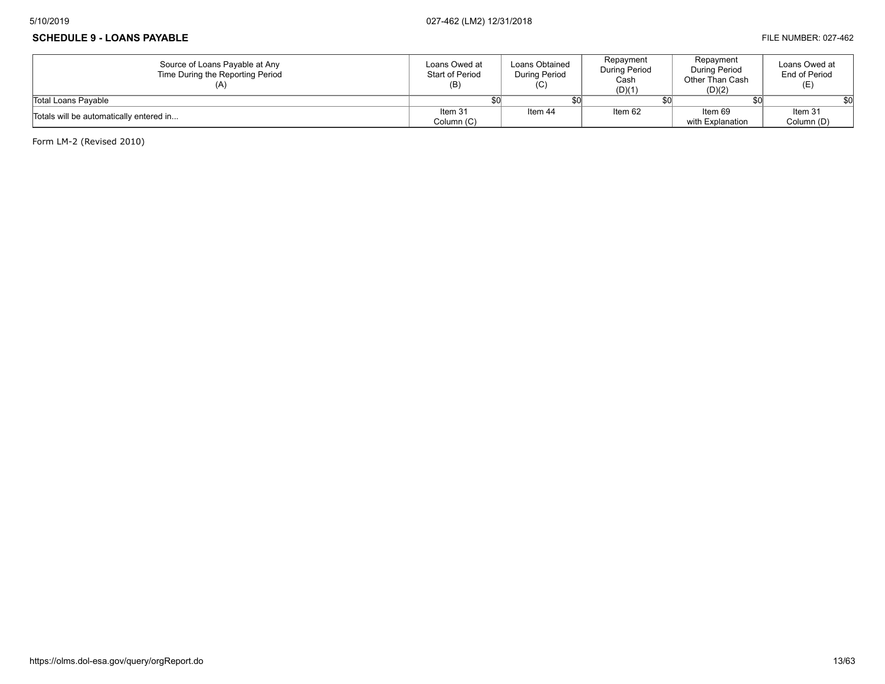**SCHEDULE 9 - LOANS PAYABLE**

FILE NUMBER: 027-462

| Source of Loans Payable at Any Time During the Reporting Period (A) | Loans Owed at Start of Period (B) | Loans Obtained During Period (C) | Repayment During Period Cash (D)(1) | Repayment During Period Other Than Cash (D)(2) | Loans Owed at End of Period (E) |
|---|---|---|---|---|---|
| Total Loans Payable | $0 | $0 | $0 | $0 | $0 |
| Totals will be automatically entered in... | Item 31 Column (C) | Item 44 | Item 62 | Item 69 with Explanation | Item 31 Column (D) |

Form LM-2 (Revised 2010)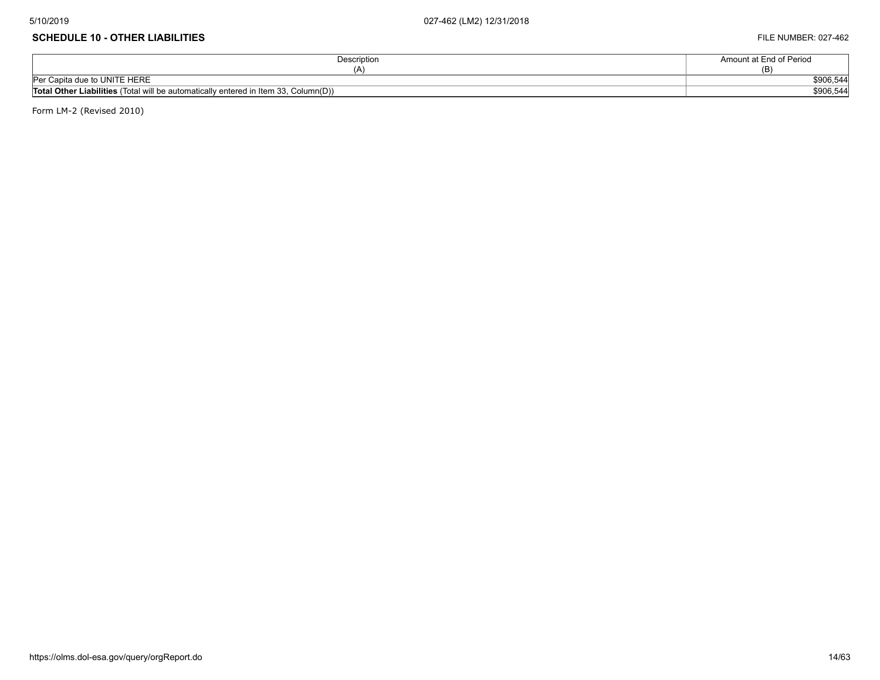## SCHEDULE 10 - OTHER LIABILITIES

FILE NUMBER: 027-462

| Description (A) | Amount at End of Period (B) |
|---|---|
| Per Capita due to UNITE HERE | $906,544 |
| **Total Other Liabilities** (Total will be automatically entered in Item 33, Column(D)) | $906,544 |

Form LM-2 (Revised 2010)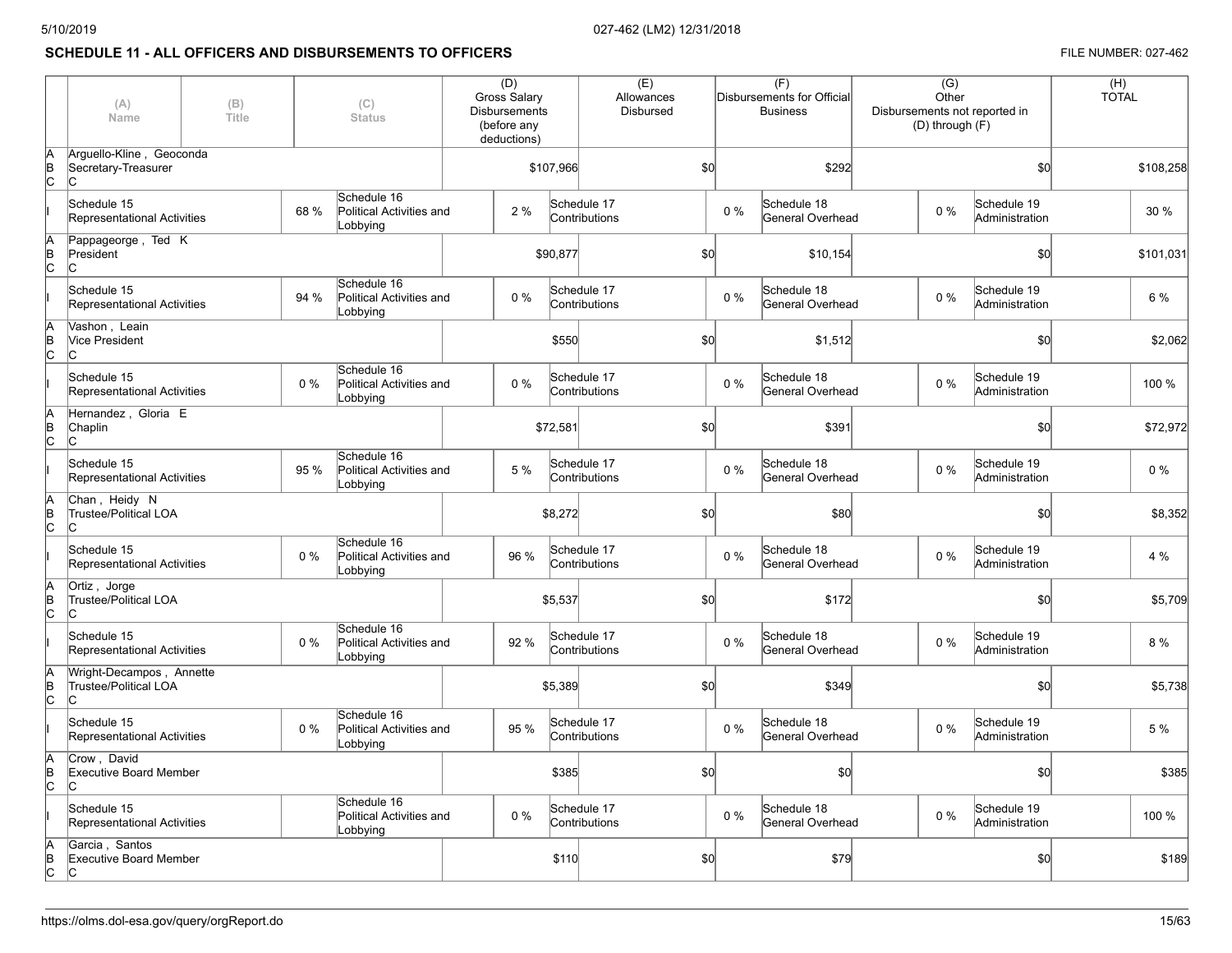## SCHEDULE 11 - ALL OFFICERS AND DISBURSEMENTS TO OFFICERS

FILE NUMBER: 027-462

| | (A) Name | (B) Title | (C) Status | (D) Gross Salary Disbursements (before any deductions) | (E) Allowances Disbursed | (F) Disbursements for Official Business | (G) Other Disbursements not reported in (D) through (F) | (H) TOTAL |
|---|---|---|---|---|---|---|---|---|
| A B C | Arguello-Kline , Geoconda | Secretary-Treasurer | C | $107,966 | $0 | $292 | $0 | $108,258 |
| I | Schedule 15 Representational Activities: 68 % | Schedule 16 Political Activities and Lobbying: 2 % | Schedule 17 Contributions: 0 % | Schedule 18 General Overhead: 0 % | Schedule 19 Administration: 30 % | | | |
| A B C | Pappageorge , Ted K | President | C | $90,877 | $0 | $10,154 | $0 | $101,031 |
| I | Schedule 15 Representational Activities: 94 % | Schedule 16 Political Activities and Lobbying: 0 % | Schedule 17 Contributions: 0 % | Schedule 18 General Overhead: 0 % | Schedule 19 Administration: 6 % | | | |
| A B C | Vashon , Leain | Vice President | C | $550 | $0 | $1,512 | $0 | $2,062 |
| I | Schedule 15 Representational Activities: 0 % | Schedule 16 Political Activities and Lobbying: 0 % | Schedule 17 Contributions: 0 % | Schedule 18 General Overhead: 0 % | Schedule 19 Administration: 100 % | | | |
| A B C | Hernandez , Gloria E | Chaplin | C | $72,581 | $0 | $391 | $0 | $72,972 |
| I | Schedule 15 Representational Activities: 95 % | Schedule 16 Political Activities and Lobbying: 5 % | Schedule 17 Contributions: 0 % | Schedule 18 General Overhead: 0 % | Schedule 19 Administration: 0 % | | | |
| A B C | Chan , Heidy N | Trustee/Political LOA | C | $8,272 | $0 | $80 | $0 | $8,352 |
| I | Schedule 15 Representational Activities: 0 % | Schedule 16 Political Activities and Lobbying: 96 % | Schedule 17 Contributions: 0 % | Schedule 18 General Overhead: 0 % | Schedule 19 Administration: 4 % | | | |
| A B C | Ortiz , Jorge | Trustee/Political LOA | C | $5,537 | $0 | $172 | $0 | $5,709 |
| I | Schedule 15 Representational Activities: 0 % | Schedule 16 Political Activities and Lobbying: 92 % | Schedule 17 Contributions: 0 % | Schedule 18 General Overhead: 0 % | Schedule 19 Administration: 8 % | | | |
| A B C | Wright-Decampos , Annette | Trustee/Political LOA | C | $5,389 | $0 | $349 | $0 | $5,738 |
| I | Schedule 15 Representational Activities: 0 % | Schedule 16 Political Activities and Lobbying: 95 % | Schedule 17 Contributions: 0 % | Schedule 18 General Overhead: 0 % | Schedule 19 Administration: 5 % | | | |
| A B C | Crow , David | Executive Board Member | C | $385 | $0 | $0 | $0 | $385 |
| I | Schedule 15 Representational Activities: | Schedule 16 Political Activities and Lobbying: 0 % | Schedule 17 Contributions: 0 % | Schedule 18 General Overhead: 0 % | Schedule 19 Administration: 100 % | | | |
| A B C | Garcia , Santos | Executive Board Member | C | $110 | $0 | $79 | $0 | $189 |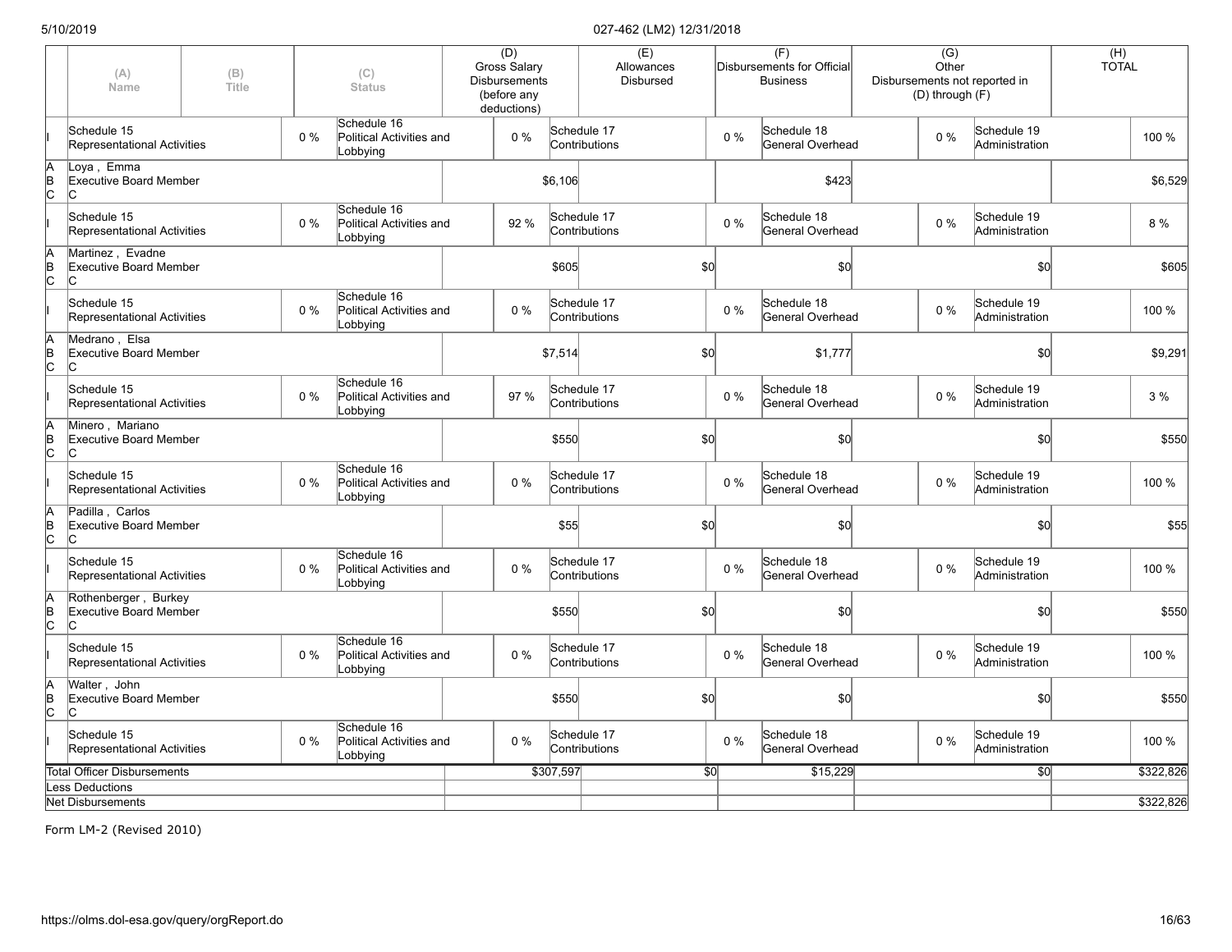| | (A) Name | (B) Title | | (C) Status | (D) Gross Salary Disbursements (before any deductions) | | (E) Allowances Disbursed | | (F) Disbursements for Official Business | | (G) Other Disbursements not reported in (D) through (F) | | (H) TOTAL |
|---|---|---|---|---|---|---|---|---|---|---|---|---|---|
| I | Schedule 15 Representational Activities | | 0 % | Schedule 16 Political Activities and Lobbying | 0 % | Schedule 17 Contributions | | 0 % | Schedule 18 General Overhead | 0 % | Schedule 19 Administration | | 100 % |
| A B C | Loya , Emma Executive Board Member C | | | | | $6,106 | | | $423 | | | | $6,529 |
| I | Schedule 15 Representational Activities | | 0 % | Schedule 16 Political Activities and Lobbying | 92 % | Schedule 17 Contributions | | 0 % | Schedule 18 General Overhead | 0 % | Schedule 19 Administration | | 8 % |
| A B C | Martinez , Evadne Executive Board Member C | | | | | $605 | $0 | | $0 | | $0 | | $605 |
| I | Schedule 15 Representational Activities | | 0 % | Schedule 16 Political Activities and Lobbying | 0 % | Schedule 17 Contributions | | 0 % | Schedule 18 General Overhead | 0 % | Schedule 19 Administration | | 100 % |
| A B C | Medrano , Elsa Executive Board Member C | | | | | $7,514 | $0 | | $1,777 | | $0 | | $9,291 |
| I | Schedule 15 Representational Activities | | 0 % | Schedule 16 Political Activities and Lobbying | 97 % | Schedule 17 Contributions | | 0 % | Schedule 18 General Overhead | 0 % | Schedule 19 Administration | | 3 % |
| A B C | Minero , Mariano Executive Board Member C | | | | | $550 | $0 | | $0 | | $0 | | $550 |
| I | Schedule 15 Representational Activities | | 0 % | Schedule 16 Political Activities and Lobbying | 0 % | Schedule 17 Contributions | | 0 % | Schedule 18 General Overhead | 0 % | Schedule 19 Administration | | 100 % |
| A B C | Padilla , Carlos Executive Board Member C | | | | | $55 | $0 | | $0 | | $0 | | $55 |
| I | Schedule 15 Representational Activities | | 0 % | Schedule 16 Political Activities and Lobbying | 0 % | Schedule 17 Contributions | | 0 % | Schedule 18 General Overhead | 0 % | Schedule 19 Administration | | 100 % |
| A B C | Rothenberger , Burkey Executive Board Member C | | | | | $550 | $0 | | $0 | | $0 | | $550 |
| I | Schedule 15 Representational Activities | | 0 % | Schedule 16 Political Activities and Lobbying | 0 % | Schedule 17 Contributions | | 0 % | Schedule 18 General Overhead | 0 % | Schedule 19 Administration | | 100 % |
| A B C | Walter , John Executive Board Member C | | | | | $550 | $0 | | $0 | | $0 | | $550 |
| I | Schedule 15 Representational Activities | | 0 % | Schedule 16 Political Activities and Lobbying | 0 % | Schedule 17 Contributions | | 0 % | Schedule 18 General Overhead | 0 % | Schedule 19 Administration | | 100 % |
| Total Officer Disbursements | | | | | | $307,597 | $0 | | $15,229 | | $0 | | $322,826 |
| Less Deductions | | | | | | | | | | | | | |
| Net Disbursements | | | | | | | | | | | | | $322,826 |

Form LM-2 (Revised 2010)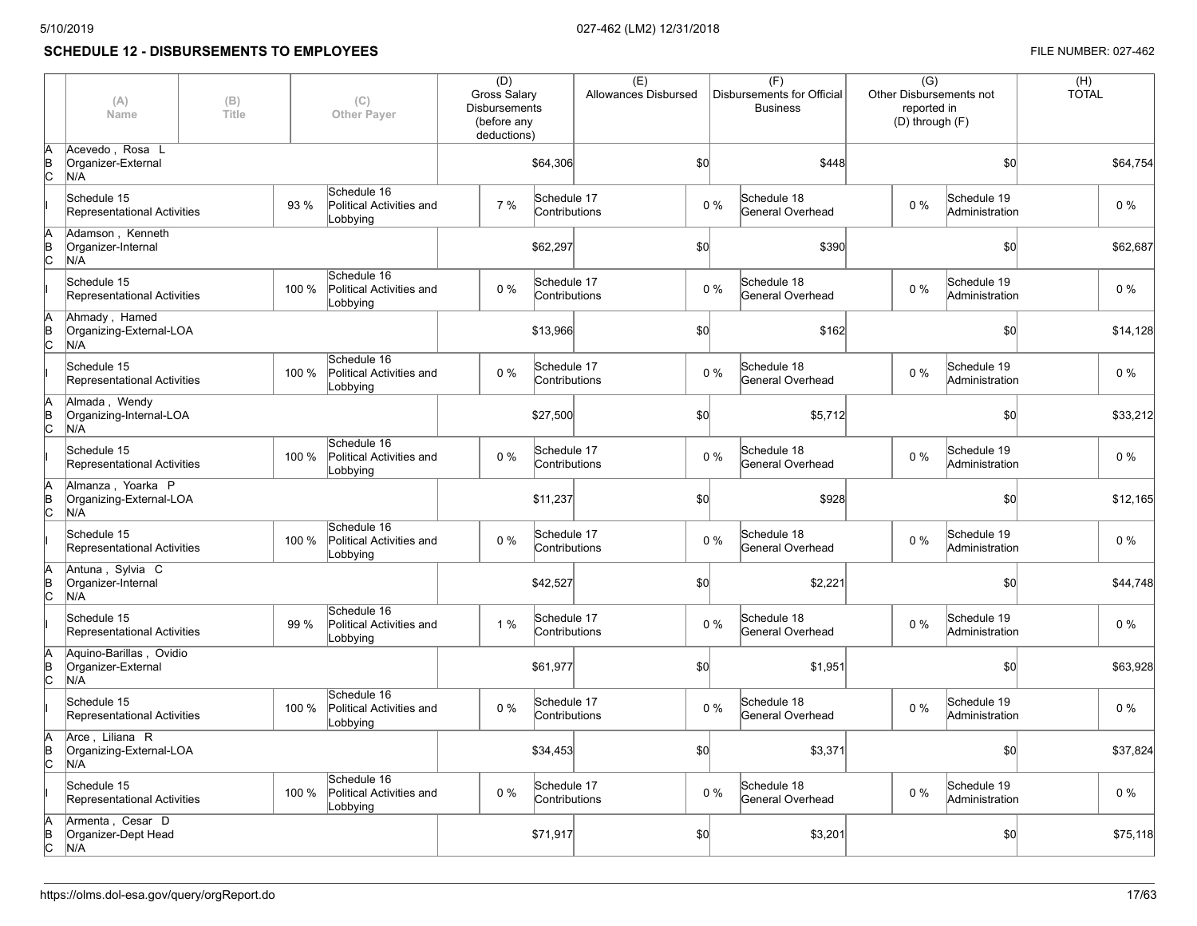## SCHEDULE 12 - DISBURSEMENTS TO EMPLOYEES

FILE NUMBER: 027-462

| | (A) Name | (B) Title | (C) Other Payer | (D) Gross Salary Disbursements (before any deductions) | (E) Allowances Disbursed | (F) Disbursements for Official Business | (G) Other Disbursements not reported in (D) through (F) | (H) TOTAL |
|---|---|---|---|---|---|---|---|---|
| A B C | Acevedo , Rosa L<br>Organizer-External<br>N/A | | | $64,306 | $0 | $448 | $0 | $64,754 |
| I | Schedule 15 Representational Activities 93 % | Schedule 16 Political Activities and Lobbying 7 % | Schedule 17 Contributions 0 % | Schedule 18 General Overhead 0 % | Schedule 19 Administration 0 % | | | |
| A B C | Adamson , Kenneth<br>Organizer-Internal<br>N/A | | | $62,297 | $0 | $390 | $0 | $62,687 |
| I | Schedule 15 Representational Activities 100 % | Schedule 16 Political Activities and Lobbying 0 % | Schedule 17 Contributions 0 % | Schedule 18 General Overhead 0 % | Schedule 19 Administration 0 % | | | |
| A B C | Ahmady , Hamed<br>Organizing-External-LOA<br>N/A | | | $13,966 | $0 | $162 | $0 | $14,128 |
| I | Schedule 15 Representational Activities 100 % | Schedule 16 Political Activities and Lobbying 0 % | Schedule 17 Contributions 0 % | Schedule 18 General Overhead 0 % | Schedule 19 Administration 0 % | | | |
| A B C | Almada , Wendy<br>Organizing-Internal-LOA<br>N/A | | | $27,500 | $0 | $5,712 | $0 | $33,212 |
| I | Schedule 15 Representational Activities 100 % | Schedule 16 Political Activities and Lobbying 0 % | Schedule 17 Contributions 0 % | Schedule 18 General Overhead 0 % | Schedule 19 Administration 0 % | | | |
| A B C | Almanza , Yoarka P<br>Organizing-External-LOA<br>N/A | | | $11,237 | $0 | $928 | $0 | $12,165 |
| I | Schedule 15 Representational Activities 100 % | Schedule 16 Political Activities and Lobbying 0 % | Schedule 17 Contributions 0 % | Schedule 18 General Overhead 0 % | Schedule 19 Administration 0 % | | | |
| A B C | Antuna , Sylvia C<br>Organizer-Internal<br>N/A | | | $42,527 | $0 | $2,221 | $0 | $44,748 |
| I | Schedule 15 Representational Activities 99 % | Schedule 16 Political Activities and Lobbying 1 % | Schedule 17 Contributions 0 % | Schedule 18 General Overhead 0 % | Schedule 19 Administration 0 % | | | |
| A B C | Aquino-Barillas , Ovidio<br>Organizer-External<br>N/A | | | $61,977 | $0 | $1,951 | $0 | $63,928 |
| I | Schedule 15 Representational Activities 100 % | Schedule 16 Political Activities and Lobbying 0 % | Schedule 17 Contributions 0 % | Schedule 18 General Overhead 0 % | Schedule 19 Administration 0 % | | | |
| A B C | Arce , Liliana R<br>Organizing-External-LOA<br>N/A | | | $34,453 | $0 | $3,371 | $0 | $37,824 |
| I | Schedule 15 Representational Activities 100 % | Schedule 16 Political Activities and Lobbying 0 % | Schedule 17 Contributions 0 % | Schedule 18 General Overhead 0 % | Schedule 19 Administration 0 % | | | |
| A B C | Armenta , Cesar D<br>Organizer-Dept Head<br>N/A | | | $71,917 | $0 | $3,201 | $0 | $75,118 |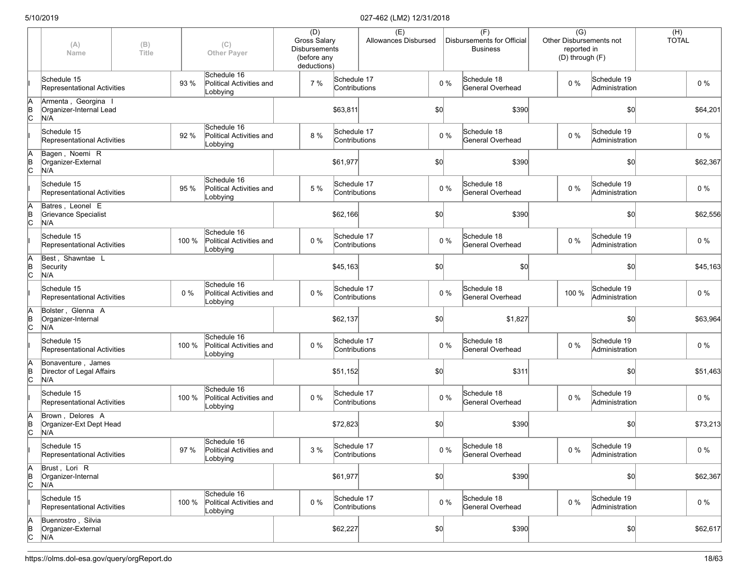| | (A) Name | (B) Title | | (C) Other Payer | (D) Gross Salary Disbursements (before any deductions) | | (E) Allowances Disbursed | | (F) Disbursements for Official Business | | (G) Other Disbursements not reported in (D) through (F) | | (H) TOTAL |
|---|---|---|---|---|---|---|---|---|---|---|---|---|---|
| I | Schedule 15 Representational Activities | | 93 % | Schedule 16 Political Activities and Lobbying | 7 % | Schedule 17 Contributions | | 0 % | Schedule 18 General Overhead | | 0 % | Schedule 19 Administration | 0 % |
| A B C | Armenta , Georgina I Organizer-Internal Lead N/A | | | | | $63,811 | | $0 | | $390 | | $0 | $64,201 |
| I | Schedule 15 Representational Activities | | 92 % | Schedule 16 Political Activities and Lobbying | 8 % | Schedule 17 Contributions | | 0 % | Schedule 18 General Overhead | | 0 % | Schedule 19 Administration | 0 % |
| A B C | Bagen , Noemi R Organizer-External N/A | | | | | $61,977 | | $0 | | $390 | | $0 | $62,367 |
| I | Schedule 15 Representational Activities | | 95 % | Schedule 16 Political Activities and Lobbying | 5 % | Schedule 17 Contributions | | 0 % | Schedule 18 General Overhead | | 0 % | Schedule 19 Administration | 0 % |
| A B C | Batres , Leonel E Grievance Specialist N/A | | | | | $62,166 | | $0 | | $390 | | $0 | $62,556 |
| I | Schedule 15 Representational Activities | | 100 % | Schedule 16 Political Activities and Lobbying | 0 % | Schedule 17 Contributions | | 0 % | Schedule 18 General Overhead | | 0 % | Schedule 19 Administration | 0 % |
| A B C | Best , Shawntae L Security N/A | | | | | $45,163 | | $0 | | $0 | | $0 | $45,163 |
| I | Schedule 15 Representational Activities | | 0 % | Schedule 16 Political Activities and Lobbying | 0 % | Schedule 17 Contributions | | 0 % | Schedule 18 General Overhead | | 100 % | Schedule 19 Administration | 0 % |
| A B C | Bolster , Glenna A Organizer-Internal N/A | | | | | $62,137 | | $0 | | $1,827 | | $0 | $63,964 |
| I | Schedule 15 Representational Activities | | 100 % | Schedule 16 Political Activities and Lobbying | 0 % | Schedule 17 Contributions | | 0 % | Schedule 18 General Overhead | | 0 % | Schedule 19 Administration | 0 % |
| A B C | Bonaventure , James Director of Legal Affairs N/A | | | | | $51,152 | | $0 | | $311 | | $0 | $51,463 |
| I | Schedule 15 Representational Activities | | 100 % | Schedule 16 Political Activities and Lobbying | 0 % | Schedule 17 Contributions | | 0 % | Schedule 18 General Overhead | | 0 % | Schedule 19 Administration | 0 % |
| A B C | Brown , Delores A Organizer-Ext Dept Head N/A | | | | | $72,823 | | $0 | | $390 | | $0 | $73,213 |
| I | Schedule 15 Representational Activities | | 97 % | Schedule 16 Political Activities and Lobbying | 3 % | Schedule 17 Contributions | | 0 % | Schedule 18 General Overhead | | 0 % | Schedule 19 Administration | 0 % |
| A B C | Brust , Lori R Organizer-Internal N/A | | | | | $61,977 | | $0 | | $390 | | $0 | $62,367 |
| I | Schedule 15 Representational Activities | | 100 % | Schedule 16 Political Activities and Lobbying | 0 % | Schedule 17 Contributions | | 0 % | Schedule 18 General Overhead | | 0 % | Schedule 19 Administration | 0 % |
| A B C | Buenrostro , Silvia Organizer-External N/A | | | | | $62,227 | | $0 | | $390 | | $0 | $62,617 |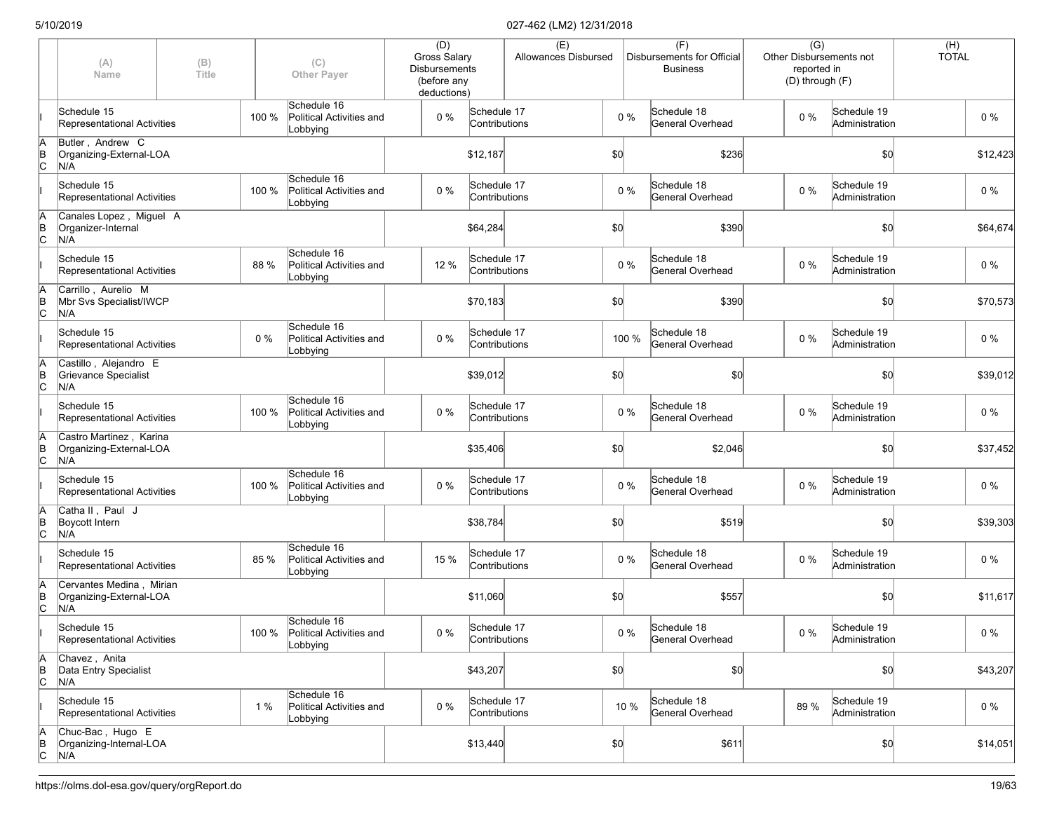| | (A) Name | (B) Title | | (C) Other Payer | (D) Gross Salary Disbursements (before any deductions) | | (E) Allowances Disbursed | | (F) Disbursements for Official Business | | (G) Other Disbursements not reported in (D) through (F) | | (H) TOTAL |
|---|---|---|---|---|---|---|---|---|---|---|---|---|---|
| I | Schedule 15 Representational Activities | | 100 % | Schedule 16 Political Activities and Lobbying | 0 % | Schedule 17 Contributions | | 0 % | Schedule 18 General Overhead | 0 % | Schedule 19 Administration | | 0 % |
| A B C | Butler , Andrew C Organizing-External-LOA N/A | | | | | $12,187 | | $0 | | $236 | | $0 | $12,423 |
| I | Schedule 15 Representational Activities | | 100 % | Schedule 16 Political Activities and Lobbying | 0 % | Schedule 17 Contributions | | 0 % | Schedule 18 General Overhead | 0 % | Schedule 19 Administration | | 0 % |
| A B C | Canales Lopez , Miguel A Organizer-Internal N/A | | | | | $64,284 | | $0 | | $390 | | $0 | $64,674 |
| I | Schedule 15 Representational Activities | | 88 % | Schedule 16 Political Activities and Lobbying | 12 % | Schedule 17 Contributions | | 0 % | Schedule 18 General Overhead | 0 % | Schedule 19 Administration | | 0 % |
| A B C | Carrillo , Aurelio M Mbr Svs Specialist/IWCP N/A | | | | | $70,183 | | $0 | | $390 | | $0 | $70,573 |
| I | Schedule 15 Representational Activities | | 0 % | Schedule 16 Political Activities and Lobbying | 0 % | Schedule 17 Contributions | | 100 % | Schedule 18 General Overhead | 0 % | Schedule 19 Administration | | 0 % |
| A B C | Castillo , Alejandro E Grievance Specialist N/A | | | | | $39,012 | | $0 | | $0 | | $0 | $39,012 |
| I | Schedule 15 Representational Activities | | 100 % | Schedule 16 Political Activities and Lobbying | 0 % | Schedule 17 Contributions | | 0 % | Schedule 18 General Overhead | 0 % | Schedule 19 Administration | | 0 % |
| A B C | Castro Martinez , Karina Organizing-External-LOA N/A | | | | | $35,406 | | $0 | | $2,046 | | $0 | $37,452 |
| I | Schedule 15 Representational Activities | | 100 % | Schedule 16 Political Activities and Lobbying | 0 % | Schedule 17 Contributions | | 0 % | Schedule 18 General Overhead | 0 % | Schedule 19 Administration | | 0 % |
| A B C | Catha II , Paul J Boycott Intern N/A | | | | | $38,784 | | $0 | | $519 | | $0 | $39,303 |
| I | Schedule 15 Representational Activities | | 85 % | Schedule 16 Political Activities and Lobbying | 15 % | Schedule 17 Contributions | | 0 % | Schedule 18 General Overhead | 0 % | Schedule 19 Administration | | 0 % |
| A B C | Cervantes Medina , Mirian Organizing-External-LOA N/A | | | | | $11,060 | | $0 | | $557 | | $0 | $11,617 |
| I | Schedule 15 Representational Activities | | 100 % | Schedule 16 Political Activities and Lobbying | 0 % | Schedule 17 Contributions | | 0 % | Schedule 18 General Overhead | 0 % | Schedule 19 Administration | | 0 % |
| A B C | Chavez , Anita Data Entry Specialist N/A | | | | | $43,207 | | $0 | | $0 | | $0 | $43,207 |
| I | Schedule 15 Representational Activities | | 1 % | Schedule 16 Political Activities and Lobbying | 0 % | Schedule 17 Contributions | | 10 % | Schedule 18 General Overhead | 89 % | Schedule 19 Administration | | 0 % |
| A B C | Chuc-Bac , Hugo E Organizing-Internal-LOA N/A | | | | | $13,440 | | $0 | | $611 | | $0 | $14,051 |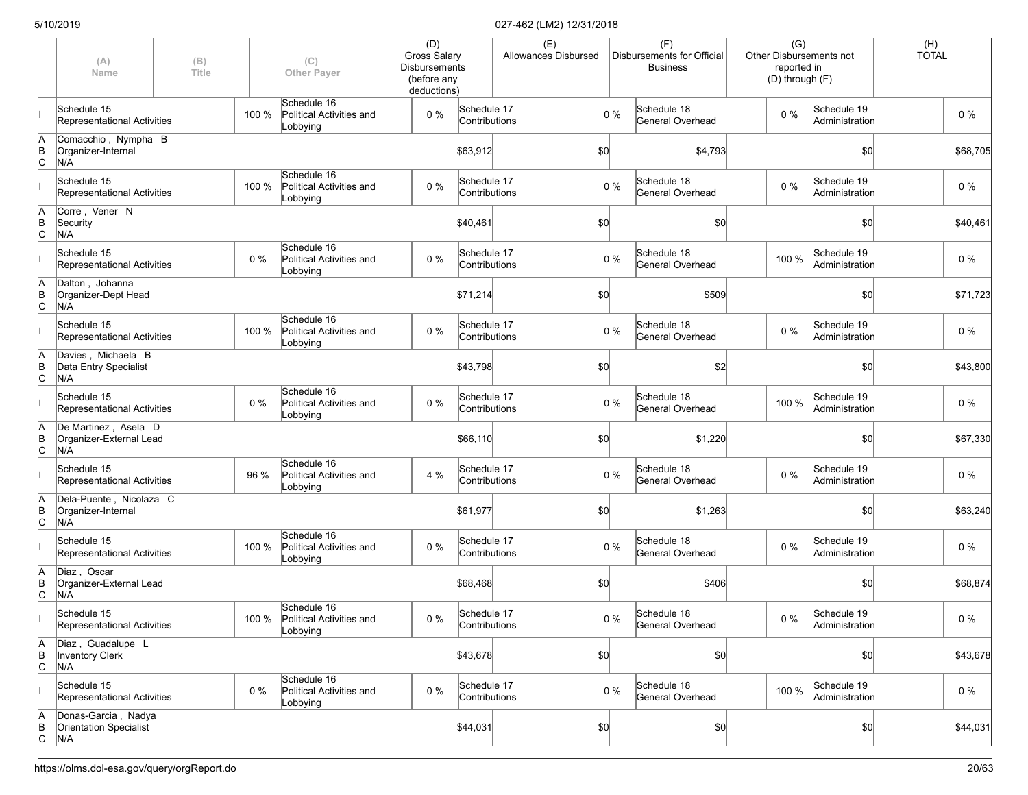| | (A) Name | (B) Title | | (C) Other Payer | (D) Gross Salary Disbursements (before any deductions) | | (E) Allowances Disbursed | | (F) Disbursements for Official Business | | (G) Other Disbursements not reported in (D) through (F) | | (H) TOTAL |
|---|---|---|---|---|---|---|---|---|---|---|---|---|---|
| I | Schedule 15 Representational Activities | | 100 % | Schedule 16 Political Activities and Lobbying | 0 % | Schedule 17 Contributions | | 0 % | Schedule 18 General Overhead | | 0 % | Schedule 19 Administration | 0 % |
| A B C | Comacchio , Nympha B Organizer-Internal N/A | | | | | $63,912 | | $0 | | $4,793 | | $0 | $68,705 |
| I | Schedule 15 Representational Activities | | 100 % | Schedule 16 Political Activities and Lobbying | 0 % | Schedule 17 Contributions | | 0 % | Schedule 18 General Overhead | | 0 % | Schedule 19 Administration | 0 % |
| A B C | Corre , Vener N Security N/A | | | | | $40,461 | | $0 | | $0 | | $0 | $40,461 |
| I | Schedule 15 Representational Activities | | 0 % | Schedule 16 Political Activities and Lobbying | 0 % | Schedule 17 Contributions | | 0 % | Schedule 18 General Overhead | | 100 % | Schedule 19 Administration | 0 % |
| A B C | Dalton , Johanna Organizer-Dept Head N/A | | | | | $71,214 | | $0 | | $509 | | $0 | $71,723 |
| I | Schedule 15 Representational Activities | | 100 % | Schedule 16 Political Activities and Lobbying | 0 % | Schedule 17 Contributions | | 0 % | Schedule 18 General Overhead | | 0 % | Schedule 19 Administration | 0 % |
| A B C | Davies , Michaela B Data Entry Specialist N/A | | | | | $43,798 | | $0 | | $2 | | $0 | $43,800 |
| I | Schedule 15 Representational Activities | | 0 % | Schedule 16 Political Activities and Lobbying | 0 % | Schedule 17 Contributions | | 0 % | Schedule 18 General Overhead | | 100 % | Schedule 19 Administration | 0 % |
| A B C | De Martinez , Asela D Organizer-External Lead N/A | | | | | $66,110 | | $0 | | $1,220 | | $0 | $67,330 |
| I | Schedule 15 Representational Activities | | 96 % | Schedule 16 Political Activities and Lobbying | 4 % | Schedule 17 Contributions | | 0 % | Schedule 18 General Overhead | | 0 % | Schedule 19 Administration | 0 % |
| A B C | Dela-Puente , Nicolaza C Organizer-Internal N/A | | | | | $61,977 | | $0 | | $1,263 | | $0 | $63,240 |
| I | Schedule 15 Representational Activities | | 100 % | Schedule 16 Political Activities and Lobbying | 0 % | Schedule 17 Contributions | | 0 % | Schedule 18 General Overhead | | 0 % | Schedule 19 Administration | 0 % |
| A B C | Diaz , Oscar Organizer-External Lead N/A | | | | | $68,468 | | $0 | | $406 | | $0 | $68,874 |
| I | Schedule 15 Representational Activities | | 100 % | Schedule 16 Political Activities and Lobbying | 0 % | Schedule 17 Contributions | | 0 % | Schedule 18 General Overhead | | 0 % | Schedule 19 Administration | 0 % |
| A B C | Diaz , Guadalupe L Inventory Clerk N/A | | | | | $43,678 | | $0 | | $0 | | $0 | $43,678 |
| I | Schedule 15 Representational Activities | | 0 % | Schedule 16 Political Activities and Lobbying | 0 % | Schedule 17 Contributions | | 0 % | Schedule 18 General Overhead | | 100 % | Schedule 19 Administration | 0 % |
| A B C | Donas-Garcia , Nadya Orientation Specialist N/A | | | | | $44,031 | | $0 | | $0 | | $0 | $44,031 |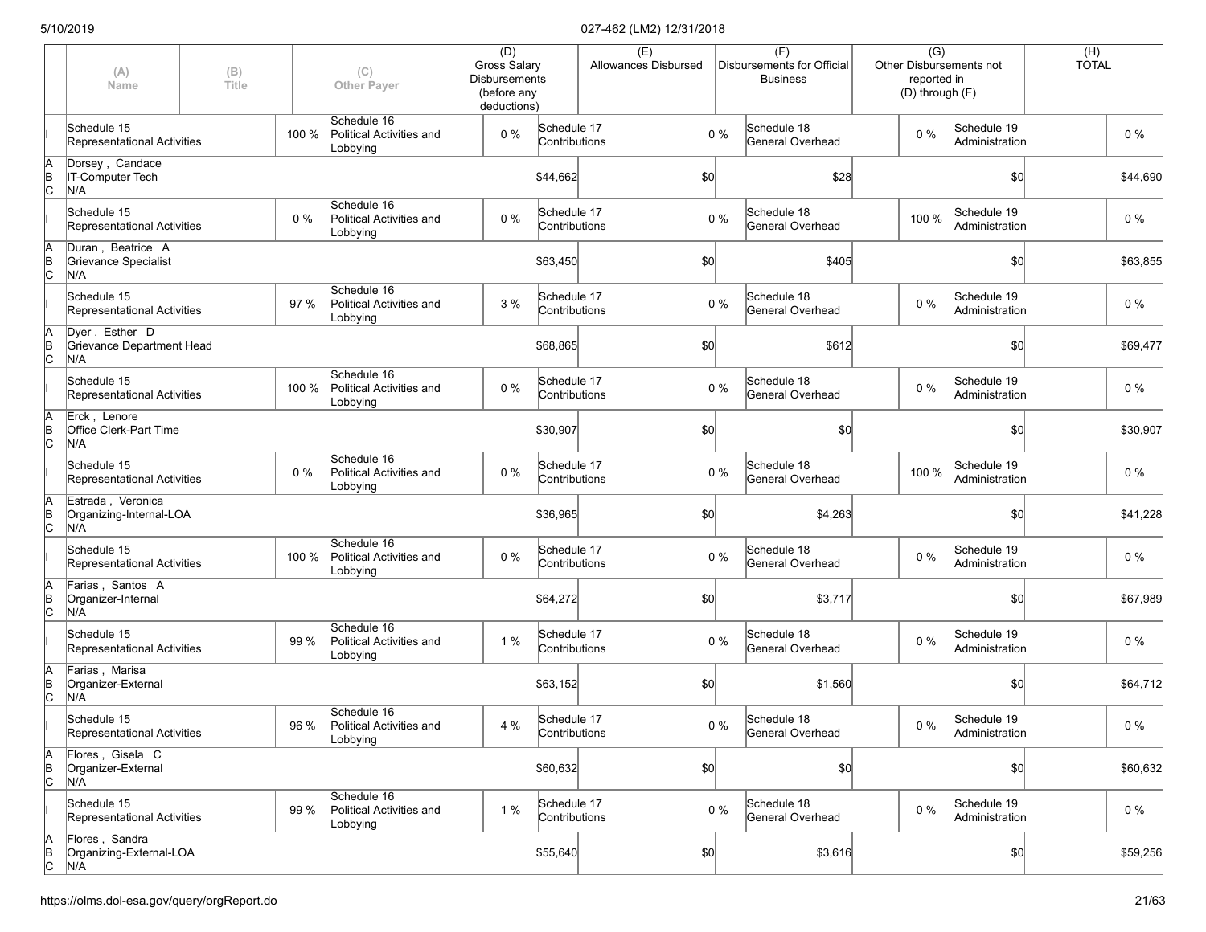| | (A) Name | (B) Title | | (C) Other Payer | (D) Gross Salary Disbursements (before any deductions) | | (E) Allowances Disbursed | | (F) Disbursements for Official Business | | (G) Other Disbursements not reported in (D) through (F) | | (H) TOTAL |
|---|---|---|---|---|---|---|---|---|---|---|---|---|---|
| I | Schedule 15 Representational Activities | | 100 % | Schedule 16 Political Activities and Lobbying | 0 % | Schedule 17 Contributions | | 0 % | Schedule 18 General Overhead | | 0 % | Schedule 19 Administration | 0 % |
| A B C | Dorsey , Candace IT-Computer Tech N/A | | | | | $44,662 | | $0 | | $28 | | $0 | $44,690 |
| I | Schedule 15 Representational Activities | | 0 % | Schedule 16 Political Activities and Lobbying | 0 % | Schedule 17 Contributions | | 0 % | Schedule 18 General Overhead | | 100 % | Schedule 19 Administration | 0 % |
| A B C | Duran , Beatrice A Grievance Specialist N/A | | | | | $63,450 | | $0 | | $405 | | $0 | $63,855 |
| I | Schedule 15 Representational Activities | | 97 % | Schedule 16 Political Activities and Lobbying | 3 % | Schedule 17 Contributions | | 0 % | Schedule 18 General Overhead | | 0 % | Schedule 19 Administration | 0 % |
| A B C | Dyer , Esther D Grievance Department Head N/A | | | | | $68,865 | | $0 | | $612 | | $0 | $69,477 |
| I | Schedule 15 Representational Activities | | 100 % | Schedule 16 Political Activities and Lobbying | 0 % | Schedule 17 Contributions | | 0 % | Schedule 18 General Overhead | | 0 % | Schedule 19 Administration | 0 % |
| A B C | Erck , Lenore Office Clerk-Part Time N/A | | | | | $30,907 | | $0 | | $0 | | $0 | $30,907 |
| I | Schedule 15 Representational Activities | | 0 % | Schedule 16 Political Activities and Lobbying | 0 % | Schedule 17 Contributions | | 0 % | Schedule 18 General Overhead | | 100 % | Schedule 19 Administration | 0 % |
| A B C | Estrada , Veronica Organizing-Internal-LOA N/A | | | | | $36,965 | | $0 | | $4,263 | | $0 | $41,228 |
| I | Schedule 15 Representational Activities | | 100 % | Schedule 16 Political Activities and Lobbying | 0 % | Schedule 17 Contributions | | 0 % | Schedule 18 General Overhead | | 0 % | Schedule 19 Administration | 0 % |
| A B C | Farias , Santos A Organizer-Internal N/A | | | | | $64,272 | | $0 | | $3,717 | | $0 | $67,989 |
| I | Schedule 15 Representational Activities | | 99 % | Schedule 16 Political Activities and Lobbying | 1 % | Schedule 17 Contributions | | 0 % | Schedule 18 General Overhead | | 0 % | Schedule 19 Administration | 0 % |
| A B C | Farias , Marisa Organizer-External N/A | | | | | $63,152 | | $0 | | $1,560 | | $0 | $64,712 |
| I | Schedule 15 Representational Activities | | 96 % | Schedule 16 Political Activities and Lobbying | 4 % | Schedule 17 Contributions | | 0 % | Schedule 18 General Overhead | | 0 % | Schedule 19 Administration | 0 % |
| A B C | Flores , Gisela C Organizer-External N/A | | | | | $60,632 | | $0 | | $0 | | $0 | $60,632 |
| I | Schedule 15 Representational Activities | | 99 % | Schedule 16 Political Activities and Lobbying | 1 % | Schedule 17 Contributions | | 0 % | Schedule 18 General Overhead | | 0 % | Schedule 19 Administration | 0 % |
| A B C | Flores , Sandra Organizing-External-LOA N/A | | | | | $55,640 | | $0 | | $3,616 | | $0 | $59,256 |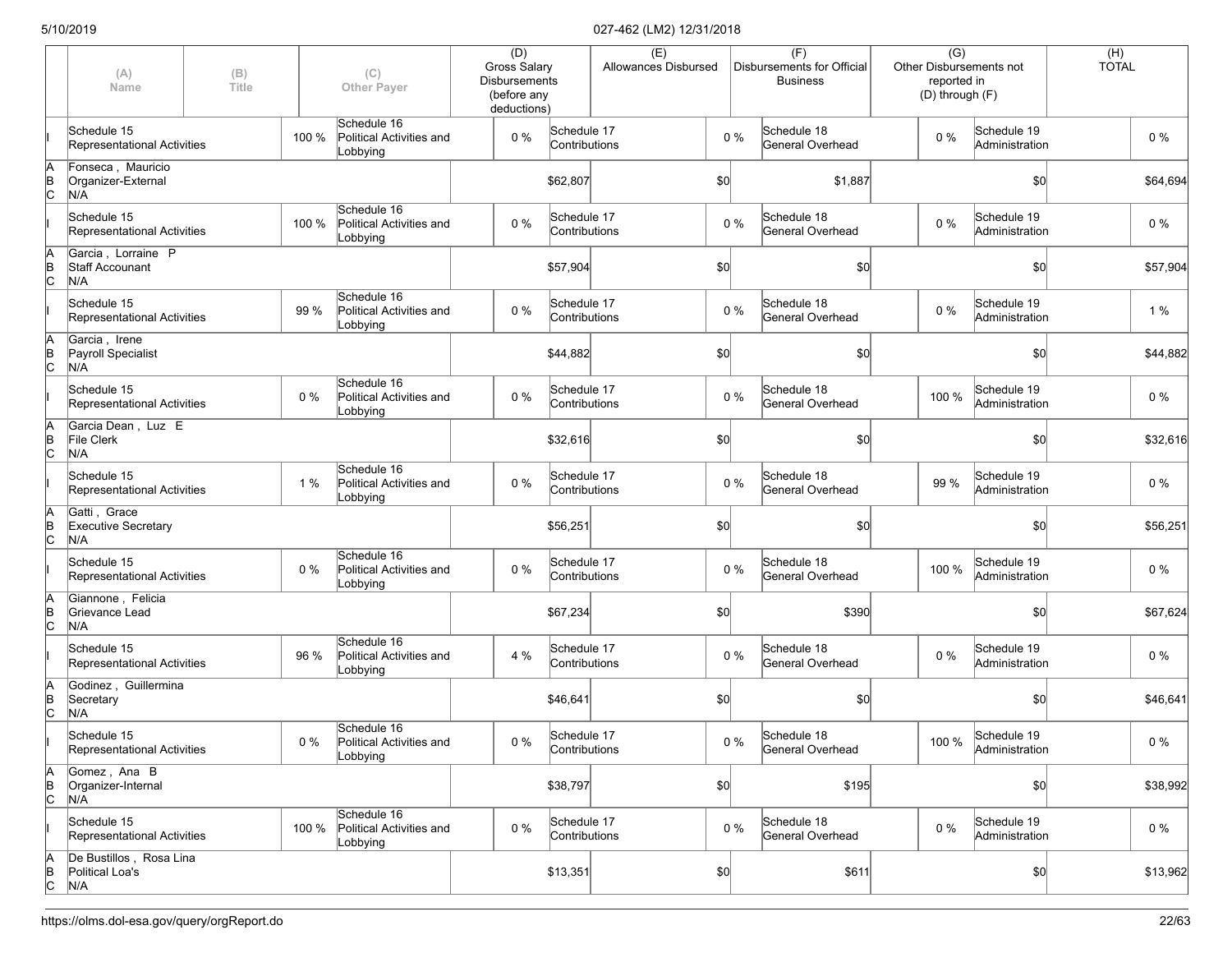| | (A) Name | (B) Title | | (C) Other Payer | (D) Gross Salary Disbursements (before any deductions) | | (E) Allowances Disbursed | | (F) Disbursements for Official Business | | (G) Other Disbursements not reported in (D) through (F) | | (H) TOTAL |
|---|---|---|---|---|---|---|---|---|---|---|---|---|---|
| I | Schedule 15 Representational Activities | | 100 % | Schedule 16 Political Activities and Lobbying | 0 % | Schedule 17 Contributions | | 0 % | Schedule 18 General Overhead | 0 % | Schedule 19 Administration | | 0 % |
| A B C | Fonseca , Mauricio Organizer-External N/A | | | | | $62,807 | | $0 | $1,887 | | | $0 | $64,694 |
| I | Schedule 15 Representational Activities | | 100 % | Schedule 16 Political Activities and Lobbying | 0 % | Schedule 17 Contributions | | 0 % | Schedule 18 General Overhead | 0 % | Schedule 19 Administration | | 0 % |
| A B C | Garcia , Lorraine P Staff Accountant N/A | | | | | $57,904 | | $0 | $0 | | | $0 | $57,904 |
| I | Schedule 15 Representational Activities | | 99 % | Schedule 16 Political Activities and Lobbying | 0 % | Schedule 17 Contributions | | 0 % | Schedule 18 General Overhead | 0 % | Schedule 19 Administration | | 1 % |
| A B C | Garcia , Irene Payroll Specialist N/A | | | | | $44,882 | | $0 | $0 | | | $0 | $44,882 |
| I | Schedule 15 Representational Activities | | 0 % | Schedule 16 Political Activities and Lobbying | 0 % | Schedule 17 Contributions | | 0 % | Schedule 18 General Overhead | 100 % | Schedule 19 Administration | | 0 % |
| A B C | Garcia Dean , Luz E File Clerk N/A | | | | | $32,616 | | $0 | $0 | | | $0 | $32,616 |
| I | Schedule 15 Representational Activities | | 1 % | Schedule 16 Political Activities and Lobbying | 0 % | Schedule 17 Contributions | | 0 % | Schedule 18 General Overhead | 99 % | Schedule 19 Administration | | 0 % |
| A B C | Gatti , Grace Executive Secretary N/A | | | | | $56,251 | | $0 | $0 | | | $0 | $56,251 |
| I | Schedule 15 Representational Activities | | 0 % | Schedule 16 Political Activities and Lobbying | 0 % | Schedule 17 Contributions | | 0 % | Schedule 18 General Overhead | 100 % | Schedule 19 Administration | | 0 % |
| A B C | Giannone , Felicia Grievance Lead N/A | | | | | $67,234 | | $0 | $390 | | | $0 | $67,624 |
| I | Schedule 15 Representational Activities | | 96 % | Schedule 16 Political Activities and Lobbying | 4 % | Schedule 17 Contributions | | 0 % | Schedule 18 General Overhead | 0 % | Schedule 19 Administration | | 0 % |
| A B C | Godinez , Guillermina Secretary N/A | | | | | $46,641 | | $0 | $0 | | | $0 | $46,641 |
| I | Schedule 15 Representational Activities | | 0 % | Schedule 16 Political Activities and Lobbying | 0 % | Schedule 17 Contributions | | 0 % | Schedule 18 General Overhead | 100 % | Schedule 19 Administration | | 0 % |
| A B C | Gomez , Ana B Organizer-Internal N/A | | | | | $38,797 | | $0 | $195 | | | $0 | $38,992 |
| I | Schedule 15 Representational Activities | | 100 % | Schedule 16 Political Activities and Lobbying | 0 % | Schedule 17 Contributions | | 0 % | Schedule 18 General Overhead | 0 % | Schedule 19 Administration | | 0 % |
| A B C | De Bustillos , Rosa Lina Political Loa's N/A | | | | | $13,351 | | $0 | $611 | | | $0 | $13,962 |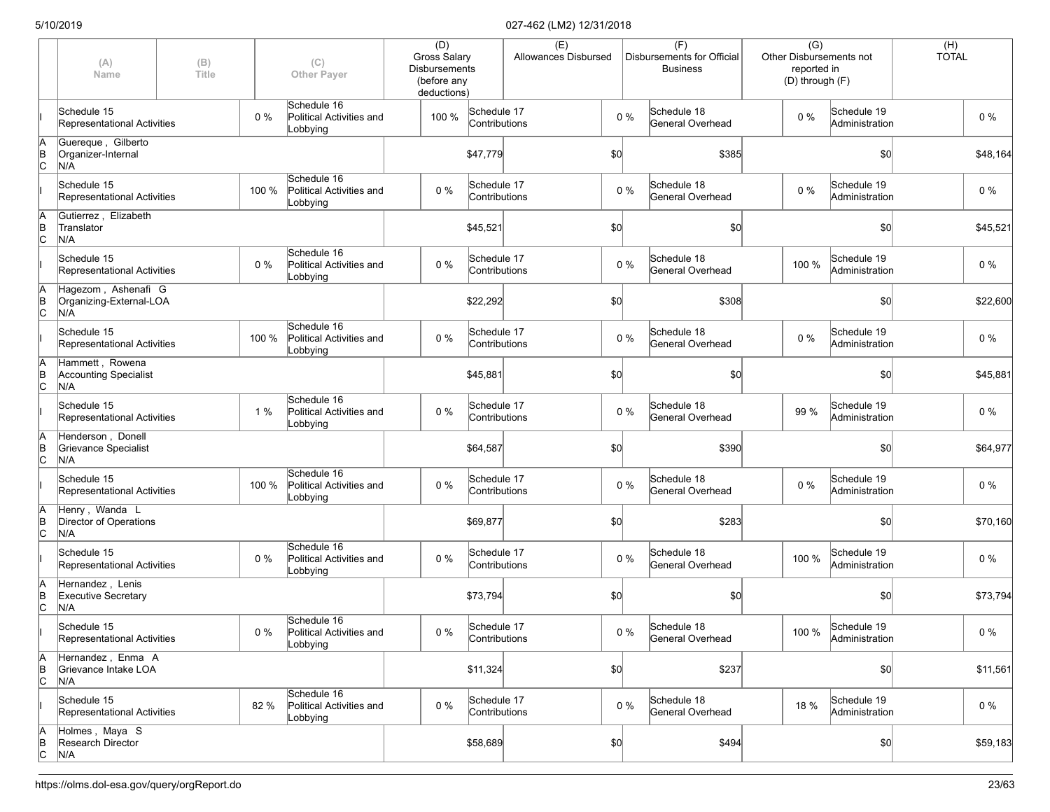| | (A) Name | (B) Title | | (C) Other Payer | (D) Gross Salary Disbursements (before any deductions) | | (E) Allowances Disbursed | | (F) Disbursements for Official Business | | (G) Other Disbursements not reported in (D) through (F) | | (H) TOTAL |
|---|---|---|---|---|---|---|---|---|---|---|---|---|---|
| I | Schedule 15 Representational Activities | | 0 % | Schedule 16 Political Activities and Lobbying | 100 % | Schedule 17 Contributions | | 0 % | Schedule 18 General Overhead | 0 % | Schedule 19 Administration | | 0 % |
| A B C | Guereque , Gilberto Organizer-Internal N/A | | | | | $47,779 | | $0 | | $385 | | $0 | $48,164 |
| I | Schedule 15 Representational Activities | | 100 % | Schedule 16 Political Activities and Lobbying | 0 % | Schedule 17 Contributions | | 0 % | Schedule 18 General Overhead | 0 % | Schedule 19 Administration | | 0 % |
| A B C | Gutierrez , Elizabeth Translator N/A | | | | | $45,521 | | $0 | | $0 | | $0 | $45,521 |
| I | Schedule 15 Representational Activities | | 0 % | Schedule 16 Political Activities and Lobbying | 0 % | Schedule 17 Contributions | | 0 % | Schedule 18 General Overhead | 100 % | Schedule 19 Administration | | 0 % |
| A B C | Hagezom , Ashenafi G Organizing-External-LOA N/A | | | | | $22,292 | | $0 | | $308 | | $0 | $22,600 |
| I | Schedule 15 Representational Activities | | 100 % | Schedule 16 Political Activities and Lobbying | 0 % | Schedule 17 Contributions | | 0 % | Schedule 18 General Overhead | 0 % | Schedule 19 Administration | | 0 % |
| A B C | Hammett , Rowena Accounting Specialist N/A | | | | | $45,881 | | $0 | | $0 | | $0 | $45,881 |
| I | Schedule 15 Representational Activities | | 1 % | Schedule 16 Political Activities and Lobbying | 0 % | Schedule 17 Contributions | | 0 % | Schedule 18 General Overhead | 99 % | Schedule 19 Administration | | 0 % |
| A B C | Henderson , Donell Grievance Specialist N/A | | | | | $64,587 | | $0 | | $390 | | $0 | $64,977 |
| I | Schedule 15 Representational Activities | | 100 % | Schedule 16 Political Activities and Lobbying | 0 % | Schedule 17 Contributions | | 0 % | Schedule 18 General Overhead | 0 % | Schedule 19 Administration | | 0 % |
| A B C | Henry , Wanda L Director of Operations N/A | | | | | $69,877 | | $0 | | $283 | | $0 | $70,160 |
| I | Schedule 15 Representational Activities | | 0 % | Schedule 16 Political Activities and Lobbying | 0 % | Schedule 17 Contributions | | 0 % | Schedule 18 General Overhead | 100 % | Schedule 19 Administration | | 0 % |
| A B C | Hernandez , Lenis Executive Secretary N/A | | | | | $73,794 | | $0 | | $0 | | $0 | $73,794 |
| I | Schedule 15 Representational Activities | | 0 % | Schedule 16 Political Activities and Lobbying | 0 % | Schedule 17 Contributions | | 0 % | Schedule 18 General Overhead | 100 % | Schedule 19 Administration | | 0 % |
| A B C | Hernandez , Enma A Grievance Intake LOA N/A | | | | | $11,324 | | $0 | | $237 | | $0 | $11,561 |
| I | Schedule 15 Representational Activities | | 82 % | Schedule 16 Political Activities and Lobbying | 0 % | Schedule 17 Contributions | | 0 % | Schedule 18 General Overhead | 18 % | Schedule 19 Administration | | 0 % |
| A B C | Holmes , Maya S Research Director N/A | | | | | $58,689 | | $0 | | $494 | | $0 | $59,183 |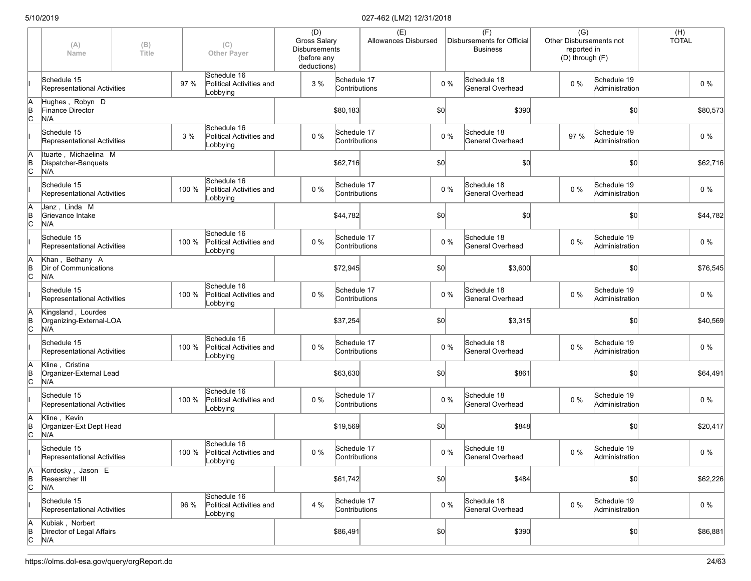| | (A) Name | (B) Title | | (C) Other Payer | (D) Gross Salary Disbursements (before any deductions) | | (E) Allowances Disbursed | | (F) Disbursements for Official Business | | (G) Other Disbursements not reported in (D) through (F) | | (H) TOTAL |
|---|---|---|---|---|---|---|---|---|---|---|---|---|---|
| I | Schedule 15 Representational Activities | | 97 % | Schedule 16 Political Activities and Lobbying | 3 % | Schedule 17 Contributions | | 0 % | Schedule 18 General Overhead | 0 % | Schedule 19 Administration | | 0 % |
| A B C | Hughes , Robyn D Finance Director N/A | | | | | $80,183 | | $0 | | $390 | | $0 | $80,573 |
| I | Schedule 15 Representational Activities | | 3 % | Schedule 16 Political Activities and Lobbying | 0 % | Schedule 17 Contributions | | 0 % | Schedule 18 General Overhead | 97 % | Schedule 19 Administration | | 0 % |
| A B C | Ituarte , Michaelina M Dispatcher-Banquets N/A | | | | | $62,716 | | $0 | | $0 | | $0 | $62,716 |
| I | Schedule 15 Representational Activities | | 100 % | Schedule 16 Political Activities and Lobbying | 0 % | Schedule 17 Contributions | | 0 % | Schedule 18 General Overhead | 0 % | Schedule 19 Administration | | 0 % |
| A B C | Janz , Linda M Grievance Intake N/A | | | | | $44,782 | | $0 | | $0 | | $0 | $44,782 |
| I | Schedule 15 Representational Activities | | 100 % | Schedule 16 Political Activities and Lobbying | 0 % | Schedule 17 Contributions | | 0 % | Schedule 18 General Overhead | 0 % | Schedule 19 Administration | | 0 % |
| A B C | Khan , Bethany A Dir of Communications N/A | | | | | $72,945 | | $0 | | $3,600 | | $0 | $76,545 |
| I | Schedule 15 Representational Activities | | 100 % | Schedule 16 Political Activities and Lobbying | 0 % | Schedule 17 Contributions | | 0 % | Schedule 18 General Overhead | 0 % | Schedule 19 Administration | | 0 % |
| A B C | Kingsland , Lourdes Organizing-External-LOA N/A | | | | | $37,254 | | $0 | | $3,315 | | $0 | $40,569 |
| I | Schedule 15 Representational Activities | | 100 % | Schedule 16 Political Activities and Lobbying | 0 % | Schedule 17 Contributions | | 0 % | Schedule 18 General Overhead | 0 % | Schedule 19 Administration | | 0 % |
| A B C | Kline , Cristina Organizer-External Lead N/A | | | | | $63,630 | | $0 | | $861 | | $0 | $64,491 |
| I | Schedule 15 Representational Activities | | 100 % | Schedule 16 Political Activities and Lobbying | 0 % | Schedule 17 Contributions | | 0 % | Schedule 18 General Overhead | 0 % | Schedule 19 Administration | | 0 % |
| A B C | Kline , Kevin Organizer-Ext Dept Head N/A | | | | | $19,569 | | $0 | | $848 | | $0 | $20,417 |
| I | Schedule 15 Representational Activities | | 100 % | Schedule 16 Political Activities and Lobbying | 0 % | Schedule 17 Contributions | | 0 % | Schedule 18 General Overhead | 0 % | Schedule 19 Administration | | 0 % |
| A B C | Kordosky , Jason E Researcher III N/A | | | | | $61,742 | | $0 | | $484 | | $0 | $62,226 |
| I | Schedule 15 Representational Activities | | 96 % | Schedule 16 Political Activities and Lobbying | 4 % | Schedule 17 Contributions | | 0 % | Schedule 18 General Overhead | 0 % | Schedule 19 Administration | | 0 % |
| A B C | Kubiak , Norbert Director of Legal Affairs N/A | | | | | $86,491 | | $0 | | $390 | | $0 | $86,881 |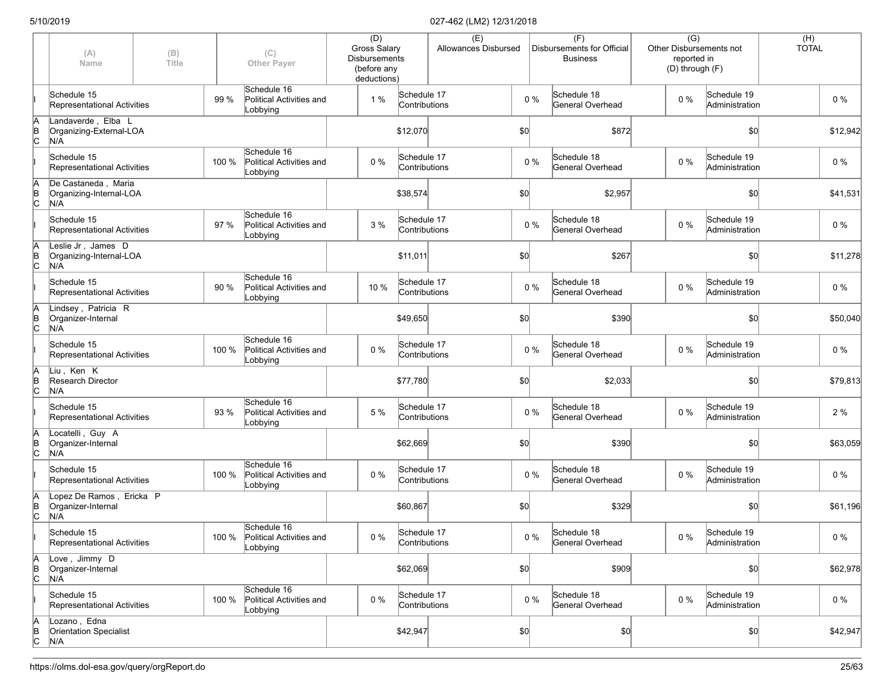| | (A) Name | (B) Title | (C) Other Payer | (D) Gross Salary Disbursements (before any deductions) | (E) Allowances Disbursed | (F) Disbursements for Official Business | (G) Other Disbursements not reported in (D) through (F) | (H) TOTAL |
|---|---|---|---|---|---|---|---|---|
| I | Schedule 15 Representational Activities 99 % | | Schedule 16 Political Activities and Lobbying 1 % | Schedule 17 Contributions 0 % | | Schedule 18 General Overhead 0 % | Schedule 19 Administration 0 % | |
| A B C | Landaverde , Elba L Organizing-External-LOA N/A | | | $12,070 | $0 | $872 | $0 | $12,942 |
| I | Schedule 15 Representational Activities 100 % | | Schedule 16 Political Activities and Lobbying 0 % | Schedule 17 Contributions 0 % | | Schedule 18 General Overhead 0 % | Schedule 19 Administration 0 % | |
| A B C | De Castaneda , Maria Organizing-Internal-LOA N/A | | | $38,574 | $0 | $2,957 | $0 | $41,531 |
| I | Schedule 15 Representational Activities 97 % | | Schedule 16 Political Activities and Lobbying 3 % | Schedule 17 Contributions 0 % | | Schedule 18 General Overhead 0 % | Schedule 19 Administration 0 % | |
| A B C | Leslie Jr , James D Organizing-Internal-LOA N/A | | | $11,011 | $0 | $267 | $0 | $11,278 |
| I | Schedule 15 Representational Activities 90 % | | Schedule 16 Political Activities and Lobbying 10 % | Schedule 17 Contributions 0 % | | Schedule 18 General Overhead 0 % | Schedule 19 Administration 0 % | |
| A B C | Lindsey , Patricia R Organizer-Internal N/A | | | $49,650 | $0 | $390 | $0 | $50,040 |
| I | Schedule 15 Representational Activities 100 % | | Schedule 16 Political Activities and Lobbying 0 % | Schedule 17 Contributions 0 % | | Schedule 18 General Overhead 0 % | Schedule 19 Administration 0 % | |
| A B C | Liu , Ken K Research Director N/A | | | $77,780 | $0 | $2,033 | $0 | $79,813 |
| I | Schedule 15 Representational Activities 93 % | | Schedule 16 Political Activities and Lobbying 5 % | Schedule 17 Contributions 0 % | | Schedule 18 General Overhead 0 % | Schedule 19 Administration 2 % | |
| A B C | Locatelli , Guy A Organizer-Internal N/A | | | $62,669 | $0 | $390 | $0 | $63,059 |
| I | Schedule 15 Representational Activities 100 % | | Schedule 16 Political Activities and Lobbying 0 % | Schedule 17 Contributions 0 % | | Schedule 18 General Overhead 0 % | Schedule 19 Administration 0 % | |
| A B C | Lopez De Ramos , Ericka P Organizer-Internal N/A | | | $60,867 | $0 | $329 | $0 | $61,196 |
| I | Schedule 15 Representational Activities 100 % | | Schedule 16 Political Activities and Lobbying 0 % | Schedule 17 Contributions 0 % | | Schedule 18 General Overhead 0 % | Schedule 19 Administration 0 % | |
| A B C | Love , Jimmy D Organizer-Internal N/A | | | $62,069 | $0 | $909 | $0 | $62,978 |
| I | Schedule 15 Representational Activities 100 % | | Schedule 16 Political Activities and Lobbying 0 % | Schedule 17 Contributions 0 % | | Schedule 18 General Overhead 0 % | Schedule 19 Administration 0 % | |
| A B C | Lozano , Edna Orientation Specialist N/A | | | $42,947 | $0 | $0 | $0 | $42,947 |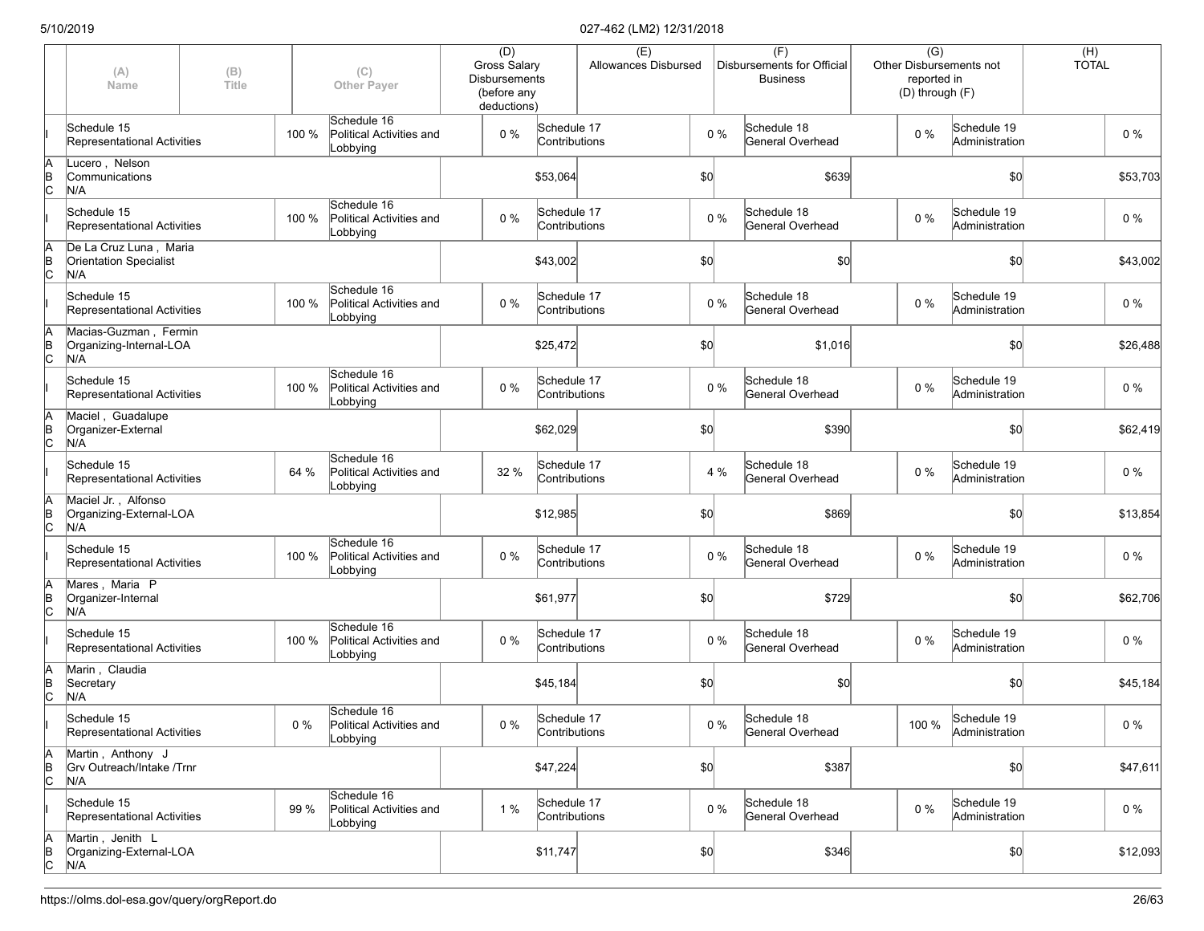| | (A) Name | (B) Title | | (C) Other Payer | (D) Gross Salary Disbursements (before any deductions) | | (E) Allowances Disbursed | | (F) Disbursements for Official Business | | (G) Other Disbursements not reported in (D) through (F) | | (H) TOTAL |
|---|---|---|---|---|---|---|---|---|---|---|---|---|---|
| I | Schedule 15 Representational Activities | | 100 % | Schedule 16 Political Activities and Lobbying | 0 % | Schedule 17 Contributions | | 0 % | Schedule 18 General Overhead | 0 % | Schedule 19 Administration | | 0 % |
| A B C | Lucero , Nelson Communications N/A | | | | | $53,064 | | $0 | | $639 | | $0 | $53,703 |
| I | Schedule 15 Representational Activities | | 100 % | Schedule 16 Political Activities and Lobbying | 0 % | Schedule 17 Contributions | | 0 % | Schedule 18 General Overhead | 0 % | Schedule 19 Administration | | 0 % |
| A B C | De La Cruz Luna , Maria Orientation Specialist N/A | | | | | $43,002 | | $0 | | $0 | | $0 | $43,002 |
| I | Schedule 15 Representational Activities | | 100 % | Schedule 16 Political Activities and Lobbying | 0 % | Schedule 17 Contributions | | 0 % | Schedule 18 General Overhead | 0 % | Schedule 19 Administration | | 0 % |
| A B C | Macias-Guzman , Fermin Organizing-Internal-LOA N/A | | | | | $25,472 | | $0 | | $1,016 | | $0 | $26,488 |
| I | Schedule 15 Representational Activities | | 100 % | Schedule 16 Political Activities and Lobbying | 0 % | Schedule 17 Contributions | | 0 % | Schedule 18 General Overhead | 0 % | Schedule 19 Administration | | 0 % |
| A B C | Maciel , Guadalupe Organizer-External N/A | | | | | $62,029 | | $0 | | $390 | | $0 | $62,419 |
| I | Schedule 15 Representational Activities | | 64 % | Schedule 16 Political Activities and Lobbying | 32 % | Schedule 17 Contributions | | 4 % | Schedule 18 General Overhead | 0 % | Schedule 19 Administration | | 0 % |
| A B C | Maciel Jr. , Alfonso Organizing-External-LOA N/A | | | | | $12,985 | | $0 | | $869 | | $0 | $13,854 |
| I | Schedule 15 Representational Activities | | 100 % | Schedule 16 Political Activities and Lobbying | 0 % | Schedule 17 Contributions | | 0 % | Schedule 18 General Overhead | 0 % | Schedule 19 Administration | | 0 % |
| A B C | Mares , Maria P Organizer-Internal N/A | | | | | $61,977 | | $0 | | $729 | | $0 | $62,706 |
| I | Schedule 15 Representational Activities | | 100 % | Schedule 16 Political Activities and Lobbying | 0 % | Schedule 17 Contributions | | 0 % | Schedule 18 General Overhead | 0 % | Schedule 19 Administration | | 0 % |
| A B C | Marin , Claudia Secretary N/A | | | | | $45,184 | | $0 | | $0 | | $0 | $45,184 |
| I | Schedule 15 Representational Activities | | 0 % | Schedule 16 Political Activities and Lobbying | 0 % | Schedule 17 Contributions | | 0 % | Schedule 18 General Overhead | 100 % | Schedule 19 Administration | | 0 % |
| A B C | Martin , Anthony J Grv Outreach/Intake /Trnr N/A | | | | | $47,224 | | $0 | | $387 | | $0 | $47,611 |
| I | Schedule 15 Representational Activities | | 99 % | Schedule 16 Political Activities and Lobbying | 1 % | Schedule 17 Contributions | | 0 % | Schedule 18 General Overhead | 0 % | Schedule 19 Administration | | 0 % |
| A B C | Martin , Jenith L Organizing-External-LOA N/A | | | | | $11,747 | | $0 | | $346 | | $0 | $12,093 |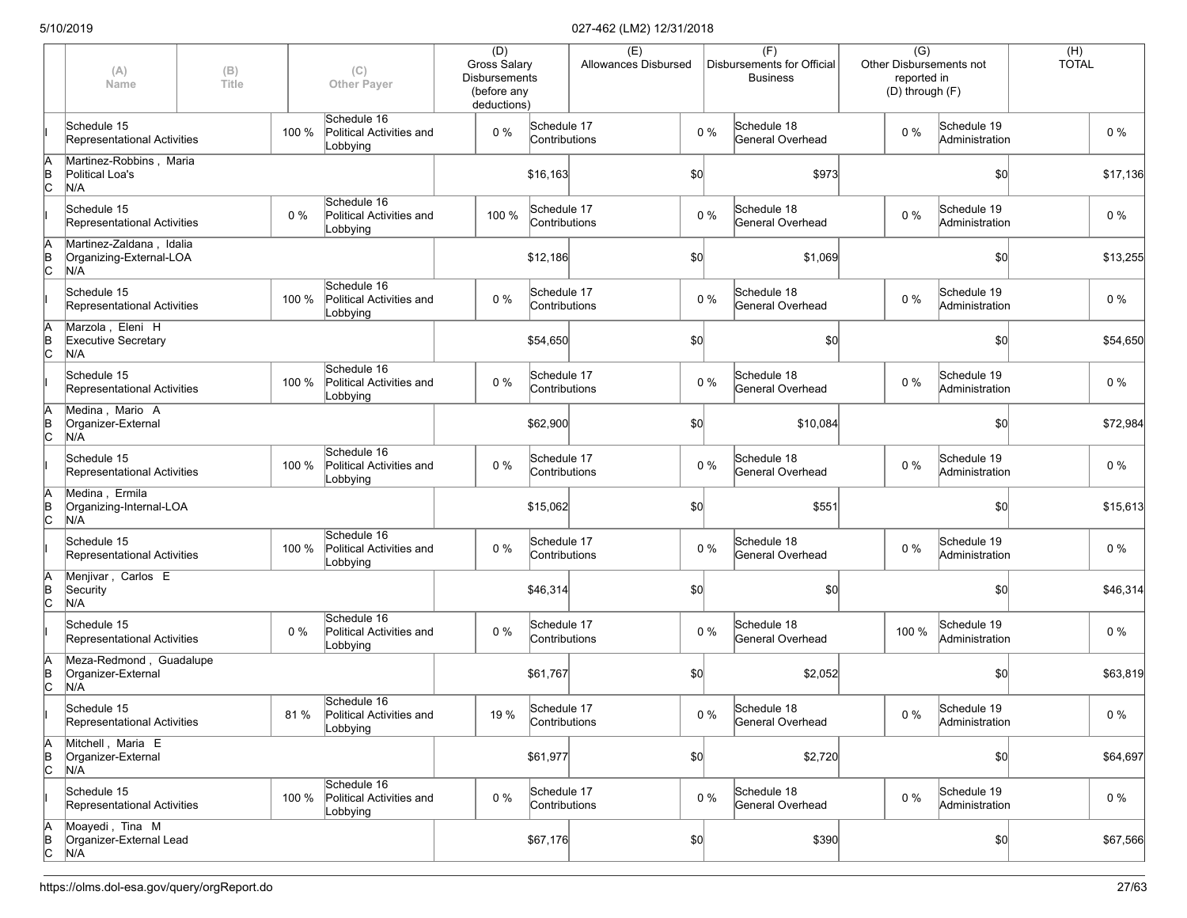| | (A) Name | (B) Title | | (C) Other Payer | (D) Gross Salary Disbursements (before any deductions) | | (E) Allowances Disbursed | | (F) Disbursements for Official Business | | (G) Other Disbursements not reported in (D) through (F) | | (H) TOTAL |
|---|---|---|---|---|---|---|---|---|---|---|---|---|---|
| I | Schedule 15 Representational Activities | | 100 % | Schedule 16 Political Activities and Lobbying | 0 % | Schedule 17 Contributions | | 0 % | Schedule 18 General Overhead | 0 % | Schedule 19 Administration | | 0 % |
| A B C | Martinez-Robbins , Maria Political Loa's N/A | | | | | $16,163 | | $0 | | $973 | | $0 | $17,136 |
| I | Schedule 15 Representational Activities | | 0 % | Schedule 16 Political Activities and Lobbying | 100 % | Schedule 17 Contributions | | 0 % | Schedule 18 General Overhead | 0 % | Schedule 19 Administration | | 0 % |
| A B C | Martinez-Zaldana , Idalia Organizing-External-LOA N/A | | | | | $12,186 | | $0 | | $1,069 | | $0 | $13,255 |
| I | Schedule 15 Representational Activities | | 100 % | Schedule 16 Political Activities and Lobbying | 0 % | Schedule 17 Contributions | | 0 % | Schedule 18 General Overhead | 0 % | Schedule 19 Administration | | 0 % |
| A B C | Marzola , Eleni H Executive Secretary N/A | | | | | $54,650 | | $0 | | $0 | | $0 | $54,650 |
| I | Schedule 15 Representational Activities | | 100 % | Schedule 16 Political Activities and Lobbying | 0 % | Schedule 17 Contributions | | 0 % | Schedule 18 General Overhead | 0 % | Schedule 19 Administration | | 0 % |
| A B C | Medina , Mario A Organizer-External N/A | | | | | $62,900 | | $0 | | $10,084 | | $0 | $72,984 |
| I | Schedule 15 Representational Activities | | 100 % | Schedule 16 Political Activities and Lobbying | 0 % | Schedule 17 Contributions | | 0 % | Schedule 18 General Overhead | 0 % | Schedule 19 Administration | | 0 % |
| A B C | Medina , Ermila Organizing-Internal-LOA N/A | | | | | $15,062 | | $0 | | $551 | | $0 | $15,613 |
| I | Schedule 15 Representational Activities | | 100 % | Schedule 16 Political Activities and Lobbying | 0 % | Schedule 17 Contributions | | 0 % | Schedule 18 General Overhead | 0 % | Schedule 19 Administration | | 0 % |
| A B C | Menjivar , Carlos E Security N/A | | | | | $46,314 | | $0 | | $0 | | $0 | $46,314 |
| I | Schedule 15 Representational Activities | | 0 % | Schedule 16 Political Activities and Lobbying | 0 % | Schedule 17 Contributions | | 0 % | Schedule 18 General Overhead | 100 % | Schedule 19 Administration | | 0 % |
| A B C | Meza-Redmond , Guadalupe Organizer-External N/A | | | | | $61,767 | | $0 | | $2,052 | | $0 | $63,819 |
| I | Schedule 15 Representational Activities | | 81 % | Schedule 16 Political Activities and Lobbying | 19 % | Schedule 17 Contributions | | 0 % | Schedule 18 General Overhead | 0 % | Schedule 19 Administration | | 0 % |
| A B C | Mitchell , Maria E Organizer-External N/A | | | | | $61,977 | | $0 | | $2,720 | | $0 | $64,697 |
| I | Schedule 15 Representational Activities | | 100 % | Schedule 16 Political Activities and Lobbying | 0 % | Schedule 17 Contributions | | 0 % | Schedule 18 General Overhead | 0 % | Schedule 19 Administration | | 0 % |
| A B C | Moayedi , Tina M Organizer-External Lead N/A | | | | | $67,176 | | $0 | | $390 | | $0 | $67,566 |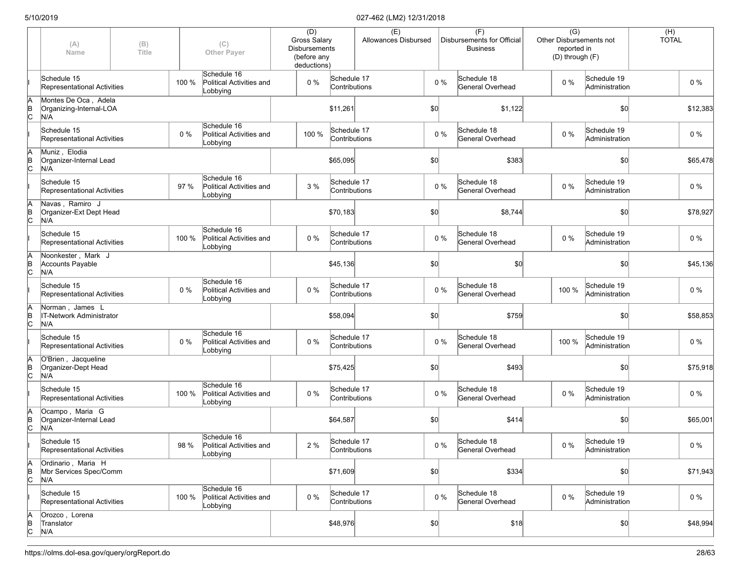| | (A) Name | (B) Title | | (C) Other Payer | (D) Gross Salary Disbursements (before any deductions) | | (E) Allowances Disbursed | | (F) Disbursements for Official Business | | (G) Other Disbursements not reported in (D) through (F) | | (H) TOTAL |
|---|---|---|---|---|---|---|---|---|---|---|---|---|---|
| I | Schedule 15 Representational Activities | | 100 % | Schedule 16 Political Activities and Lobbying | 0 % | Schedule 17 Contributions | | 0 % | Schedule 18 General Overhead | | 0 % | Schedule 19 Administration | 0 % |
| A B C | Montes De Oca , Adela Organizing-Internal-LOA N/A | | | | | $11,261 | | $0 | | $1,122 | | $0 | $12,383 |
| I | Schedule 15 Representational Activities | | 0 % | Schedule 16 Political Activities and Lobbying | 100 % | Schedule 17 Contributions | | 0 % | Schedule 18 General Overhead | | 0 % | Schedule 19 Administration | 0 % |
| A B C | Muniz , Elodia Organizer-Internal Lead N/A | | | | | $65,095 | | $0 | | $383 | | $0 | $65,478 |
| I | Schedule 15 Representational Activities | | 97 % | Schedule 16 Political Activities and Lobbying | 3 % | Schedule 17 Contributions | | 0 % | Schedule 18 General Overhead | | 0 % | Schedule 19 Administration | 0 % |
| A B C | Navas , Ramiro J Organizer-Ext Dept Head N/A | | | | | $70,183 | | $0 | | $8,744 | | $0 | $78,927 |
| I | Schedule 15 Representational Activities | | 100 % | Schedule 16 Political Activities and Lobbying | 0 % | Schedule 17 Contributions | | 0 % | Schedule 18 General Overhead | | 0 % | Schedule 19 Administration | 0 % |
| A B C | Noonkester , Mark J Accounts Payable N/A | | | | | $45,136 | | $0 | | $0 | | $0 | $45,136 |
| I | Schedule 15 Representational Activities | | 0 % | Schedule 16 Political Activities and Lobbying | 0 % | Schedule 17 Contributions | | 0 % | Schedule 18 General Overhead | | 100 % | Schedule 19 Administration | 0 % |
| A B C | Norman , James L IT-Network Administrator N/A | | | | | $58,094 | | $0 | | $759 | | $0 | $58,853 |
| I | Schedule 15 Representational Activities | | 0 % | Schedule 16 Political Activities and Lobbying | 0 % | Schedule 17 Contributions | | 0 % | Schedule 18 General Overhead | | 100 % | Schedule 19 Administration | 0 % |
| A B C | O'Brien , Jacqueline Organizer-Dept Head N/A | | | | | $75,425 | | $0 | | $493 | | $0 | $75,918 |
| I | Schedule 15 Representational Activities | | 100 % | Schedule 16 Political Activities and Lobbying | 0 % | Schedule 17 Contributions | | 0 % | Schedule 18 General Overhead | | 0 % | Schedule 19 Administration | 0 % |
| A B C | Ocampo , Maria G Organizer-Internal Lead N/A | | | | | $64,587 | | $0 | | $414 | | $0 | $65,001 |
| I | Schedule 15 Representational Activities | | 98 % | Schedule 16 Political Activities and Lobbying | 2 % | Schedule 17 Contributions | | 0 % | Schedule 18 General Overhead | | 0 % | Schedule 19 Administration | 0 % |
| A B C | Ordinario , Maria H Mbr Services Spec/Comm N/A | | | | | $71,609 | | $0 | | $334 | | $0 | $71,943 |
| I | Schedule 15 Representational Activities | | 100 % | Schedule 16 Political Activities and Lobbying | 0 % | Schedule 17 Contributions | | 0 % | Schedule 18 General Overhead | | 0 % | Schedule 19 Administration | 0 % |
| A B C | Orozco , Lorena Translator N/A | | | | | $48,976 | | $0 | | $18 | | $0 | $48,994 |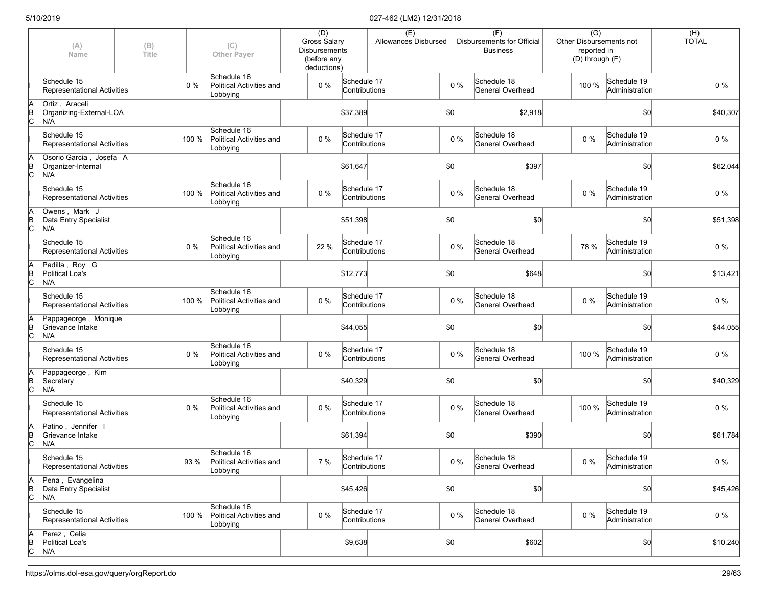| | (A) Name | (B) Title | (C) Other Payer | (D) Gross Salary Disbursements (before any deductions) | (E) Allowances Disbursed | (F) Disbursements for Official Business | (G) Other Disbursements not reported in (D) through (F) | (H) TOTAL |
|---|---|---|---|---|---|---|---|---|
| I | Schedule 15 Representational Activities 0 % | | Schedule 16 Political Activities and Lobbying 0 % | Schedule 17 Contributions 0 % | | Schedule 18 General Overhead 100 % | Schedule 19 Administration 0 % | |
| A B C | Ortiz , Araceli Organizing-External-LOA N/A | | | $37,389 | $0 | $2,918 | $0 | $40,307 |
| I | Schedule 15 Representational Activities 100 % | | Schedule 16 Political Activities and Lobbying 0 % | Schedule 17 Contributions 0 % | | Schedule 18 General Overhead 0 % | Schedule 19 Administration 0 % | |
| A B C | Osorio Garcia , Josefa A Organizer-Internal N/A | | | $61,647 | $0 | $397 | $0 | $62,044 |
| I | Schedule 15 Representational Activities 100 % | | Schedule 16 Political Activities and Lobbying 0 % | Schedule 17 Contributions 0 % | | Schedule 18 General Overhead 0 % | Schedule 19 Administration 0 % | |
| A B C | Owens , Mark J Data Entry Specialist N/A | | | $51,398 | $0 | $0 | $0 | $51,398 |
| I | Schedule 15 Representational Activities 0 % | | Schedule 16 Political Activities and Lobbying 22 % | Schedule 17 Contributions 0 % | | Schedule 18 General Overhead 78 % | Schedule 19 Administration 0 % | |
| A B C | Padilla , Roy G Political Loa's N/A | | | $12,773 | $0 | $648 | $0 | $13,421 |
| I | Schedule 15 Representational Activities 100 % | | Schedule 16 Political Activities and Lobbying 0 % | Schedule 17 Contributions 0 % | | Schedule 18 General Overhead 0 % | Schedule 19 Administration 0 % | |
| A B C | Pappageorge , Monique Grievance Intake N/A | | | $44,055 | $0 | $0 | $0 | $44,055 |
| I | Schedule 15 Representational Activities 0 % | | Schedule 16 Political Activities and Lobbying 0 % | Schedule 17 Contributions 0 % | | Schedule 18 General Overhead 100 % | Schedule 19 Administration 0 % | |
| A B C | Pappageorge , Kim Secretary N/A | | | $40,329 | $0 | $0 | $0 | $40,329 |
| I | Schedule 15 Representational Activities 0 % | | Schedule 16 Political Activities and Lobbying 0 % | Schedule 17 Contributions 0 % | | Schedule 18 General Overhead 100 % | Schedule 19 Administration 0 % | |
| A B C | Patino , Jennifer I Grievance Intake N/A | | | $61,394 | $0 | $390 | $0 | $61,784 |
| I | Schedule 15 Representational Activities 93 % | | Schedule 16 Political Activities and Lobbying 7 % | Schedule 17 Contributions 0 % | | Schedule 18 General Overhead 0 % | Schedule 19 Administration 0 % | |
| A B C | Pena , Evangelina Data Entry Specialist N/A | | | $45,426 | $0 | $0 | $0 | $45,426 |
| I | Schedule 15 Representational Activities 100 % | | Schedule 16 Political Activities and Lobbying 0 % | Schedule 17 Contributions 0 % | | Schedule 18 General Overhead 0 % | Schedule 19 Administration 0 % | |
| A B C | Perez , Celia Political Loa's N/A | | | $9,638 | $0 | $602 | $0 | $10,240 |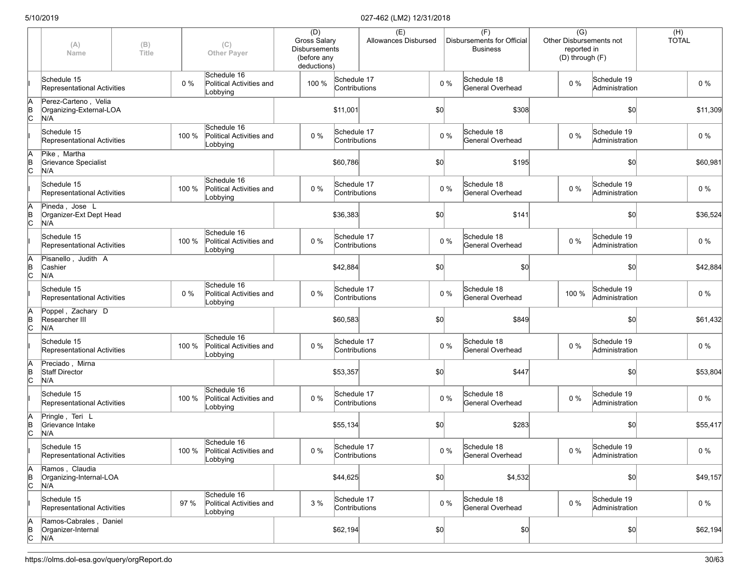| | (A) Name | (B) Title | | (C) Other Payer | (D) Gross Salary Disbursements (before any deductions) | | (E) Allowances Disbursed | | (F) Disbursements for Official Business | | (G) Other Disbursements not reported in (D) through (F) | | (H) TOTAL |
|---|---|---|---|---|---|---|---|---|---|---|---|---|---|
| I | Schedule 15 Representational Activities | | 0 % | Schedule 16 Political Activities and Lobbying | 100 % | Schedule 17 Contributions | | 0 % | Schedule 18 General Overhead | | 0 % | Schedule 19 Administration | 0 % |
| A B C | Perez-Carteno , Velia Organizing-External-LOA N/A | | | | | $11,001 | | $0 | | $308 | | $0 | $11,309 |
| I | Schedule 15 Representational Activities | | 100 % | Schedule 16 Political Activities and Lobbying | 0 % | Schedule 17 Contributions | | 0 % | Schedule 18 General Overhead | | 0 % | Schedule 19 Administration | 0 % |
| A B C | Pike , Martha Grievance Specialist N/A | | | | | $60,786 | | $0 | | $195 | | $0 | $60,981 |
| I | Schedule 15 Representational Activities | | 100 % | Schedule 16 Political Activities and Lobbying | 0 % | Schedule 17 Contributions | | 0 % | Schedule 18 General Overhead | | 0 % | Schedule 19 Administration | 0 % |
| A B C | Pineda , Jose L Organizer-Ext Dept Head N/A | | | | | $36,383 | | $0 | | $141 | | $0 | $36,524 |
| I | Schedule 15 Representational Activities | | 100 % | Schedule 16 Political Activities and Lobbying | 0 % | Schedule 17 Contributions | | 0 % | Schedule 18 General Overhead | | 0 % | Schedule 19 Administration | 0 % |
| A B C | Pisanello , Judith A Cashier N/A | | | | | $42,884 | | $0 | | $0 | | $0 | $42,884 |
| I | Schedule 15 Representational Activities | | 0 % | Schedule 16 Political Activities and Lobbying | 0 % | Schedule 17 Contributions | | 0 % | Schedule 18 General Overhead | | 100 % | Schedule 19 Administration | 0 % |
| A B C | Poppel , Zachary D Researcher III N/A | | | | | $60,583 | | $0 | | $849 | | $0 | $61,432 |
| I | Schedule 15 Representational Activities | | 100 % | Schedule 16 Political Activities and Lobbying | 0 % | Schedule 17 Contributions | | 0 % | Schedule 18 General Overhead | | 0 % | Schedule 19 Administration | 0 % |
| A B C | Preciado , Mirna Staff Director N/A | | | | | $53,357 | | $0 | | $447 | | $0 | $53,804 |
| I | Schedule 15 Representational Activities | | 100 % | Schedule 16 Political Activities and Lobbying | 0 % | Schedule 17 Contributions | | 0 % | Schedule 18 General Overhead | | 0 % | Schedule 19 Administration | 0 % |
| A B C | Pringle , Teri L Grievance Intake N/A | | | | | $55,134 | | $0 | | $283 | | $0 | $55,417 |
| I | Schedule 15 Representational Activities | | 100 % | Schedule 16 Political Activities and Lobbying | 0 % | Schedule 17 Contributions | | 0 % | Schedule 18 General Overhead | | 0 % | Schedule 19 Administration | 0 % |
| A B C | Ramos , Claudia Organizing-Internal-LOA N/A | | | | | $44,625 | | $0 | | $4,532 | | $0 | $49,157 |
| I | Schedule 15 Representational Activities | | 97 % | Schedule 16 Political Activities and Lobbying | 3 % | Schedule 17 Contributions | | 0 % | Schedule 18 General Overhead | | 0 % | Schedule 19 Administration | 0 % |
| A B C | Ramos-Cabrales , Daniel Organizer-Internal N/A | | | | | $62,194 | | $0 | | $0 | | $0 | $62,194 |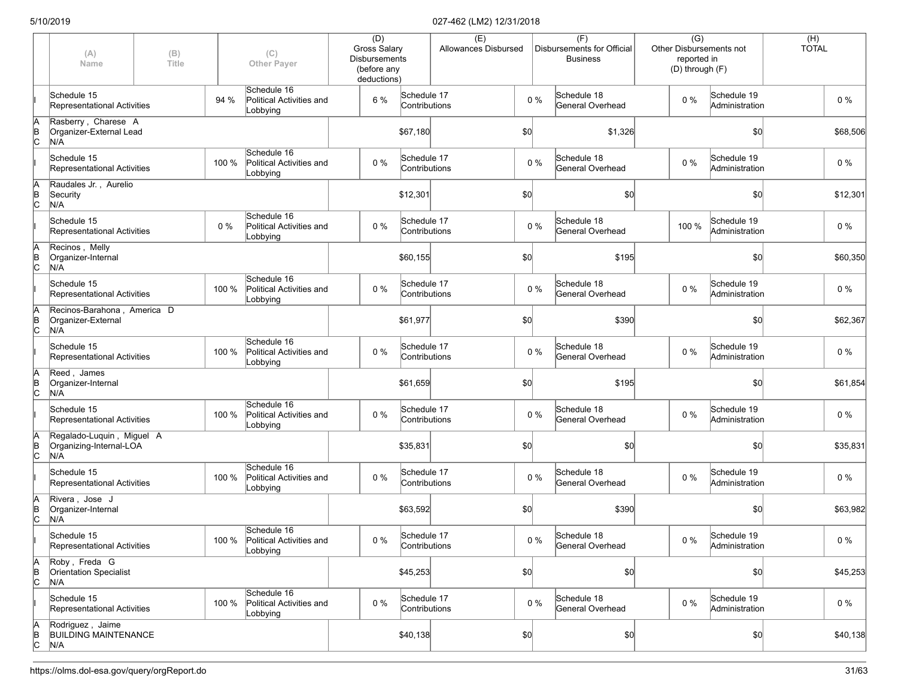| | (A) Name | (B) Title | (C) Other Payer | (D) Gross Salary Disbursements (before any deductions) | (E) Allowances Disbursed | (F) Disbursements for Official Business | (G) Other Disbursements not reported in (D) through (F) | (H) TOTAL |
|---|---|---|---|---|---|---|---|---|
| I | Schedule 15 Representational Activities 94 % | | Schedule 16 Political Activities and Lobbying 6 % | Schedule 17 Contributions 0 % | | Schedule 18 General Overhead 0 % | Schedule 19 Administration 0 % | |
| A B C | Rasberry , Charese A | Organizer-External Lead | N/A | $67,180 | $0 | $1,326 | $0 | $68,506 |
| I | Schedule 15 Representational Activities 100 % | | Schedule 16 Political Activities and Lobbying 0 % | Schedule 17 Contributions 0 % | | Schedule 18 General Overhead 0 % | Schedule 19 Administration 0 % | |
| A B C | Raudales Jr. , Aurelio | Security | N/A | $12,301 | $0 | $0 | $0 | $12,301 |
| I | Schedule 15 Representational Activities 0 % | | Schedule 16 Political Activities and Lobbying 0 % | Schedule 17 Contributions 0 % | | Schedule 18 General Overhead 100 % | Schedule 19 Administration 0 % | |
| A B C | Recinos , Melly | Organizer-Internal | N/A | $60,155 | $0 | $195 | $0 | $60,350 |
| I | Schedule 15 Representational Activities 100 % | | Schedule 16 Political Activities and Lobbying 0 % | Schedule 17 Contributions 0 % | | Schedule 18 General Overhead 0 % | Schedule 19 Administration 0 % | |
| A B C | Recinos-Barahona , America D | Organizer-External | N/A | $61,977 | $0 | $390 | $0 | $62,367 |
| I | Schedule 15 Representational Activities 100 % | | Schedule 16 Political Activities and Lobbying 0 % | Schedule 17 Contributions 0 % | | Schedule 18 General Overhead 0 % | Schedule 19 Administration 0 % | |
| A B C | Reed , James | Organizer-Internal | N/A | $61,659 | $0 | $195 | $0 | $61,854 |
| I | Schedule 15 Representational Activities 100 % | | Schedule 16 Political Activities and Lobbying 0 % | Schedule 17 Contributions 0 % | | Schedule 18 General Overhead 0 % | Schedule 19 Administration 0 % | |
| A B C | Regalado-Luquin , Miguel A | Organizing-Internal-LOA | N/A | $35,831 | $0 | $0 | $0 | $35,831 |
| I | Schedule 15 Representational Activities 100 % | | Schedule 16 Political Activities and Lobbying 0 % | Schedule 17 Contributions 0 % | | Schedule 18 General Overhead 0 % | Schedule 19 Administration 0 % | |
| A B C | Rivera , Jose J | Organizer-Internal | N/A | $63,592 | $0 | $390 | $0 | $63,982 |
| I | Schedule 15 Representational Activities 100 % | | Schedule 16 Political Activities and Lobbying 0 % | Schedule 17 Contributions 0 % | | Schedule 18 General Overhead 0 % | Schedule 19 Administration 0 % | |
| A B C | Roby , Freda G | Orientation Specialist | N/A | $45,253 | $0 | $0 | $0 | $45,253 |
| I | Schedule 15 Representational Activities 100 % | | Schedule 16 Political Activities and Lobbying 0 % | Schedule 17 Contributions 0 % | | Schedule 18 General Overhead 0 % | Schedule 19 Administration 0 % | |
| A B C | Rodriguez , Jaime | BUILDING MAINTENANCE | N/A | $40,138 | $0 | $0 | $0 | $40,138 |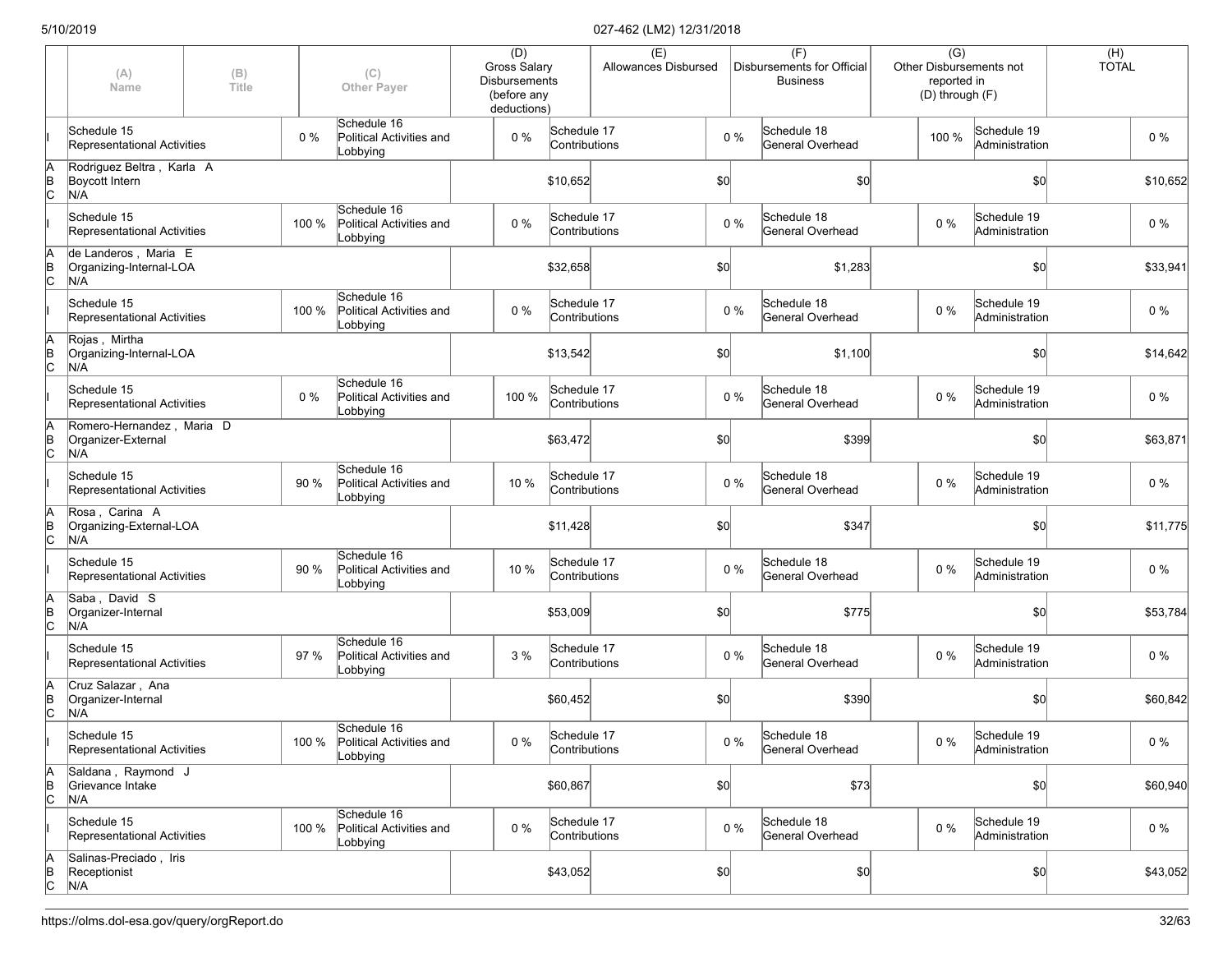| | (A) Name | (B) Title | | (C) Other Payer | (D) Gross Salary Disbursements (before any deductions) | | (E) Allowances Disbursed | | (F) Disbursements for Official Business | | (G) Other Disbursements not reported in (D) through (F) | | (H) TOTAL |
|---|---|---|---|---|---|---|---|---|---|---|---|---|---|
| I | Schedule 15 Representational Activities | | 0 % | Schedule 16 Political Activities and Lobbying | 0 % | Schedule 17 Contributions | | 0 % | Schedule 18 General Overhead | 100 % | Schedule 19 Administration | | 0 % |
| A B C | Rodriguez Beltra , Karla A Boycott Intern N/A | | | | | $10,652 | | $0 | | $0 | | $0 | $10,652 |
| I | Schedule 15 Representational Activities | | 100 % | Schedule 16 Political Activities and Lobbying | 0 % | Schedule 17 Contributions | | 0 % | Schedule 18 General Overhead | 0 % | Schedule 19 Administration | | 0 % |
| A B C | de Landeros , Maria E Organizing-Internal-LOA N/A | | | | | $32,658 | | $0 | | $1,283 | | $0 | $33,941 |
| I | Schedule 15 Representational Activities | | 100 % | Schedule 16 Political Activities and Lobbying | 0 % | Schedule 17 Contributions | | 0 % | Schedule 18 General Overhead | 0 % | Schedule 19 Administration | | 0 % |
| A B C | Rojas , Mirtha Organizing-Internal-LOA N/A | | | | | $13,542 | | $0 | | $1,100 | | $0 | $14,642 |
| I | Schedule 15 Representational Activities | | 0 % | Schedule 16 Political Activities and Lobbying | 100 % | Schedule 17 Contributions | | 0 % | Schedule 18 General Overhead | 0 % | Schedule 19 Administration | | 0 % |
| A B C | Romero-Hernandez , Maria D Organizer-External N/A | | | | | $63,472 | | $0 | | $399 | | $0 | $63,871 |
| I | Schedule 15 Representational Activities | | 90 % | Schedule 16 Political Activities and Lobbying | 10 % | Schedule 17 Contributions | | 0 % | Schedule 18 General Overhead | 0 % | Schedule 19 Administration | | 0 % |
| A B C | Rosa , Carina A Organizing-External-LOA N/A | | | | | $11,428 | | $0 | | $347 | | $0 | $11,775 |
| I | Schedule 15 Representational Activities | | 90 % | Schedule 16 Political Activities and Lobbying | 10 % | Schedule 17 Contributions | | 0 % | Schedule 18 General Overhead | 0 % | Schedule 19 Administration | | 0 % |
| A B C | Saba , David S Organizer-Internal N/A | | | | | $53,009 | | $0 | | $775 | | $0 | $53,784 |
| I | Schedule 15 Representational Activities | | 97 % | Schedule 16 Political Activities and Lobbying | 3 % | Schedule 17 Contributions | | 0 % | Schedule 18 General Overhead | 0 % | Schedule 19 Administration | | 0 % |
| A B C | Cruz Salazar , Ana Organizer-Internal N/A | | | | | $60,452 | | $0 | | $390 | | $0 | $60,842 |
| I | Schedule 15 Representational Activities | | 100 % | Schedule 16 Political Activities and Lobbying | 0 % | Schedule 17 Contributions | | 0 % | Schedule 18 General Overhead | 0 % | Schedule 19 Administration | | 0 % |
| A B C | Saldana , Raymond J Grievance Intake N/A | | | | | $60,867 | | $0 | | $73 | | $0 | $60,940 |
| I | Schedule 15 Representational Activities | | 100 % | Schedule 16 Political Activities and Lobbying | 0 % | Schedule 17 Contributions | | 0 % | Schedule 18 General Overhead | 0 % | Schedule 19 Administration | | 0 % |
| A B C | Salinas-Preciado , Iris Receptionist N/A | | | | | $43,052 | | $0 | | $0 | | $0 | $43,052 |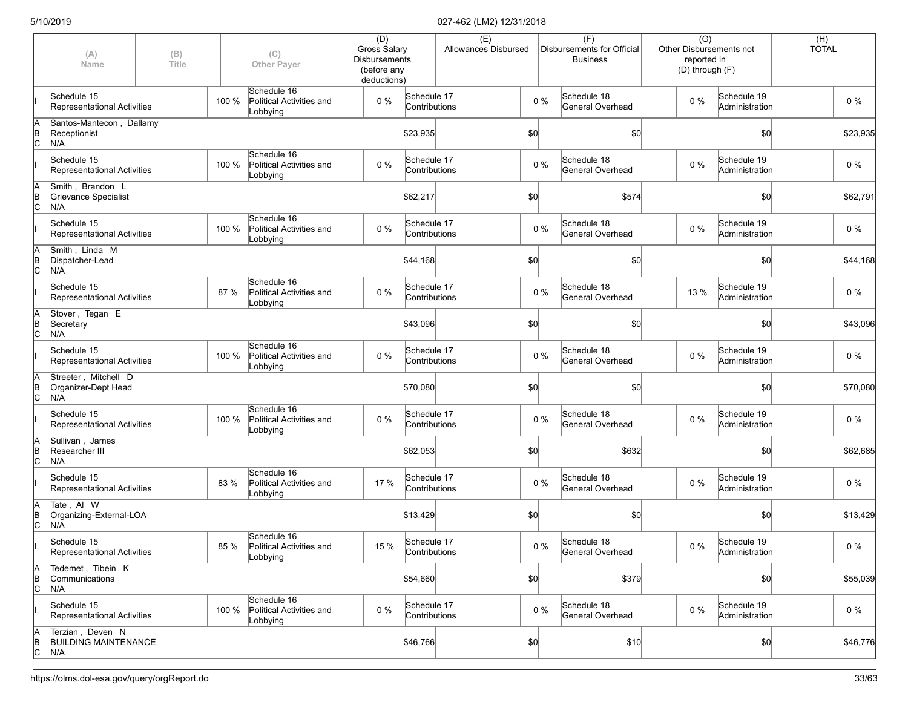| | (A) Name | (B) Title | | (C) Other Payer | (D) Gross Salary Disbursements (before any deductions) | | (E) Allowances Disbursed | | (F) Disbursements for Official Business | | (G) Other Disbursements not reported in (D) through (F) | | (H) TOTAL |
|---|---|---|---|---|---|---|---|---|---|---|---|---|---|
| I | Schedule 15 Representational Activities | | 100 % | Schedule 16 Political Activities and Lobbying | 0 % | Schedule 17 Contributions | | 0 % | Schedule 18 General Overhead | 0 % | Schedule 19 Administration | | 0 % |
| A B C | Santos-Mantecon , Dallamy Receptionist N/A | | | | | $23,935 | | $0 | $0 | | | $0 | $23,935 |
| I | Schedule 15 Representational Activities | | 100 % | Schedule 16 Political Activities and Lobbying | 0 % | Schedule 17 Contributions | | 0 % | Schedule 18 General Overhead | 0 % | Schedule 19 Administration | | 0 % |
| A B C | Smith , Brandon L Grievance Specialist N/A | | | | | $62,217 | | $0 | $574 | | | $0 | $62,791 |
| I | Schedule 15 Representational Activities | | 100 % | Schedule 16 Political Activities and Lobbying | 0 % | Schedule 17 Contributions | | 0 % | Schedule 18 General Overhead | 0 % | Schedule 19 Administration | | 0 % |
| A B C | Smith , Linda M Dispatcher-Lead N/A | | | | | $44,168 | | $0 | $0 | | | $0 | $44,168 |
| I | Schedule 15 Representational Activities | | 87 % | Schedule 16 Political Activities and Lobbying | 0 % | Schedule 17 Contributions | | 0 % | Schedule 18 General Overhead | 13 % | Schedule 19 Administration | | 0 % |
| A B C | Stover , Tegan E Secretary N/A | | | | | $43,096 | | $0 | $0 | | | $0 | $43,096 |
| I | Schedule 15 Representational Activities | | 100 % | Schedule 16 Political Activities and Lobbying | 0 % | Schedule 17 Contributions | | 0 % | Schedule 18 General Overhead | 0 % | Schedule 19 Administration | | 0 % |
| A B C | Streeter , Mitchell D Organizer-Dept Head N/A | | | | | $70,080 | | $0 | $0 | | | $0 | $70,080 |
| I | Schedule 15 Representational Activities | | 100 % | Schedule 16 Political Activities and Lobbying | 0 % | Schedule 17 Contributions | | 0 % | Schedule 18 General Overhead | 0 % | Schedule 19 Administration | | 0 % |
| A B C | Sullivan , James Researcher III N/A | | | | | $62,053 | | $0 | $632 | | | $0 | $62,685 |
| I | Schedule 15 Representational Activities | | 83 % | Schedule 16 Political Activities and Lobbying | 17 % | Schedule 17 Contributions | | 0 % | Schedule 18 General Overhead | 0 % | Schedule 19 Administration | | 0 % |
| A B C | Tate , Al W Organizing-External-LOA N/A | | | | | $13,429 | | $0 | $0 | | | $0 | $13,429 |
| I | Schedule 15 Representational Activities | | 85 % | Schedule 16 Political Activities and Lobbying | 15 % | Schedule 17 Contributions | | 0 % | Schedule 18 General Overhead | 0 % | Schedule 19 Administration | | 0 % |
| A B C | Tedemet , Tibein K Communications N/A | | | | | $54,660 | | $0 | $379 | | | $0 | $55,039 |
| I | Schedule 15 Representational Activities | | 100 % | Schedule 16 Political Activities and Lobbying | 0 % | Schedule 17 Contributions | | 0 % | Schedule 18 General Overhead | 0 % | Schedule 19 Administration | | 0 % |
| A B C | Terzian , Deven N BUILDING MAINTENANCE N/A | | | | | $46,766 | | $0 | $10 | | | $0 | $46,776 |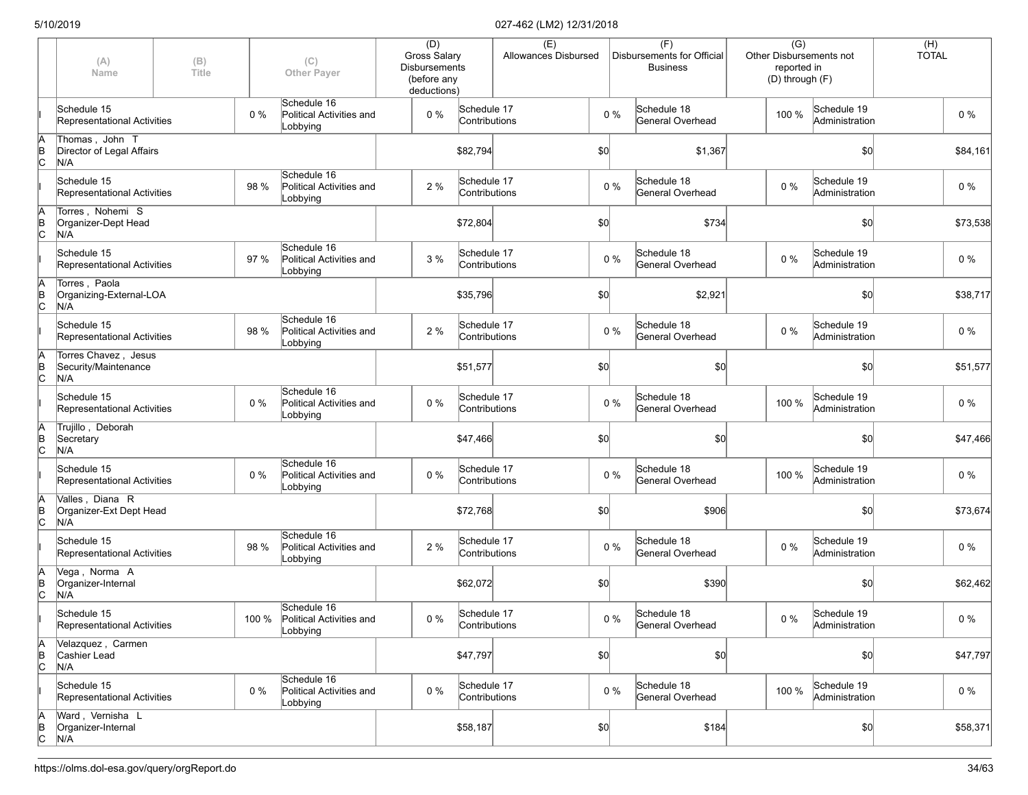| | (A) Name | (B) Title | | (C) Other Payer | | (D) Gross Salary Disbursements (before any deductions) | | (E) Allowances Disbursed | | (F) Disbursements for Official Business | | (G) Other Disbursements not reported in (D) through (F) | | (H) TOTAL |
|---|---|---|---|---|---|---|---|---|---|---|---|---|---|---|
| I | Schedule 15 Representational Activities | | 0 % | Schedule 16 Political Activities and Lobbying | 0 % | Schedule 17 Contributions | | | 0 % | Schedule 18 General Overhead | 100 % | Schedule 19 Administration | | 0 % |
| A B C | Thomas , John T Director of Legal Affairs N/A | | | | | $82,794 | | $0 | | $1,367 | | $0 | | $84,161 |
| I | Schedule 15 Representational Activities | | 98 % | Schedule 16 Political Activities and Lobbying | 2 % | Schedule 17 Contributions | | | 0 % | Schedule 18 General Overhead | 0 % | Schedule 19 Administration | | 0 % |
| A B C | Torres , Nohemi S Organizer-Dept Head N/A | | | | | $72,804 | | $0 | | $734 | | $0 | | $73,538 |
| I | Schedule 15 Representational Activities | | 97 % | Schedule 16 Political Activities and Lobbying | 3 % | Schedule 17 Contributions | | | 0 % | Schedule 18 General Overhead | 0 % | Schedule 19 Administration | | 0 % |
| A B C | Torres , Paola Organizing-External-LOA N/A | | | | | $35,796 | | $0 | | $2,921 | | $0 | | $38,717 |
| I | Schedule 15 Representational Activities | | 98 % | Schedule 16 Political Activities and Lobbying | 2 % | Schedule 17 Contributions | | | 0 % | Schedule 18 General Overhead | 0 % | Schedule 19 Administration | | 0 % |
| A B C | Torres Chavez , Jesus Security/Maintenance N/A | | | | | $51,577 | | $0 | | $0 | | $0 | | $51,577 |
| I | Schedule 15 Representational Activities | | 0 % | Schedule 16 Political Activities and Lobbying | 0 % | Schedule 17 Contributions | | | 0 % | Schedule 18 General Overhead | 100 % | Schedule 19 Administration | | 0 % |
| A B C | Trujillo , Deborah Secretary N/A | | | | | $47,466 | | $0 | | $0 | | $0 | | $47,466 |
| I | Schedule 15 Representational Activities | | 0 % | Schedule 16 Political Activities and Lobbying | 0 % | Schedule 17 Contributions | | | 0 % | Schedule 18 General Overhead | 100 % | Schedule 19 Administration | | 0 % |
| A B C | Valles , Diana R Organizer-Ext Dept Head N/A | | | | | $72,768 | | $0 | | $906 | | $0 | | $73,674 |
| I | Schedule 15 Representational Activities | | 98 % | Schedule 16 Political Activities and Lobbying | 2 % | Schedule 17 Contributions | | | 0 % | Schedule 18 General Overhead | 0 % | Schedule 19 Administration | | 0 % |
| A B C | Vega , Norma A Organizer-Internal N/A | | | | | $62,072 | | $0 | | $390 | | $0 | | $62,462 |
| I | Schedule 15 Representational Activities | | 100 % | Schedule 16 Political Activities and Lobbying | 0 % | Schedule 17 Contributions | | | 0 % | Schedule 18 General Overhead | 0 % | Schedule 19 Administration | | 0 % |
| A B C | Velazquez , Carmen Cashier Lead N/A | | | | | $47,797 | | $0 | | $0 | | $0 | | $47,797 |
| I | Schedule 15 Representational Activities | | 0 % | Schedule 16 Political Activities and Lobbying | 0 % | Schedule 17 Contributions | | | 0 % | Schedule 18 General Overhead | 100 % | Schedule 19 Administration | | 0 % |
| A B C | Ward , Vernisha L Organizer-Internal N/A | | | | | $58,187 | | $0 | | $184 | | $0 | | $58,371 |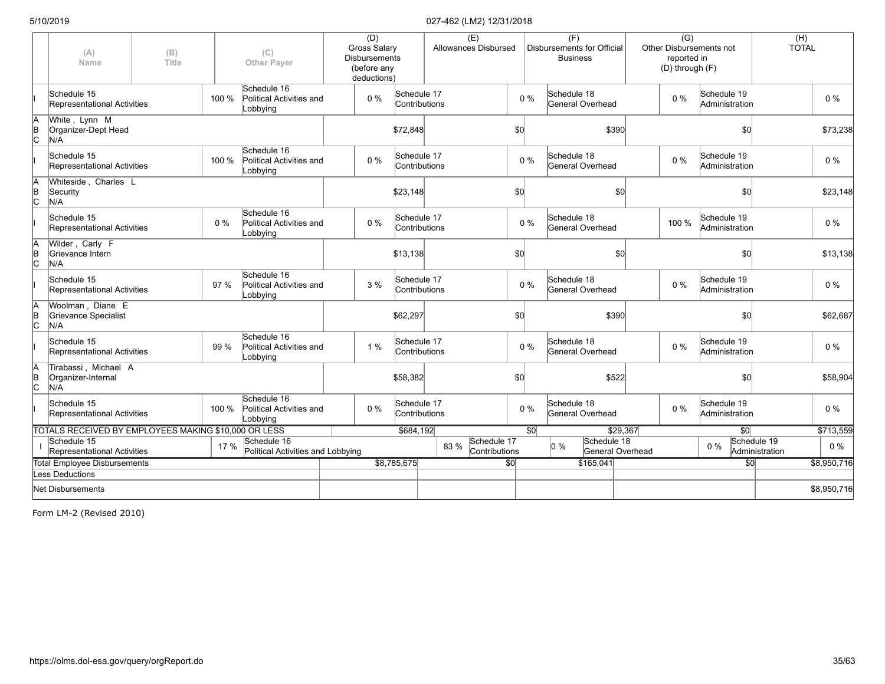| | (A) Name | (B) Title | (C) Other Payer | (D) Gross Salary Disbursements (before any deductions) | (E) Allowances Disbursed | (F) Disbursements for Official Business | (G) Other Disbursements not reported in (D) through (F) | (H) TOTAL |
|---|---|---|---|---|---|---|---|---|
| I | Schedule 15 Representational Activities 100 % | | Schedule 16 Political Activities and Lobbying 0 % | Schedule 17 Contributions 0 % | | Schedule 18 General Overhead 0 % | Schedule 19 Administration 0 % | |
| A B C | White , Lynn M Organizer-Dept Head N/A | | | $72,848 | $0 | $390 | $0 | $73,238 |
| I | Schedule 15 Representational Activities 100 % | | Schedule 16 Political Activities and Lobbying 0 % | Schedule 17 Contributions 0 % | | Schedule 18 General Overhead 0 % | Schedule 19 Administration 0 % | |
| A B C | Whiteside , Charles L Security N/A | | | $23,148 | $0 | $0 | $0 | $23,148 |
| I | Schedule 15 Representational Activities 0 % | | Schedule 16 Political Activities and Lobbying 0 % | Schedule 17 Contributions 0 % | | Schedule 18 General Overhead 100 % | Schedule 19 Administration 0 % | |
| A B C | Wilder , Carly F Grievance Intern N/A | | | $13,138 | $0 | $0 | $0 | $13,138 |
| I | Schedule 15 Representational Activities 97 % | | Schedule 16 Political Activities and Lobbying 3 % | Schedule 17 Contributions 0 % | | Schedule 18 General Overhead 0 % | Schedule 19 Administration 0 % | |
| A B C | Woolman , Diane E Grievance Specialist N/A | | | $62,297 | $0 | $390 | $0 | $62,687 |
| I | Schedule 15 Representational Activities 99 % | | Schedule 16 Political Activities and Lobbying 1 % | Schedule 17 Contributions 0 % | | Schedule 18 General Overhead 0 % | Schedule 19 Administration 0 % | |
| A B C | Tirabassi , Michael A Organizer-Internal N/A | | | $58,382 | $0 | $522 | $0 | $58,904 |
| I | Schedule 15 Representational Activities 100 % | | Schedule 16 Political Activities and Lobbying 0 % | Schedule 17 Contributions 0 % | | Schedule 18 General Overhead 0 % | Schedule 19 Administration 0 % | |
| | TOTALS RECEIVED BY EMPLOYEES MAKING $10,000 OR LESS | | | $684,192 | $0 | $29,367 | $0 | $713,559 |
| I | Schedule 15 Representational Activities 17 % | | Schedule 16 Political Activities and Lobbying 83 % | Schedule 17 Contributions 0 % | | Schedule 18 General Overhead 0 % | Schedule 19 Administration 0 % | |
| | Total Employee Disbursements | | | $8,785,675 | $0 | $165,041 | $0 | $8,950,716 |
| | Less Deductions | | | | | | | |
| | Net Disbursements | | | | | | | $8,950,716 |

Form LM-2 (Revised 2010)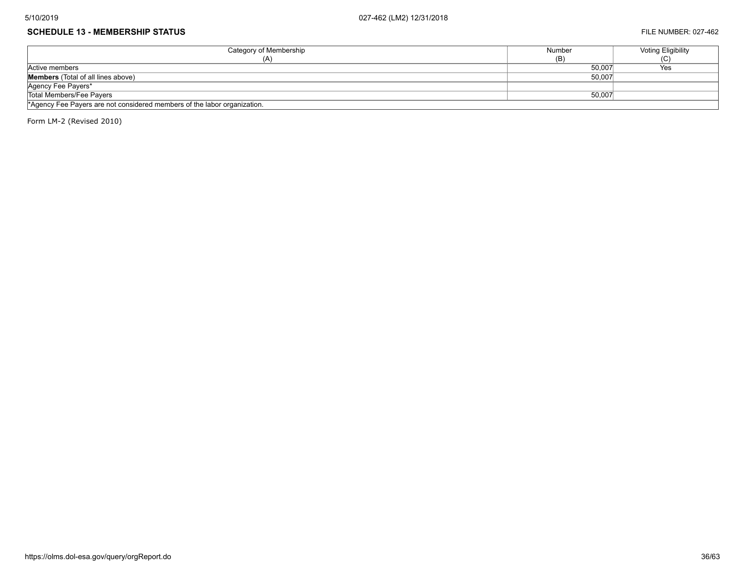**SCHEDULE 13 - MEMBERSHIP STATUS**

FILE NUMBER: 027-462

| Category of Membership (A) | Number (B) | Voting Eligibility (C) |
| --- | --- | --- |
| Active members | 50,007 | Yes |
| **Members** (Total of all lines above) | 50,007 | |
| Agency Fee Payers* | | |
| Total Members/Fee Payers | 50,007 | |

*Agency Fee Payers are not considered members of the labor organization.

Form LM-2 (Revised 2010)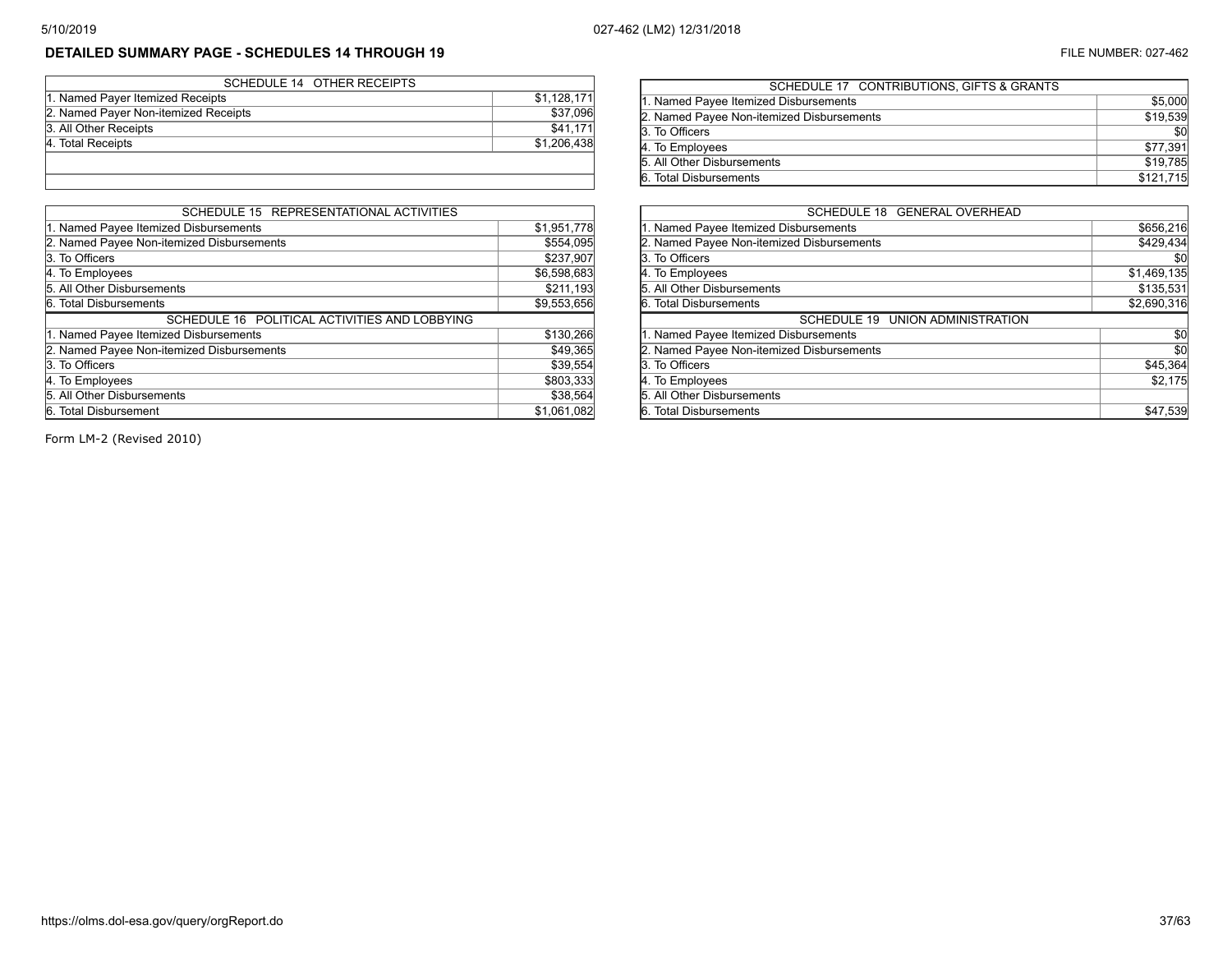## DETAILED SUMMARY PAGE - SCHEDULES 14 THROUGH 19

FILE NUMBER: 027-462

| SCHEDULE 14 OTHER RECEIPTS | |
|---|---|
| 1. Named Payer Itemized Receipts | $1,128,171 |
| 2. Named Payer Non-itemized Receipts | $37,096 |
| 3. All Other Receipts | $41,171 |
| 4. Total Receipts | $1,206,438 |

| SCHEDULE 15 REPRESENTATIONAL ACTIVITIES | |
|---|---|
| 1. Named Payee Itemized Disbursements | $1,951,778 |
| 2. Named Payee Non-itemized Disbursements | $554,095 |
| 3. To Officers | $237,907 |
| 4. To Employees | $6,598,683 |
| 5. All Other Disbursements | $211,193 |
| 6. Total Disbursements | $9,553,656 |

| SCHEDULE 16 POLITICAL ACTIVITIES AND LOBBYING | |
|---|---|
| 1. Named Payee Itemized Disbursements | $130,266 |
| 2. Named Payee Non-itemized Disbursements | $49,365 |
| 3. To Officers | $39,554 |
| 4. To Employees | $803,333 |
| 5. All Other Disbursements | $38,564 |
| 6. Total Disbursement | $1,061,082 |

| SCHEDULE 17 CONTRIBUTIONS, GIFTS & GRANTS | |
|---|---|
| 1. Named Payee Itemized Disbursements | $5,000 |
| 2. Named Payee Non-itemized Disbursements | $19,539 |
| 3. To Officers | $0 |
| 4. To Employees | $77,391 |
| 5. All Other Disbursements | $19,785 |
| 6. Total Disbursements | $121,715 |

| SCHEDULE 18 GENERAL OVERHEAD | |
|---|---|
| 1. Named Payee Itemized Disbursements | $656,216 |
| 2. Named Payee Non-itemized Disbursements | $429,434 |
| 3. To Officers | $0 |
| 4. To Employees | $1,469,135 |
| 5. All Other Disbursements | $135,531 |
| 6. Total Disbursements | $2,690,316 |

| SCHEDULE 19 UNION ADMINISTRATION | |
|---|---|
| 1. Named Payee Itemized Disbursements | $0 |
| 2. Named Payee Non-itemized Disbursements | $0 |
| 3. To Officers | $45,364 |
| 4. To Employees | $2,175 |
| 5. All Other Disbursements | |
| 6. Total Disbursements | $47,539 |

Form LM-2 (Revised 2010)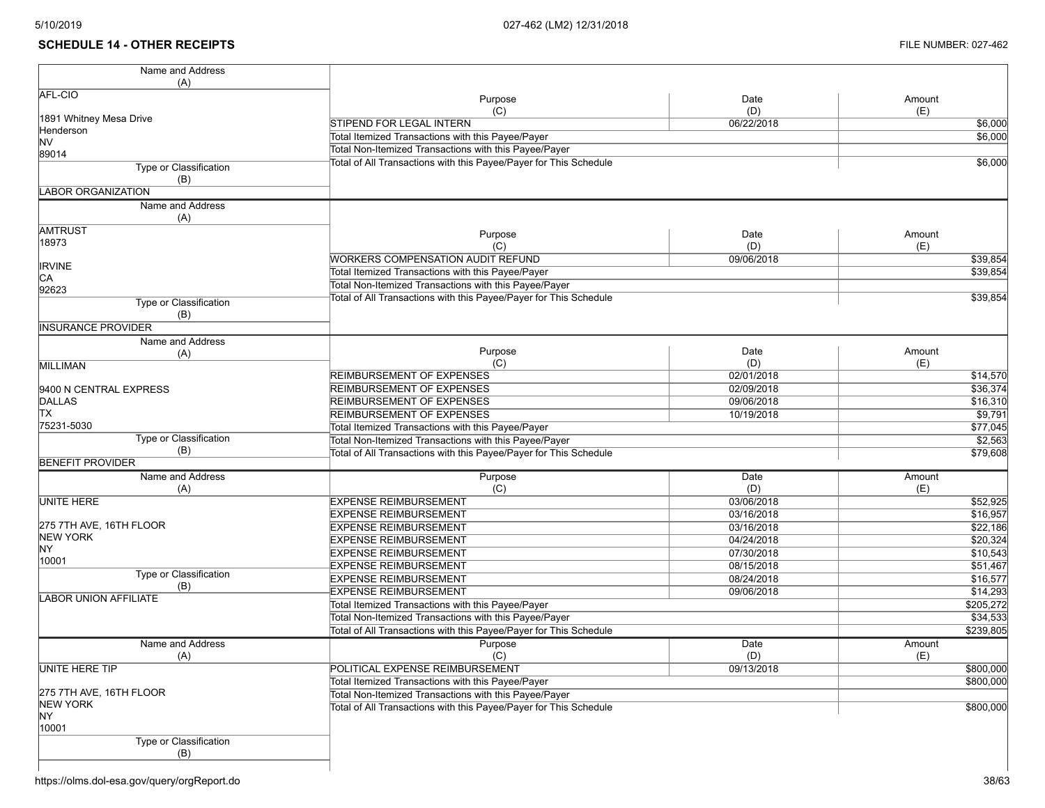## SCHEDULE 14 - OTHER RECEIPTS

FILE NUMBER: 027-462

| Name and Address (A) | Purpose (C) | Date (D) | Amount (E) |
|---|---|---|---|
| AFL-CIO<br><br>1891 Whitney Mesa Drive<br>Henderson<br>NV<br>89014 | STIPEND FOR LEGAL INTERN | 06/22/2018 | $6,000 |
| | Total Itemized Transactions with this Payee/Payer | | $6,000 |
| | Total Non-Itemized Transactions with this Payee/Payer | | |
| | Total of All Transactions with this Payee/Payer for This Schedule | | $6,000 |
| Type or Classification (B): LABOR ORGANIZATION | | | |

| Name and Address (A) | Purpose (C) | Date (D) | Amount (E) |
|---|---|---|---|
| AMTRUST<br>18973<br><br>IRVINE<br>CA<br>92623 | WORKERS COMPENSATION AUDIT REFUND | 09/06/2018 | $39,854 |
| | Total Itemized Transactions with this Payee/Payer | | $39,854 |
| | Total Non-Itemized Transactions with this Payee/Payer | | |
| | Total of All Transactions with this Payee/Payer for This Schedule | | $39,854 |
| Type or Classification (B): INSURANCE PROVIDER | | | |

| Name and Address (A) | Purpose (C) | Date (D) | Amount (E) |
|---|---|---|---|
| MILLIMAN<br><br>9400 N CENTRAL EXPRESS<br>DALLAS<br>TX<br>75231-5030 | REIMBURSEMENT OF EXPENSES | 02/01/2018 | $14,570 |
| | REIMBURSEMENT OF EXPENSES | 02/09/2018 | $36,374 |
| | REIMBURSEMENT OF EXPENSES | 09/06/2018 | $16,310 |
| | REIMBURSEMENT OF EXPENSES | 10/19/2018 | $9,791 |
| | Total Itemized Transactions with this Payee/Payer | | $77,045 |
| | Total Non-Itemized Transactions with this Payee/Payer | | $2,563 |
| | Total of All Transactions with this Payee/Payer for This Schedule | | $79,608 |
| Type or Classification (B): BENEFIT PROVIDER | | | |

| Name and Address (A) | Purpose (C) | Date (D) | Amount (E) |
|---|---|---|---|
| UNITE HERE<br><br>275 7TH AVE, 16TH FLOOR<br>NEW YORK<br>NY<br>10001 | EXPENSE REIMBURSEMENT | 03/06/2018 | $52,925 |
| | EXPENSE REIMBURSEMENT | 03/16/2018 | $16,957 |
| | EXPENSE REIMBURSEMENT | 03/16/2018 | $22,186 |
| | EXPENSE REIMBURSEMENT | 04/24/2018 | $20,324 |
| | EXPENSE REIMBURSEMENT | 07/30/2018 | $10,543 |
| | EXPENSE REIMBURSEMENT | 08/15/2018 | $51,467 |
| | EXPENSE REIMBURSEMENT | 08/24/2018 | $16,577 |
| | EXPENSE REIMBURSEMENT | 09/06/2018 | $14,293 |
| | Total Itemized Transactions with this Payee/Payer | | $205,272 |
| | Total Non-Itemized Transactions with this Payee/Payer | | $34,533 |
| | Total of All Transactions with this Payee/Payer for This Schedule | | $239,805 |
| Type or Classification (B): LABOR UNION AFFILIATE | | | |

| Name and Address (A) | Purpose (C) | Date (D) | Amount (E) |
|---|---|---|---|
| UNITE HERE TIP<br><br>275 7TH AVE, 16TH FLOOR<br>NEW YORK<br>NY<br>10001 | POLITICAL EXPENSE REIMBURSEMENT | 09/13/2018 | $800,000 |
| | Total Itemized Transactions with this Payee/Payer | | $800,000 |
| | Total Non-Itemized Transactions with this Payee/Payer | | |
| | Total of All Transactions with this Payee/Payer for This Schedule | | $800,000 |
| Type or Classification (B): | | | |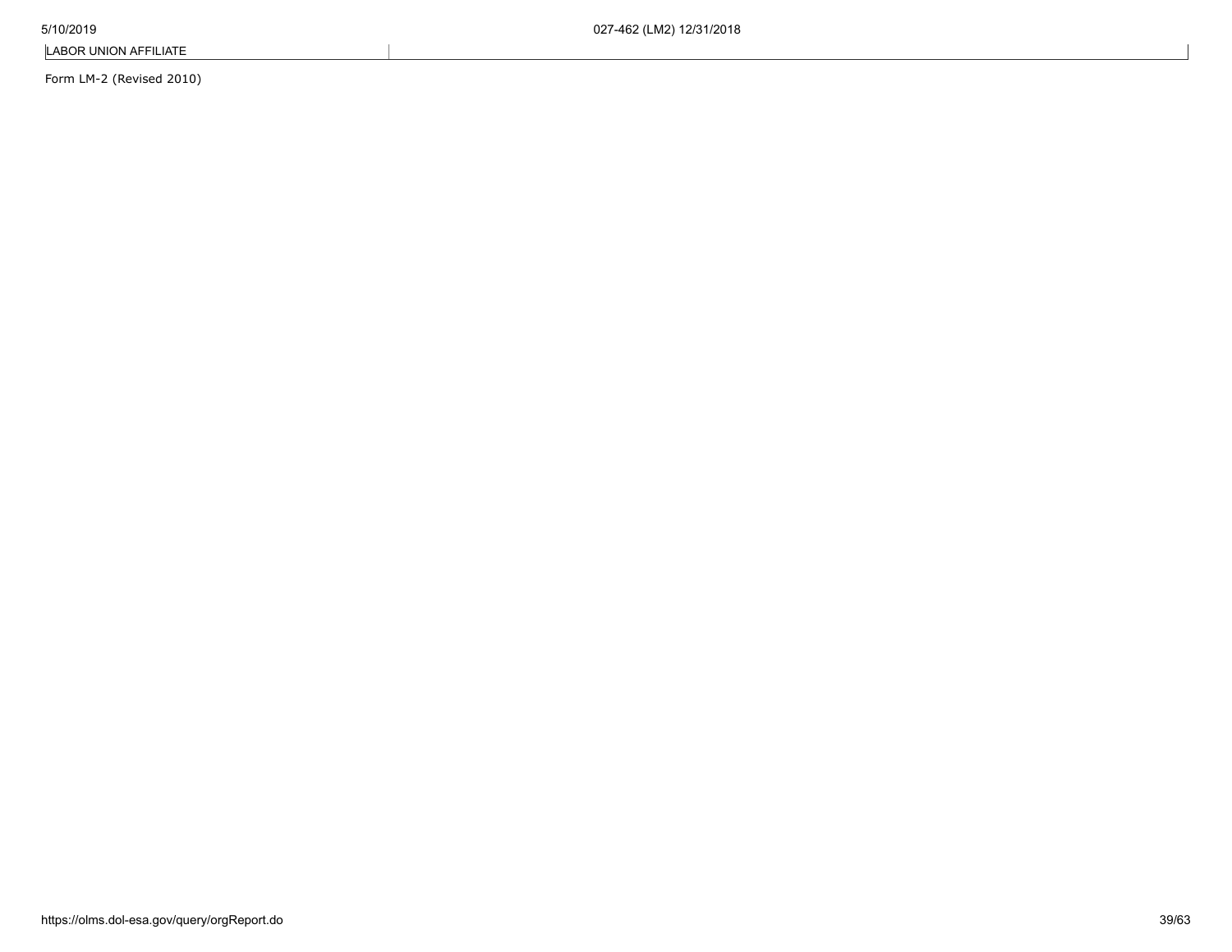| LABOR UNION AFFILIATE | |
| --- | --- |

Form LM-2 (Revised 2010)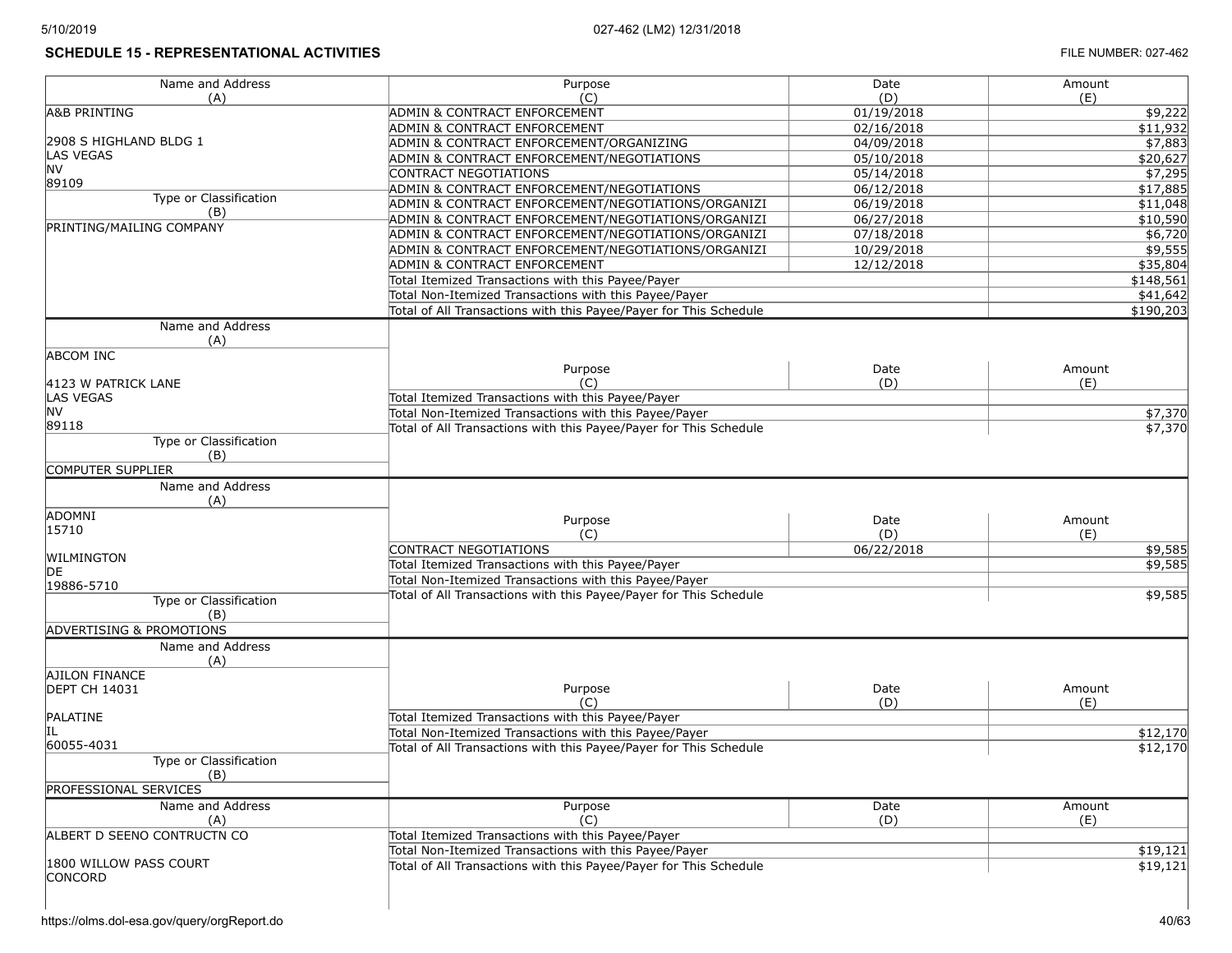## SCHEDULE 15 - REPRESENTATIONAL ACTIVITIES

FILE NUMBER: 027-462

| Name and Address (A) | Purpose (C) | Date (D) | Amount (E) |
|---|---|---|---|
| A&B PRINTING<br><br>2908 S HIGHLAND BLDG 1<br>LAS VEGAS<br>NV<br>89109 | ADMIN & CONTRACT ENFORCEMENT | 01/19/2018 | $9,222 |
| | ADMIN & CONTRACT ENFORCEMENT | 02/16/2018 | $11,932 |
| | ADMIN & CONTRACT ENFORCEMENT/ORGANIZING | 04/09/2018 | $7,883 |
| | ADMIN & CONTRACT ENFORCEMENT/NEGOTIATIONS | 05/10/2018 | $20,627 |
| | CONTRACT NEGOTIATIONS | 05/14/2018 | $7,295 |
| | ADMIN & CONTRACT ENFORCEMENT/NEGOTIATIONS | 06/12/2018 | $17,885 |
| Type or Classification (B) | ADMIN & CONTRACT ENFORCEMENT/NEGOTIATIONS/ORGANIZI | 06/19/2018 | $11,048 |
| PRINTING/MAILING COMPANY | ADMIN & CONTRACT ENFORCEMENT/NEGOTIATIONS/ORGANIZI | 06/27/2018 | $10,590 |
| | ADMIN & CONTRACT ENFORCEMENT/NEGOTIATIONS/ORGANIZI | 07/18/2018 | $6,720 |
| | ADMIN & CONTRACT ENFORCEMENT/NEGOTIATIONS/ORGANIZI | 10/29/2018 | $9,555 |
| | ADMIN & CONTRACT ENFORCEMENT | 12/12/2018 | $35,804 |
| | Total Itemized Transactions with this Payee/Payer | | $148,561 |
| | Total Non-Itemized Transactions with this Payee/Payer | | $41,642 |
| | Total of All Transactions with this Payee/Payer for This Schedule | | $190,203 |

| Name and Address (A) | Purpose (C) | Date (D) | Amount (E) |
|---|---|---|---|
| ABCOM INC<br><br>4123 W PATRICK LANE<br>LAS VEGAS<br>NV<br>89118 | Total Itemized Transactions with this Payee/Payer | | |
| | Total Non-Itemized Transactions with this Payee/Payer | | $7,370 |
| | Total of All Transactions with this Payee/Payer for This Schedule | | $7,370 |
| Type or Classification (B) | | | |
| COMPUTER SUPPLIER | | | |

| Name and Address (A) | Purpose (C) | Date (D) | Amount (E) |
|---|---|---|---|
| ADOMNI<br>15710<br><br>WILMINGTON<br>DE<br>19886-5710 | CONTRACT NEGOTIATIONS | 06/22/2018 | $9,585 |
| | Total Itemized Transactions with this Payee/Payer | | $9,585 |
| | Total Non-Itemized Transactions with this Payee/Payer | | |
| | Total of All Transactions with this Payee/Payer for This Schedule | | $9,585 |
| Type or Classification (B) | | | |
| ADVERTISING & PROMOTIONS | | | |

| Name and Address (A) | Purpose (C) | Date (D) | Amount (E) |
|---|---|---|---|
| AJILON FINANCE<br>DEPT CH 14031<br><br>PALATINE<br>IL<br>60055-4031 | Total Itemized Transactions with this Payee/Payer | | |
| | Total Non-Itemized Transactions with this Payee/Payer | | $12,170 |
| | Total of All Transactions with this Payee/Payer for This Schedule | | $12,170 |
| Type or Classification (B) | | | |
| PROFESSIONAL SERVICES | | | |

| Name and Address (A) | Purpose (C) | Date (D) | Amount (E) |
|---|---|---|---|
| ALBERT D SEENO CONTRUCTN CO<br><br>1800 WILLOW PASS COURT<br>CONCORD | Total Itemized Transactions with this Payee/Payer | | |
| | Total Non-Itemized Transactions with this Payee/Payer | | $19,121 |
| | Total of All Transactions with this Payee/Payer for This Schedule | | $19,121 |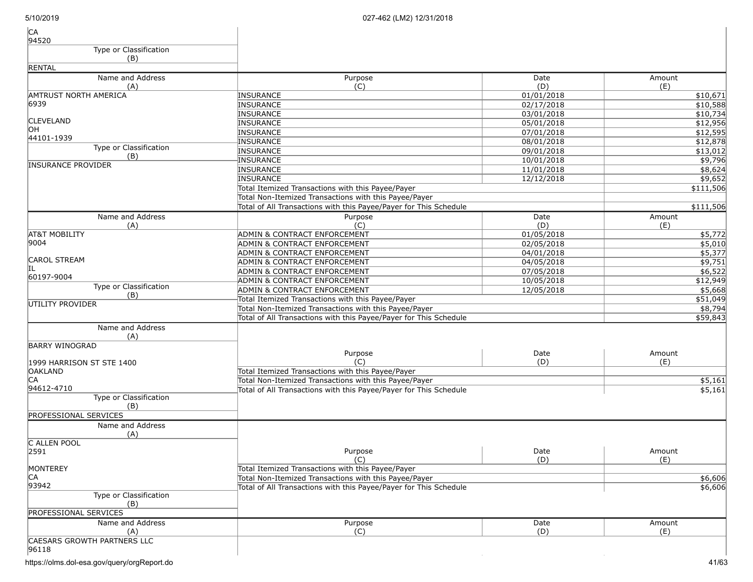CA
94520

| Type or Classification (B) |
|---|
| RENTAL |

| Name and Address (A) | Purpose (C) | Date (D) | Amount (E) |
|---|---|---|---|
| AMTRUST NORTH AMERICA<br>6939<br><br>CLEVELAND<br>OH<br>44101-1939 | INSURANCE | 01/01/2018 | $10,671 |
| | INSURANCE | 02/17/2018 | $10,588 |
| | INSURANCE | 03/01/2018 | $10,734 |
| | INSURANCE | 05/01/2018 | $12,956 |
| | INSURANCE | 07/01/2018 | $12,595 |
| Type or Classification (B) | INSURANCE | 08/01/2018 | $12,878 |
| INSURANCE PROVIDER | INSURANCE | 09/01/2018 | $13,012 |
| | INSURANCE | 10/01/2018 | $9,796 |
| | INSURANCE | 11/01/2018 | $8,624 |
| | INSURANCE | 12/12/2018 | $9,652 |
| | Total Itemized Transactions with this Payee/Payer | | $111,506 |
| | Total Non-Itemized Transactions with this Payee/Payer | | |
| | Total of All Transactions with this Payee/Payer for This Schedule | | $111,506 |

| Name and Address (A) | Purpose (C) | Date (D) | Amount (E) |
|---|---|---|---|
| AT&T MOBILITY<br>9004<br><br>CAROL STREAM<br>IL<br>60197-9004 | ADMIN & CONTRACT ENFORCEMENT | 01/05/2018 | $5,772 |
| | ADMIN & CONTRACT ENFORCEMENT | 02/05/2018 | $5,010 |
| | ADMIN & CONTRACT ENFORCEMENT | 04/01/2018 | $5,377 |
| | ADMIN & CONTRACT ENFORCEMENT | 04/05/2018 | $9,751 |
| | ADMIN & CONTRACT ENFORCEMENT | 07/05/2018 | $6,522 |
| Type or Classification (B) | ADMIN & CONTRACT ENFORCEMENT | 10/05/2018 | $12,949 |
| UTILITY PROVIDER | ADMIN & CONTRACT ENFORCEMENT | 12/05/2018 | $5,668 |
| | Total Itemized Transactions with this Payee/Payer | | $51,049 |
| | Total Non-Itemized Transactions with this Payee/Payer | | $8,794 |
| | Total of All Transactions with this Payee/Payer for This Schedule | | $59,843 |

| Name and Address (A) | Purpose (C) | Date (D) | Amount (E) |
|---|---|---|---|
| BARRY WINOGRAD<br><br>1999 HARRISON ST STE 1400<br>OAKLAND<br>CA<br>94612-4710 | Total Itemized Transactions with this Payee/Payer | | |
| | Total Non-Itemized Transactions with this Payee/Payer | | $5,161 |
| | Total of All Transactions with this Payee/Payer for This Schedule | | $5,161 |
| Type or Classification (B) | | | |
| PROFESSIONAL SERVICES | | | |

| Name and Address (A) | Purpose (C) | Date (D) | Amount (E) |
|---|---|---|---|
| C ALLEN POOL<br>2591<br><br>MONTEREY<br>CA<br>93942 | Total Itemized Transactions with this Payee/Payer | | |
| | Total Non-Itemized Transactions with this Payee/Payer | | $6,606 |
| | Total of All Transactions with this Payee/Payer for This Schedule | | $6,606 |
| Type or Classification (B) | | | |
| PROFESSIONAL SERVICES | | | |

| Name and Address (A) | Purpose (C) | Date (D) | Amount (E) |
|---|---|---|---|
| CAESARS GROWTH PARTNERS LLC<br>96118 | | | |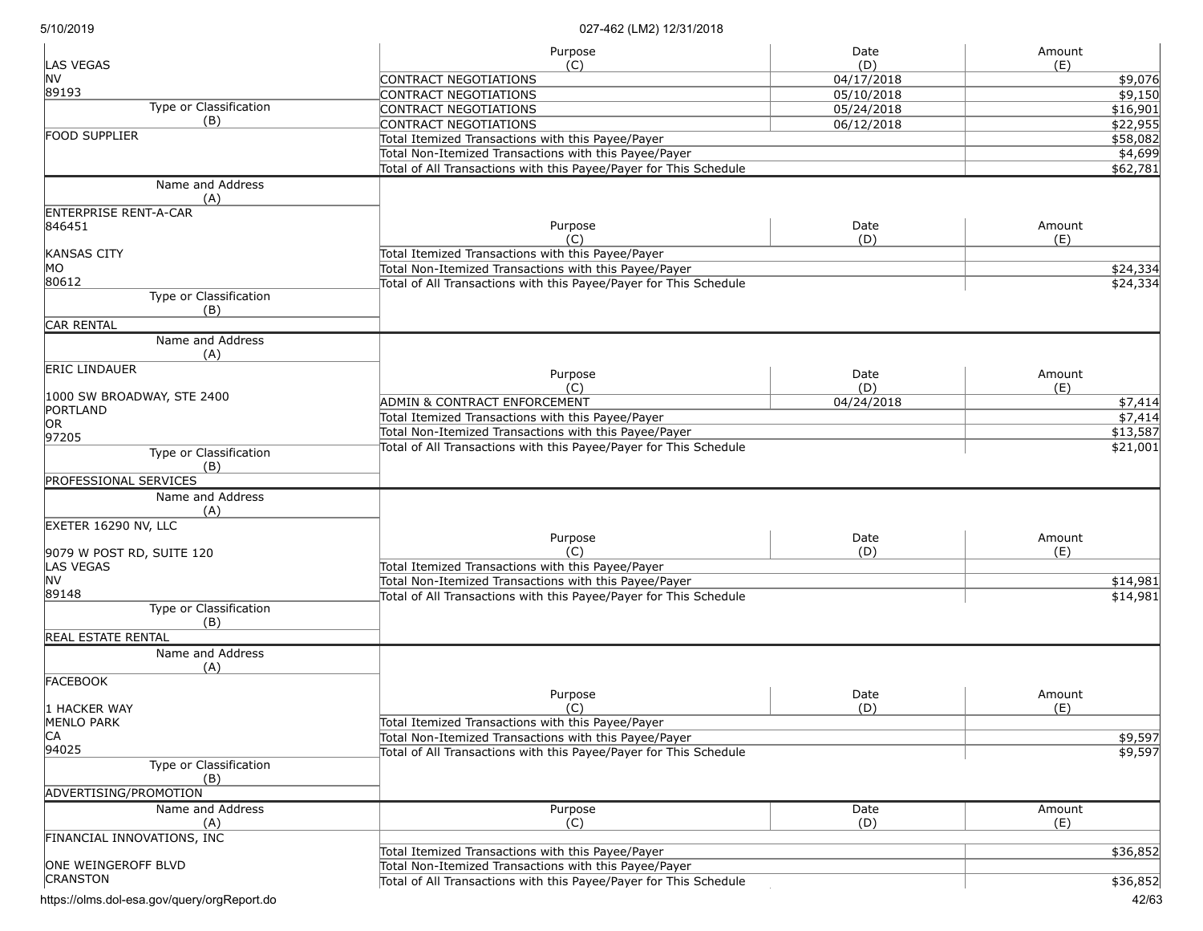| Name and Address (A) | Purpose (C) | Date (D) | Amount (E) |
|---|---|---|---|
| LAS VEGAS<br>NV<br>89193 | CONTRACT NEGOTIATIONS | 04/17/2018 | $9,076 |
| | CONTRACT NEGOTIATIONS | 05/10/2018 | $9,150 |
| **Type or Classification (B)** | CONTRACT NEGOTIATIONS | 05/24/2018 | $16,901 |
| FOOD SUPPLIER | CONTRACT NEGOTIATIONS | 06/12/2018 | $22,955 |
| | Total Itemized Transactions with this Payee/Payer | | $58,082 |
| | Total Non-Itemized Transactions with this Payee/Payer | | $4,699 |
| | Total of All Transactions with this Payee/Payer for This Schedule | | $62,781 |

| Name and Address (A) | Purpose (C) | Date (D) | Amount (E) |
|---|---|---|---|
| ENTERPRISE RENT-A-CAR<br>846451<br><br>KANSAS CITY<br>MO<br>80612 | Total Itemized Transactions with this Payee/Payer | | |
| | Total Non-Itemized Transactions with this Payee/Payer | | $24,334 |
| | Total of All Transactions with this Payee/Payer for This Schedule | | $24,334 |
| **Type or Classification (B)** | | | |
| CAR RENTAL | | | |

| Name and Address (A) | Purpose (C) | Date (D) | Amount (E) |
|---|---|---|---|
| ERIC LINDAUER<br><br>1000 SW BROADWAY, STE 2400<br>PORTLAND<br>OR<br>97205 | ADMIN & CONTRACT ENFORCEMENT | 04/24/2018 | $7,414 |
| | Total Itemized Transactions with this Payee/Payer | | $7,414 |
| | Total Non-Itemized Transactions with this Payee/Payer | | $13,587 |
| | Total of All Transactions with this Payee/Payer for This Schedule | | $21,001 |
| **Type or Classification (B)** | | | |
| PROFESSIONAL SERVICES | | | |

| Name and Address (A) | Purpose (C) | Date (D) | Amount (E) |
|---|---|---|---|
| EXETER 16290 NV, LLC<br><br>9079 W POST RD, SUITE 120<br>LAS VEGAS<br>NV<br>89148 | Total Itemized Transactions with this Payee/Payer | | |
| | Total Non-Itemized Transactions with this Payee/Payer | | $14,981 |
| | Total of All Transactions with this Payee/Payer for This Schedule | | $14,981 |
| **Type or Classification (B)** | | | |
| REAL ESTATE RENTAL | | | |

| Name and Address (A) | Purpose (C) | Date (D) | Amount (E) |
|---|---|---|---|
| FACEBOOK<br><br>1 HACKER WAY<br>MENLO PARK<br>CA<br>94025 | Total Itemized Transactions with this Payee/Payer | | |
| | Total Non-Itemized Transactions with this Payee/Payer | | $9,597 |
| | Total of All Transactions with this Payee/Payer for This Schedule | | $9,597 |
| **Type or Classification (B)** | | | |
| ADVERTISING/PROMOTION | | | |

| Name and Address (A) | Purpose (C) | Date (D) | Amount (E) |
|---|---|---|---|
| FINANCIAL INNOVATIONS, INC<br><br>ONE WEINGEROFF BLVD<br>CRANSTON | Total Itemized Transactions with this Payee/Payer | | $36,852 |
| | Total Non-Itemized Transactions with this Payee/Payer | | |
| | Total of All Transactions with this Payee/Payer for This Schedule | | $36,852 |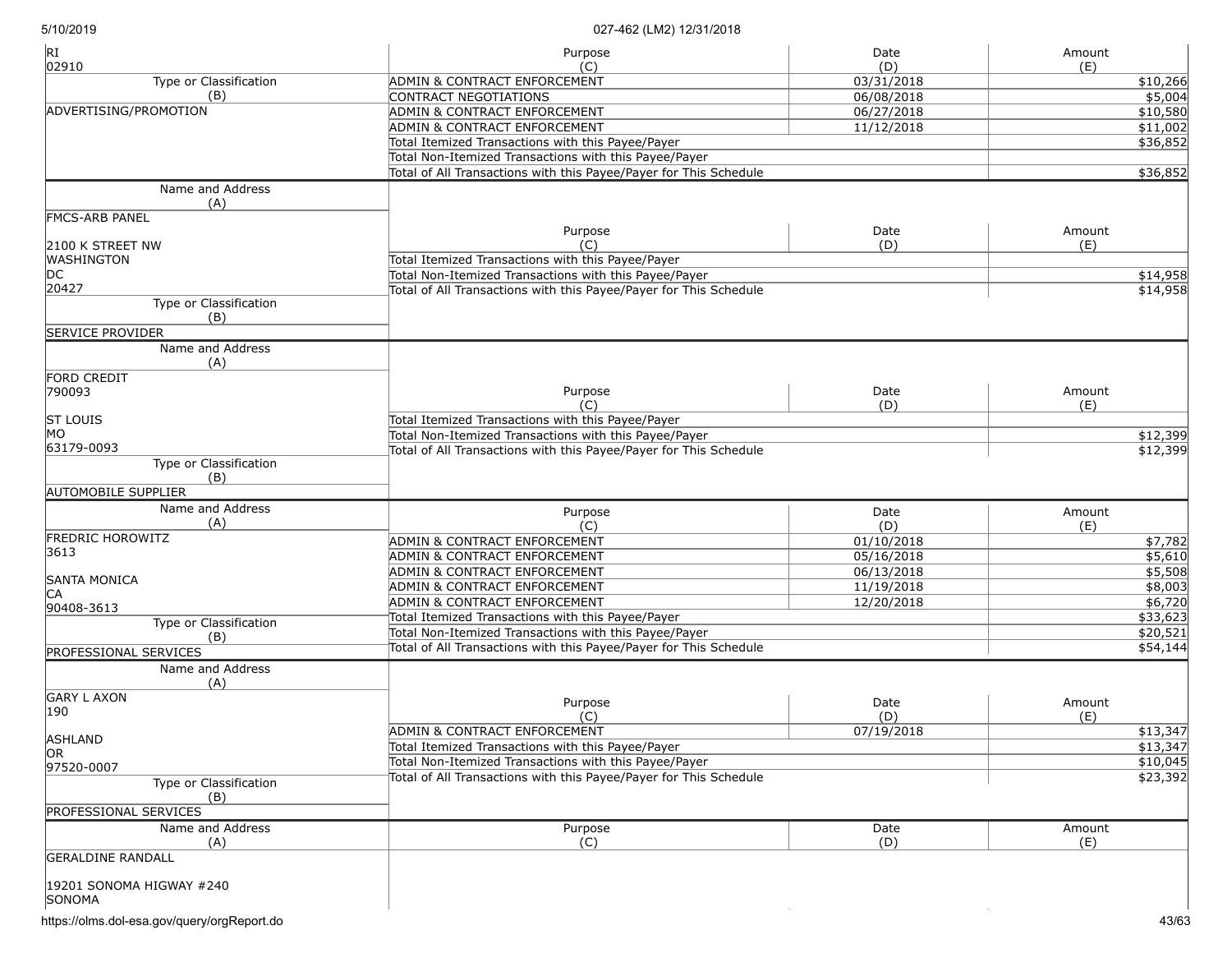| Name and Address (A) | Purpose (C) | Date (D) | Amount (E) |
|---|---|---|---|
| RI 02910 | ADMIN & CONTRACT ENFORCEMENT | 03/31/2018 | $10,266 |
| **Type or Classification (B)** | CONTRACT NEGOTIATIONS | 06/08/2018 | $5,004 |
| ADVERTISING/PROMOTION | ADMIN & CONTRACT ENFORCEMENT | 06/27/2018 | $10,580 |
| | ADMIN & CONTRACT ENFORCEMENT | 11/12/2018 | $11,002 |
| | Total Itemized Transactions with this Payee/Payer | | $36,852 |
| | Total Non-Itemized Transactions with this Payee/Payer | | |
| | Total of All Transactions with this Payee/Payer for This Schedule | | $36,852 |

| Name and Address (A) | Purpose (C) | Date (D) | Amount (E) |
|---|---|---|---|
| FMCS-ARB PANEL<br>2100 K STREET NW<br>WASHINGTON<br>DC<br>20427 | Total Itemized Transactions with this Payee/Payer | | |
| | Total Non-Itemized Transactions with this Payee/Payer | | $14,958 |
| | Total of All Transactions with this Payee/Payer for This Schedule | | $14,958 |
| **Type or Classification (B)** | | | |
| SERVICE PROVIDER | | | |

| Name and Address (A) | Purpose (C) | Date (D) | Amount (E) |
|---|---|---|---|
| FORD CREDIT<br>790093<br>ST LOUIS<br>MO<br>63179-0093 | Total Itemized Transactions with this Payee/Payer | | |
| | Total Non-Itemized Transactions with this Payee/Payer | | $12,399 |
| | Total of All Transactions with this Payee/Payer for This Schedule | | $12,399 |
| **Type or Classification (B)** | | | |
| AUTOMOBILE SUPPLIER | | | |

| Name and Address (A) | Purpose (C) | Date (D) | Amount (E) |
|---|---|---|---|
| FREDRIC HOROWITZ | ADMIN & CONTRACT ENFORCEMENT | 01/10/2018 | $7,782 |
| 3613 | ADMIN & CONTRACT ENFORCEMENT | 05/16/2018 | $5,610 |
| SANTA MONICA | ADMIN & CONTRACT ENFORCEMENT | 06/13/2018 | $5,508 |
| CA | ADMIN & CONTRACT ENFORCEMENT | 11/19/2018 | $8,003 |
| 90408-3613 | ADMIN & CONTRACT ENFORCEMENT | 12/20/2018 | $6,720 |
| **Type or Classification (B)** | Total Itemized Transactions with this Payee/Payer | | $33,623 |
| | Total Non-Itemized Transactions with this Payee/Payer | | $20,521 |
| PROFESSIONAL SERVICES | Total of All Transactions with this Payee/Payer for This Schedule | | $54,144 |

| Name and Address (A) | Purpose (C) | Date (D) | Amount (E) |
|---|---|---|---|
| GARY L AXON<br>190<br>ASHLAND<br>OR<br>97520-0007 | ADMIN & CONTRACT ENFORCEMENT | 07/19/2018 | $13,347 |
| | Total Itemized Transactions with this Payee/Payer | | $13,347 |
| | Total Non-Itemized Transactions with this Payee/Payer | | $10,045 |
| **Type or Classification (B)** | Total of All Transactions with this Payee/Payer for This Schedule | | $23,392 |
| PROFESSIONAL SERVICES | | | |

| Name and Address (A) | Purpose (C) | Date (D) | Amount (E) |
|---|---|---|---|
| GERALDINE RANDALL<br>19201 SONOMA HIGWAY #240<br>SONOMA | | | |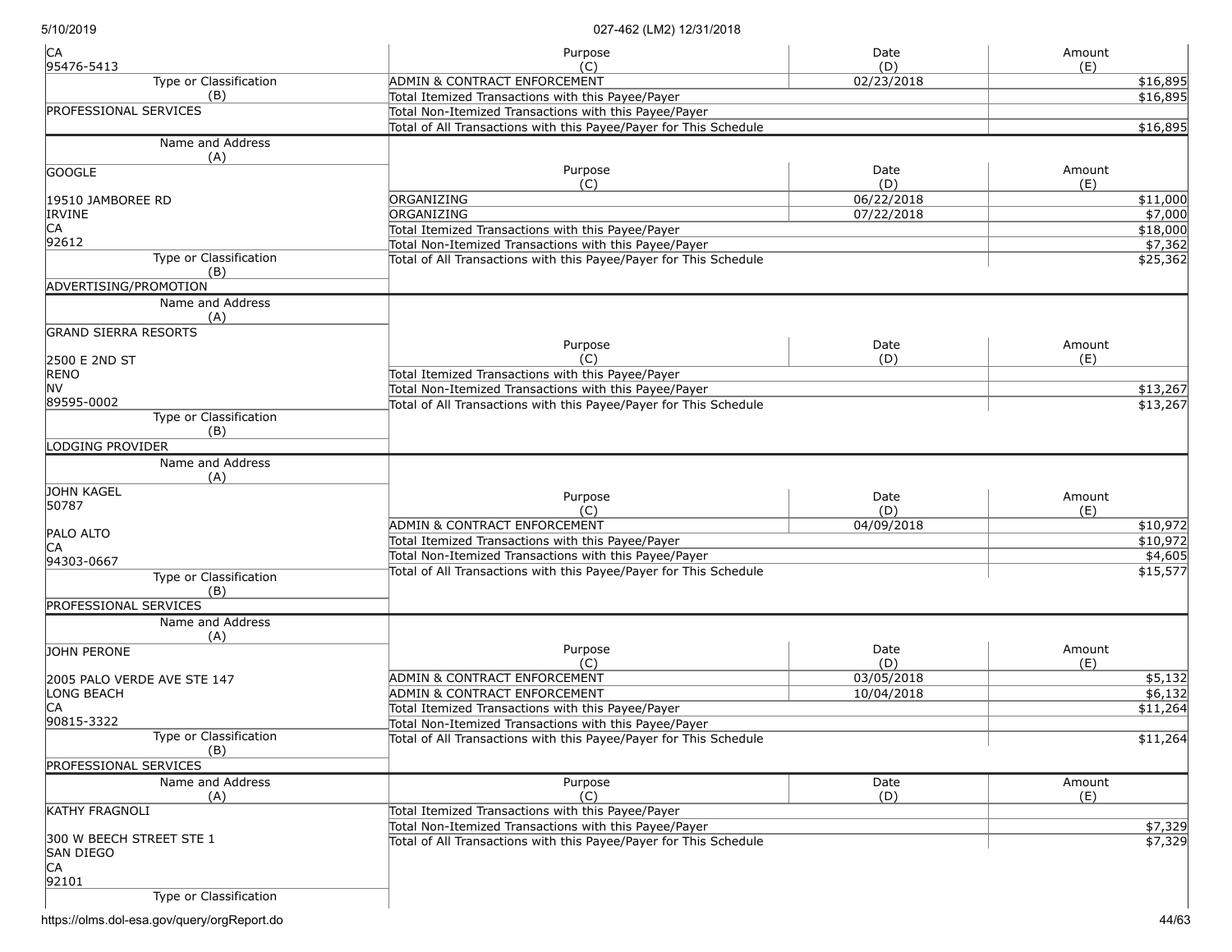| Name and Address (A) | Purpose (C) | Date (D) | Amount (E) |
|---|---|---|---|
| CA<br>95476-5413 | ADMIN & CONTRACT ENFORCEMENT | 02/23/2018 | $16,895 |
| Type or Classification (B) | Total Itemized Transactions with this Payee/Payer | | $16,895 |
| PROFESSIONAL SERVICES | Total Non-Itemized Transactions with this Payee/Payer | | |
| | Total of All Transactions with this Payee/Payer for This Schedule | | $16,895 |

| Name and Address (A) | Purpose (C) | Date (D) | Amount (E) |
|---|---|---|---|
| GOOGLE<br><br>19510 JAMBOREE RD<br>IRVINE<br>CA<br>92612 | ORGANIZING | 06/22/2018 | $11,000 |
| | ORGANIZING | 07/22/2018 | $7,000 |
| | Total Itemized Transactions with this Payee/Payer | | $18,000 |
| | Total Non-Itemized Transactions with this Payee/Payer | | $7,362 |
| Type or Classification (B) | Total of All Transactions with this Payee/Payer for This Schedule | | $25,362 |
| ADVERTISING/PROMOTION | | | |

| Name and Address (A) | Purpose (C) | Date (D) | Amount (E) |
|---|---|---|---|
| GRAND SIERRA RESORTS<br><br>2500 E 2ND ST<br>RENO<br>NV<br>89595-0002 | Total Itemized Transactions with this Payee/Payer | | |
| | Total Non-Itemized Transactions with this Payee/Payer | | $13,267 |
| | Total of All Transactions with this Payee/Payer for This Schedule | | $13,267 |
| Type or Classification (B) | | | |
| LODGING PROVIDER | | | |

| Name and Address (A) | Purpose (C) | Date (D) | Amount (E) |
|---|---|---|---|
| JOHN KAGEL<br>50787<br><br>PALO ALTO<br>CA<br>94303-0667 | ADMIN & CONTRACT ENFORCEMENT | 04/09/2018 | $10,972 |
| | Total Itemized Transactions with this Payee/Payer | | $10,972 |
| | Total Non-Itemized Transactions with this Payee/Payer | | $4,605 |
| Type or Classification (B) | Total of All Transactions with this Payee/Payer for This Schedule | | $15,577 |
| PROFESSIONAL SERVICES | | | |

| Name and Address (A) | Purpose (C) | Date (D) | Amount (E) |
|---|---|---|---|
| JOHN PERONE<br><br>2005 PALO VERDE AVE STE 147<br>LONG BEACH<br>CA<br>90815-3322 | ADMIN & CONTRACT ENFORCEMENT | 03/05/2018 | $5,132 |
| | ADMIN & CONTRACT ENFORCEMENT | 10/04/2018 | $6,132 |
| | Total Itemized Transactions with this Payee/Payer | | $11,264 |
| | Total Non-Itemized Transactions with this Payee/Payer | | |
| Type or Classification (B) | Total of All Transactions with this Payee/Payer for This Schedule | | $11,264 |
| PROFESSIONAL SERVICES | | | |

| Name and Address (A) | Purpose (C) | Date (D) | Amount (E) |
|---|---|---|---|
| KATHY FRAGNOLI<br><br>300 W BEECH STREET STE 1<br>SAN DIEGO<br>CA<br>92101 | Total Itemized Transactions with this Payee/Payer | | |
| | Total Non-Itemized Transactions with this Payee/Payer | | $7,329 |
| | Total of All Transactions with this Payee/Payer for This Schedule | | $7,329 |
| Type or Classification | | | |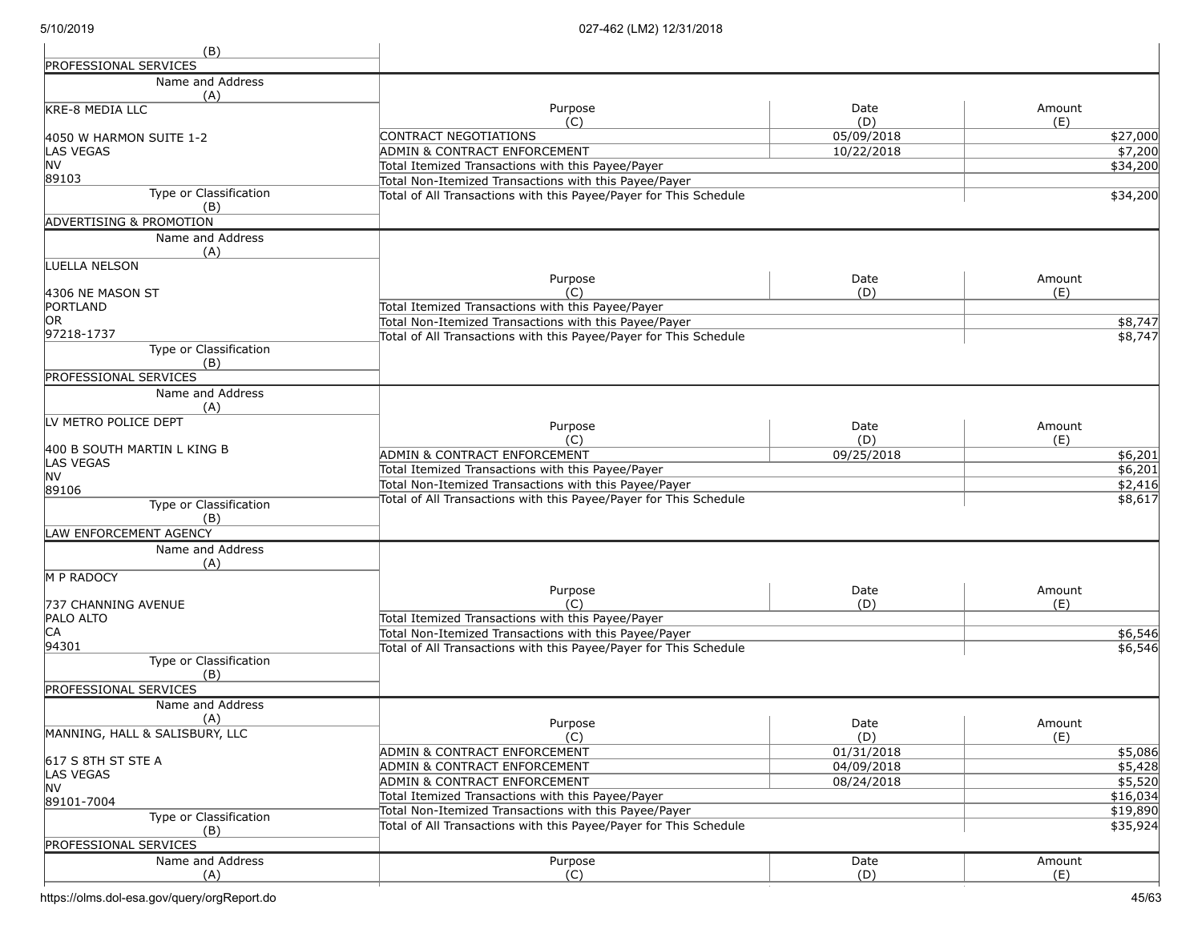| Type or Classification (B) | |
|---|---|
| PROFESSIONAL SERVICES | |

| Name and Address (A) | Purpose (C) | Date (D) | Amount (E) |
|---|---|---|---|
| KRE-8 MEDIA LLC<br><br>4050 W HARMON SUITE 1-2<br>LAS VEGAS<br>NV<br>89103 | CONTRACT NEGOTIATIONS | 05/09/2018 | $27,000 |
| | ADMIN & CONTRACT ENFORCEMENT | 10/22/2018 | $7,200 |
| | Total Itemized Transactions with this Payee/Payer | | $34,200 |
| | Total Non-Itemized Transactions with this Payee/Payer | | |
| | Total of All Transactions with this Payee/Payer for This Schedule | | $34,200 |
| **Type or Classification (B)**<br>ADVERTISING & PROMOTION | | | |

| Name and Address (A) | Purpose (C) | Date (D) | Amount (E) |
|---|---|---|---|
| LUELLA NELSON<br><br>4306 NE MASON ST<br>PORTLAND<br>OR<br>97218-1737 | Total Itemized Transactions with this Payee/Payer | | |
| | Total Non-Itemized Transactions with this Payee/Payer | | $8,747 |
| | Total of All Transactions with this Payee/Payer for This Schedule | | $8,747 |
| **Type or Classification (B)**<br>PROFESSIONAL SERVICES | | | |

| Name and Address (A) | Purpose (C) | Date (D) | Amount (E) |
|---|---|---|---|
| LV METRO POLICE DEPT<br><br>400 B SOUTH MARTIN L KING B<br>LAS VEGAS<br>NV<br>89106 | ADMIN & CONTRACT ENFORCEMENT | 09/25/2018 | $6,201 |
| | Total Itemized Transactions with this Payee/Payer | | $6,201 |
| | Total Non-Itemized Transactions with this Payee/Payer | | $2,416 |
| | Total of All Transactions with this Payee/Payer for This Schedule | | $8,617 |
| **Type or Classification (B)**<br>LAW ENFORCEMENT AGENCY | | | |

| Name and Address (A) | Purpose (C) | Date (D) | Amount (E) |
|---|---|---|---|
| M P RADOCY<br><br>737 CHANNING AVENUE<br>PALO ALTO<br>CA<br>94301 | Total Itemized Transactions with this Payee/Payer | | |
| | Total Non-Itemized Transactions with this Payee/Payer | | $6,546 |
| | Total of All Transactions with this Payee/Payer for This Schedule | | $6,546 |
| **Type or Classification (B)**<br>PROFESSIONAL SERVICES | | | |

| Name and Address (A) | Purpose (C) | Date (D) | Amount (E) |
|---|---|---|---|
| MANNING, HALL & SALISBURY, LLC<br><br>617 S 8TH ST STE A<br>LAS VEGAS<br>NV<br>89101-7004 | ADMIN & CONTRACT ENFORCEMENT | 01/31/2018 | $5,086 |
| | ADMIN & CONTRACT ENFORCEMENT | 04/09/2018 | $5,428 |
| | ADMIN & CONTRACT ENFORCEMENT | 08/24/2018 | $5,520 |
| | Total Itemized Transactions with this Payee/Payer | | $16,034 |
| | Total Non-Itemized Transactions with this Payee/Payer | | $19,890 |
| | Total of All Transactions with this Payee/Payer for This Schedule | | $35,924 |
| **Type or Classification (B)**<br>PROFESSIONAL SERVICES | | | |

| Name and Address (A) | Purpose (C) | Date (D) | Amount (E) |
|---|---|---|---|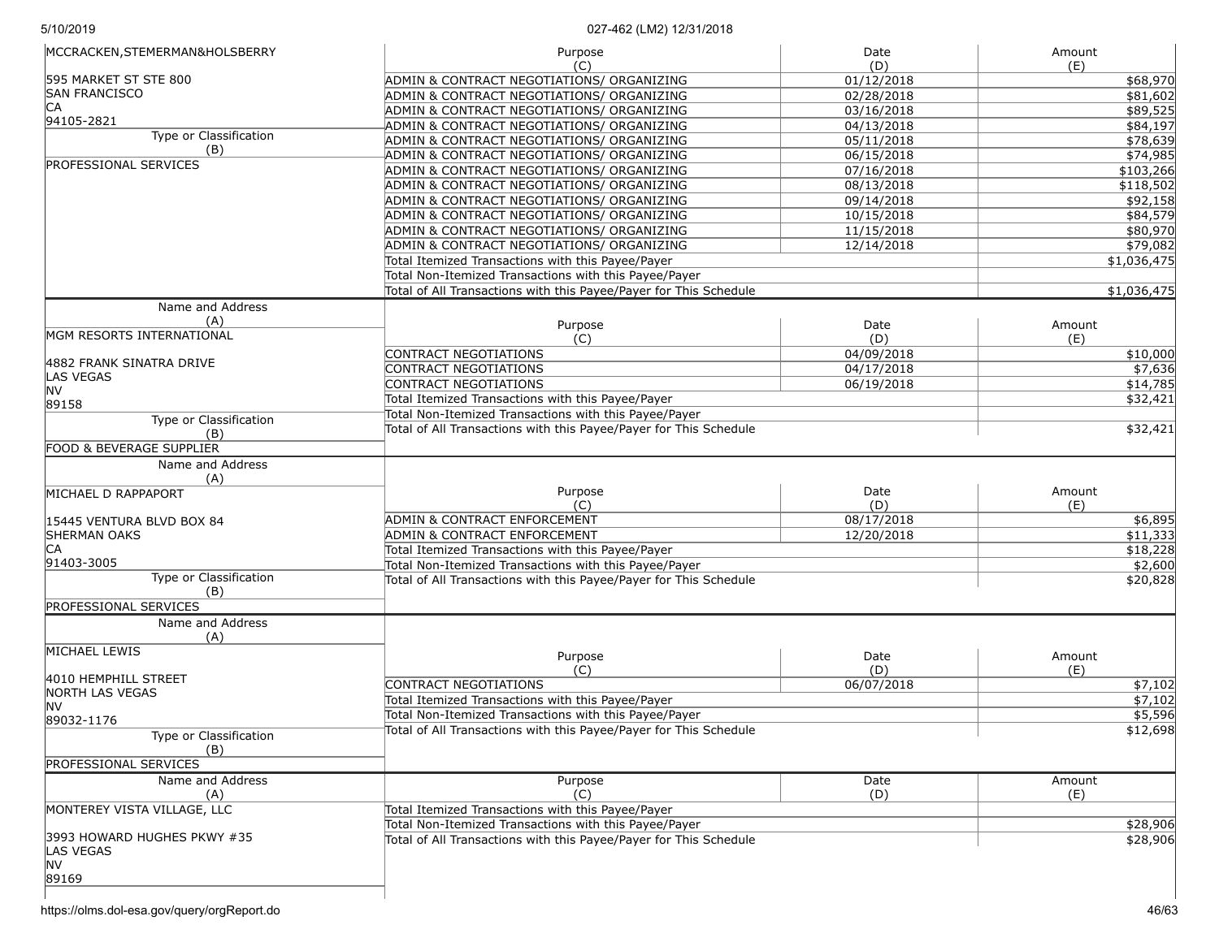| Name and Address (A) | Purpose (C) | Date (D) | Amount (E) |
|---|---|---|---|
| MCCRACKEN,STEMERMAN&HOLSBERRY | ADMIN & CONTRACT NEGOTIATIONS/ ORGANIZING | 01/12/2018 | $68,970 |
| 595 MARKET ST STE 800 | ADMIN & CONTRACT NEGOTIATIONS/ ORGANIZING | 02/28/2018 | $81,602 |
| SAN FRANCISCO | ADMIN & CONTRACT NEGOTIATIONS/ ORGANIZING | 03/16/2018 | $89,525 |
| CA | ADMIN & CONTRACT NEGOTIATIONS/ ORGANIZING | 04/13/2018 | $84,197 |
| 94105-2821 | ADMIN & CONTRACT NEGOTIATIONS/ ORGANIZING | 05/11/2018 | $78,639 |
| Type or Classification (B) | ADMIN & CONTRACT NEGOTIATIONS/ ORGANIZING | 06/15/2018 | $74,985 |
| PROFESSIONAL SERVICES | ADMIN & CONTRACT NEGOTIATIONS/ ORGANIZING | 07/16/2018 | $103,266 |
| | ADMIN & CONTRACT NEGOTIATIONS/ ORGANIZING | 08/13/2018 | $118,502 |
| | ADMIN & CONTRACT NEGOTIATIONS/ ORGANIZING | 09/14/2018 | $92,158 |
| | ADMIN & CONTRACT NEGOTIATIONS/ ORGANIZING | 10/15/2018 | $84,579 |
| | ADMIN & CONTRACT NEGOTIATIONS/ ORGANIZING | 11/15/2018 | $80,970 |
| | ADMIN & CONTRACT NEGOTIATIONS/ ORGANIZING | 12/14/2018 | $79,082 |
| | Total Itemized Transactions with this Payee/Payer | | $1,036,475 |
| | Total Non-Itemized Transactions with this Payee/Payer | | |
| | Total of All Transactions with this Payee/Payer for This Schedule | | $1,036,475 |

| Name and Address (A) | Purpose (C) | Date (D) | Amount (E) |
|---|---|---|---|
| MGM RESORTS INTERNATIONAL | CONTRACT NEGOTIATIONS | 04/09/2018 | $10,000 |
| 4882 FRANK SINATRA DRIVE | CONTRACT NEGOTIATIONS | 04/17/2018 | $7,636 |
| LAS VEGAS | CONTRACT NEGOTIATIONS | 06/19/2018 | $14,785 |
| NV | Total Itemized Transactions with this Payee/Payer | | $32,421 |
| 89158 | Total Non-Itemized Transactions with this Payee/Payer | | |
| Type or Classification (B) | Total of All Transactions with this Payee/Payer for This Schedule | | $32,421 |
| FOOD & BEVERAGE SUPPLIER | | | |

| Name and Address (A) | Purpose (C) | Date (D) | Amount (E) |
|---|---|---|---|
| MICHAEL D RAPPAPORT | ADMIN & CONTRACT ENFORCEMENT | 08/17/2018 | $6,895 |
| 15445 VENTURA BLVD BOX 84 | ADMIN & CONTRACT ENFORCEMENT | 12/20/2018 | $11,333 |
| SHERMAN OAKS | Total Itemized Transactions with this Payee/Payer | | $18,228 |
| CA | Total Non-Itemized Transactions with this Payee/Payer | | $2,600 |
| 91403-3005 | Total of All Transactions with this Payee/Payer for This Schedule | | $20,828 |
| Type or Classification (B) | | | |
| PROFESSIONAL SERVICES | | | |

| Name and Address (A) | Purpose (C) | Date (D) | Amount (E) |
|---|---|---|---|
| MICHAEL LEWIS | CONTRACT NEGOTIATIONS | 06/07/2018 | $7,102 |
| 4010 HEMPHILL STREET | Total Itemized Transactions with this Payee/Payer | | $7,102 |
| NORTH LAS VEGAS | Total Non-Itemized Transactions with this Payee/Payer | | $5,596 |
| NV | Total of All Transactions with this Payee/Payer for This Schedule | | $12,698 |
| 89032-1176 | | | |
| Type or Classification (B) | | | |
| PROFESSIONAL SERVICES | | | |

| Name and Address (A) | Purpose (C) | Date (D) | Amount (E) |
|---|---|---|---|
| MONTEREY VISTA VILLAGE, LLC | Total Itemized Transactions with this Payee/Payer | | |
| 3993 HOWARD HUGHES PKWY #35 | Total Non-Itemized Transactions with this Payee/Payer | | $28,906 |
| LAS VEGAS | Total of All Transactions with this Payee/Payer for This Schedule | | $28,906 |
| NV | | | |
| 89169 | | | |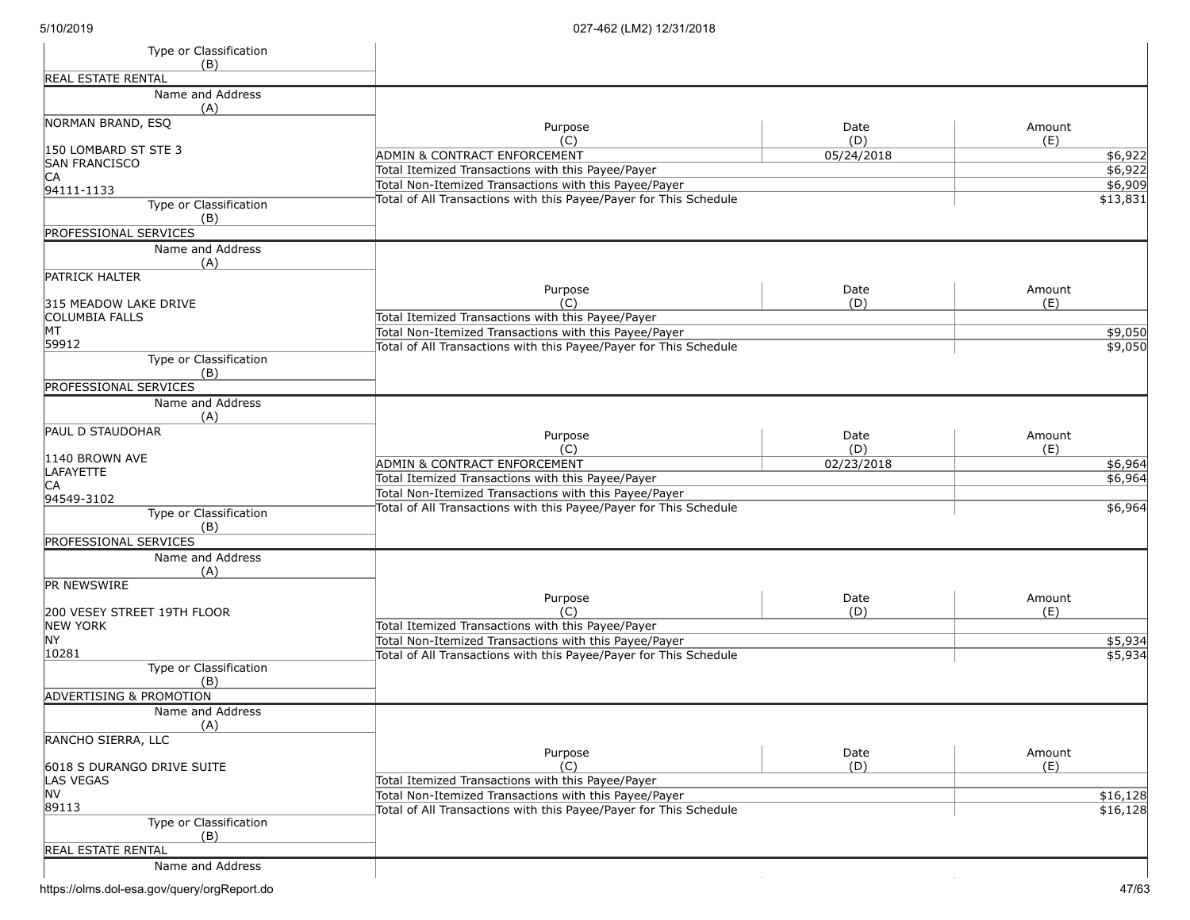| Type or Classification (B) |
|---|
| REAL ESTATE RENTAL |

| Name and Address (A) | Purpose (C) | Date (D) | Amount (E) |
|---|---|---|---|
| NORMAN BRAND, ESQ<br><br>150 LOMBARD ST STE 3<br>SAN FRANCISCO<br>CA<br>94111-1133 | ADMIN & CONTRACT ENFORCEMENT | 05/24/2018 | $6,922 |
| | Total Itemized Transactions with this Payee/Payer | | $6,922 |
| | Total Non-Itemized Transactions with this Payee/Payer | | $6,909 |
| | Total of All Transactions with this Payee/Payer for This Schedule | | $13,831 |
| **Type or Classification (B)** | | | |
| PROFESSIONAL SERVICES | | | |

| Name and Address (A) | Purpose (C) | Date (D) | Amount (E) |
|---|---|---|---|
| PATRICK HALTER<br><br>315 MEADOW LAKE DRIVE<br>COLUMBIA FALLS<br>MT<br>59912 | Total Itemized Transactions with this Payee/Payer | | |
| | Total Non-Itemized Transactions with this Payee/Payer | | $9,050 |
| | Total of All Transactions with this Payee/Payer for This Schedule | | $9,050 |
| **Type or Classification (B)** | | | |
| PROFESSIONAL SERVICES | | | |

| Name and Address (A) | Purpose (C) | Date (D) | Amount (E) |
|---|---|---|---|
| PAUL D STAUDOHAR<br><br>1140 BROWN AVE<br>LAFAYETTE<br>CA<br>94549-3102 | ADMIN & CONTRACT ENFORCEMENT | 02/23/2018 | $6,964 |
| | Total Itemized Transactions with this Payee/Payer | | $6,964 |
| | Total Non-Itemized Transactions with this Payee/Payer | | |
| | Total of All Transactions with this Payee/Payer for This Schedule | | $6,964 |
| **Type or Classification (B)** | | | |
| PROFESSIONAL SERVICES | | | |

| Name and Address (A) | Purpose (C) | Date (D) | Amount (E) |
|---|---|---|---|
| PR NEWSWIRE<br><br>200 VESEY STREET 19TH FLOOR<br>NEW YORK<br>NY<br>10281 | Total Itemized Transactions with this Payee/Payer | | |
| | Total Non-Itemized Transactions with this Payee/Payer | | $5,934 |
| | Total of All Transactions with this Payee/Payer for This Schedule | | $5,934 |
| **Type or Classification (B)** | | | |
| ADVERTISING & PROMOTION | | | |

| Name and Address (A) | Purpose (C) | Date (D) | Amount (E) |
|---|---|---|---|
| RANCHO SIERRA, LLC<br><br>6018 S DURANGO DRIVE SUITE<br>LAS VEGAS<br>NV<br>89113 | Total Itemized Transactions with this Payee/Payer | | |
| | Total Non-Itemized Transactions with this Payee/Payer | | $16,128 |
| | Total of All Transactions with this Payee/Payer for This Schedule | | $16,128 |
| **Type or Classification (B)** | | | |
| REAL ESTATE RENTAL | | | |

| Name and Address |
|---|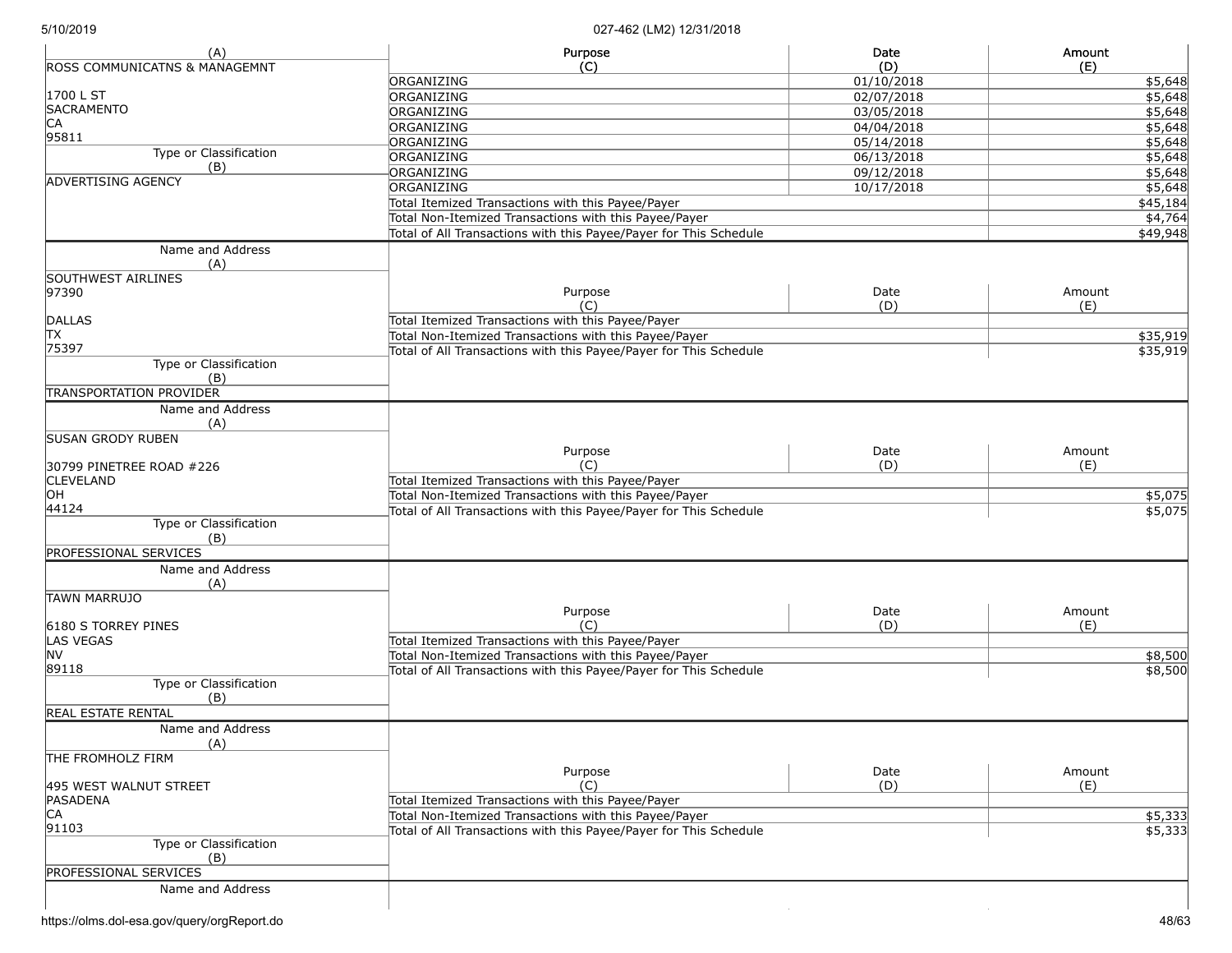| (A) | Purpose (C) | Date (D) | Amount (E) |
|---|---|---|---|
| ROSS COMMUNICATNS & MANAGEMNT | ORGANIZING | 01/10/2018 | $5,648 |
| 1700 L ST | ORGANIZING | 02/07/2018 | $5,648 |
| SACRAMENTO | ORGANIZING | 03/05/2018 | $5,648 |
| CA | ORGANIZING | 04/04/2018 | $5,648 |
| 95811 | ORGANIZING | 05/14/2018 | $5,648 |
| Type or Classification (B) | ORGANIZING | 06/13/2018 | $5,648 |
| ADVERTISING AGENCY | ORGANIZING | 09/12/2018 | $5,648 |
| | ORGANIZING | 10/17/2018 | $5,648 |
| | Total Itemized Transactions with this Payee/Payer | | $45,184 |
| | Total Non-Itemized Transactions with this Payee/Payer | | $4,764 |
| | Total of All Transactions with this Payee/Payer for This Schedule | | $49,948 |

| Name and Address (A) | Purpose (C) | Date (D) | Amount (E) |
|---|---|---|---|
| SOUTHWEST AIRLINES<br>97390<br><br>DALLAS<br>TX<br>75397 | | | |
| | Total Itemized Transactions with this Payee/Payer | | |
| | Total Non-Itemized Transactions with this Payee/Payer | | $35,919 |
| | Total of All Transactions with this Payee/Payer for This Schedule | | $35,919 |
| Type or Classification (B) | | | |
| TRANSPORTATION PROVIDER | | | |

| Name and Address (A) | Purpose (C) | Date (D) | Amount (E) |
|---|---|---|---|
| SUSAN GRODY RUBEN<br><br>30799 PINETREE ROAD #226<br>CLEVELAND<br>OH<br>44124 | | | |
| | Total Itemized Transactions with this Payee/Payer | | |
| | Total Non-Itemized Transactions with this Payee/Payer | | $5,075 |
| | Total of All Transactions with this Payee/Payer for This Schedule | | $5,075 |
| Type or Classification (B) | | | |
| PROFESSIONAL SERVICES | | | |

| Name and Address (A) | Purpose (C) | Date (D) | Amount (E) |
|---|---|---|---|
| TAWN MARRUJO<br><br>6180 S TORREY PINES<br>LAS VEGAS<br>NV<br>89118 | | | |
| | Total Itemized Transactions with this Payee/Payer | | |
| | Total Non-Itemized Transactions with this Payee/Payer | | $8,500 |
| | Total of All Transactions with this Payee/Payer for This Schedule | | $8,500 |
| Type or Classification (B) | | | |
| REAL ESTATE RENTAL | | | |

| Name and Address (A) | Purpose (C) | Date (D) | Amount (E) |
|---|---|---|---|
| THE FROMHOLZ FIRM<br><br>495 WEST WALNUT STREET<br>PASADENA<br>CA<br>91103 | | | |
| | Total Itemized Transactions with this Payee/Payer | | |
| | Total Non-Itemized Transactions with this Payee/Payer | | $5,333 |
| | Total of All Transactions with this Payee/Payer for This Schedule | | $5,333 |
| Type or Classification (B) | | | |
| PROFESSIONAL SERVICES | | | |

| Name and Address |
|---|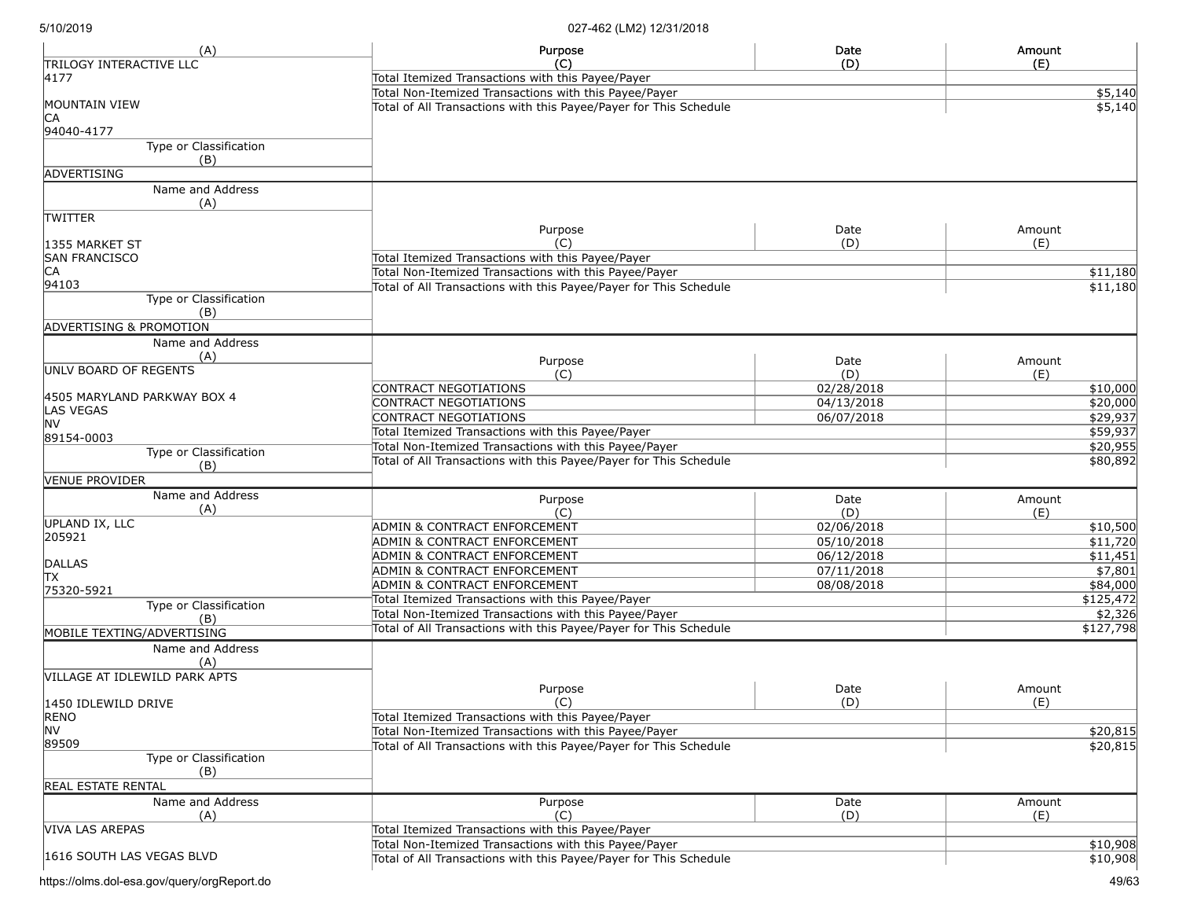| (A) | Purpose (C) | Date (D) | Amount (E) |
|---|---|---|---|
| TRILOGY INTERACTIVE LLC<br>4177<br><br>MOUNTAIN VIEW<br>CA<br>94040-4177 | Total Itemized Transactions with this Payee/Payer | | |
| | Total Non-Itemized Transactions with this Payee/Payer | | $5,140 |
| | Total of All Transactions with this Payee/Payer for This Schedule | | $5,140 |
| Type or Classification (B) | | | |
| ADVERTISING | | | |

| Name and Address (A) | Purpose (C) | Date (D) | Amount (E) |
|---|---|---|---|
| TWITTER<br><br>1355 MARKET ST<br>SAN FRANCISCO<br>CA<br>94103 | Total Itemized Transactions with this Payee/Payer | | |
| | Total Non-Itemized Transactions with this Payee/Payer | | $11,180 |
| | Total of All Transactions with this Payee/Payer for This Schedule | | $11,180 |
| Type or Classification (B) | | | |
| ADVERTISING & PROMOTION | | | |

| Name and Address (A) | Purpose (C) | Date (D) | Amount (E) |
|---|---|---|---|
| UNLV BOARD OF REGENTS<br><br>4505 MARYLAND PARKWAY BOX 4<br>LAS VEGAS<br>NV<br>89154-0003 | CONTRACT NEGOTIATIONS | 02/28/2018 | $10,000 |
| | CONTRACT NEGOTIATIONS | 04/13/2018 | $20,000 |
| | CONTRACT NEGOTIATIONS | 06/07/2018 | $29,937 |
| | Total Itemized Transactions with this Payee/Payer | | $59,937 |
| | Total Non-Itemized Transactions with this Payee/Payer | | $20,955 |
| | Total of All Transactions with this Payee/Payer for This Schedule | | $80,892 |
| Type or Classification (B) | | | |
| VENUE PROVIDER | | | |

| Name and Address (A) | Purpose (C) | Date (D) | Amount (E) |
|---|---|---|---|
| UPLAND IX, LLC<br>205921<br><br>DALLAS<br>TX<br>75320-5921 | ADMIN & CONTRACT ENFORCEMENT | 02/06/2018 | $10,500 |
| | ADMIN & CONTRACT ENFORCEMENT | 05/10/2018 | $11,720 |
| | ADMIN & CONTRACT ENFORCEMENT | 06/12/2018 | $11,451 |
| | ADMIN & CONTRACT ENFORCEMENT | 07/11/2018 | $7,801 |
| | ADMIN & CONTRACT ENFORCEMENT | 08/08/2018 | $84,000 |
| | Total Itemized Transactions with this Payee/Payer | | $125,472 |
| | Total Non-Itemized Transactions with this Payee/Payer | | $2,326 |
| | Total of All Transactions with this Payee/Payer for This Schedule | | $127,798 |
| Type or Classification (B) | | | |
| MOBILE TEXTING/ADVERTISING | | | |

| Name and Address (A) | Purpose (C) | Date (D) | Amount (E) |
|---|---|---|---|
| VILLAGE AT IDLEWILD PARK APTS<br><br>1450 IDLEWILD DRIVE<br>RENO<br>NV<br>89509 | Total Itemized Transactions with this Payee/Payer | | |
| | Total Non-Itemized Transactions with this Payee/Payer | | $20,815 |
| | Total of All Transactions with this Payee/Payer for This Schedule | | $20,815 |
| Type or Classification (B) | | | |
| REAL ESTATE RENTAL | | | |

| Name and Address (A) | Purpose (C) | Date (D) | Amount (E) |
|---|---|---|---|
| VIVA LAS AREPAS<br><br>1616 SOUTH LAS VEGAS BLVD | Total Itemized Transactions with this Payee/Payer | | |
| | Total Non-Itemized Transactions with this Payee/Payer | | $10,908 |
| | Total of All Transactions with this Payee/Payer for This Schedule | | $10,908 |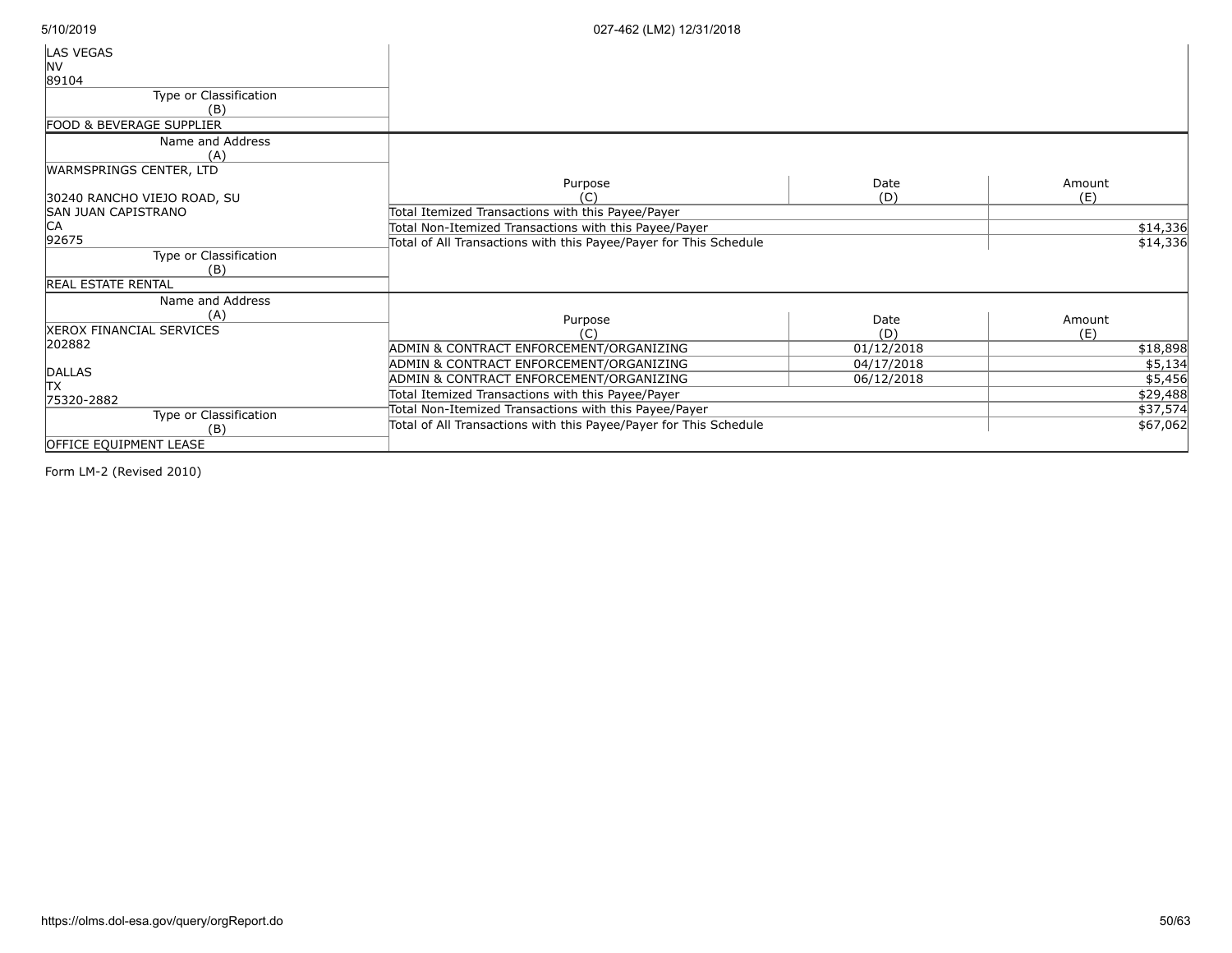| Name and Address (A) | Purpose (C) | Date (D) | Amount (E) |
|---|---|---|---|
| LAS VEGAS<br>NV<br>89104 | | | |
| **Type or Classification (B)** | | | |
| FOOD & BEVERAGE SUPPLIER | | | |

| Name and Address (A) | Purpose (C) | Date (D) | Amount (E) |
|---|---|---|---|
| WARMSPRINGS CENTER, LTD<br><br>30240 RANCHO VIEJO ROAD, SU<br>SAN JUAN CAPISTRANO<br>CA<br>92675 | Total Itemized Transactions with this Payee/Payer | | |
| | Total Non-Itemized Transactions with this Payee/Payer | | $14,336 |
| | Total of All Transactions with this Payee/Payer for This Schedule | | $14,336 |
| **Type or Classification (B)** | | | |
| REAL ESTATE RENTAL | | | |

| Name and Address (A) | Purpose (C) | Date (D) | Amount (E) |
|---|---|---|---|
| XEROX FINANCIAL SERVICES<br>202882<br><br>DALLAS<br>TX<br>75320-2882 | ADMIN & CONTRACT ENFORCEMENT/ORGANIZING | 01/12/2018 | $18,898 |
| | ADMIN & CONTRACT ENFORCEMENT/ORGANIZING | 04/17/2018 | $5,134 |
| | ADMIN & CONTRACT ENFORCEMENT/ORGANIZING | 06/12/2018 | $5,456 |
| | Total Itemized Transactions with this Payee/Payer | | $29,488 |
| | Total Non-Itemized Transactions with this Payee/Payer | | $37,574 |
| | Total of All Transactions with this Payee/Payer for This Schedule | | $67,062 |
| **Type or Classification (B)** | | | |
| OFFICE EQUIPMENT LEASE | | | |

Form LM-2 (Revised 2010)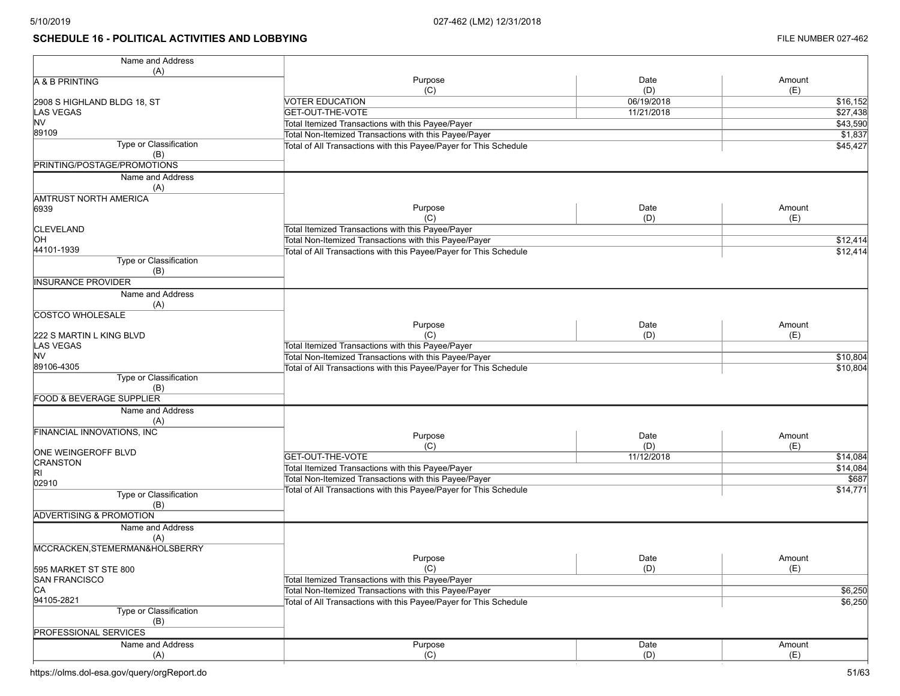## SCHEDULE 16 - POLITICAL ACTIVITIES AND LOBBYING

FILE NUMBER 027-462

| Name and Address (A) | Purpose (C) | Date (D) | Amount (E) |
|---|---|---|---|
| A & B PRINTING<br><br>2908 S HIGHLAND BLDG 18, ST<br>LAS VEGAS<br>NV<br>89109 | VOTER EDUCATION | 06/19/2018 | $16,152 |
| | GET-OUT-THE-VOTE | 11/21/2018 | $27,438 |
| | Total Itemized Transactions with this Payee/Payer | | $43,590 |
| | Total Non-Itemized Transactions with this Payee/Payer | | $1,837 |
| | Total of All Transactions with this Payee/Payer for This Schedule | | $45,427 |
| Type or Classification (B): PRINTING/POSTAGE/PROMOTIONS | | | |

| Name and Address (A) | Purpose (C) | Date (D) | Amount (E) |
|---|---|---|---|
| AMTRUST NORTH AMERICA<br>6939<br><br>CLEVELAND<br>OH<br>44101-1939 | Total Itemized Transactions with this Payee/Payer | | |
| | Total Non-Itemized Transactions with this Payee/Payer | | $12,414 |
| | Total of All Transactions with this Payee/Payer for This Schedule | | $12,414 |
| Type or Classification (B): INSURANCE PROVIDER | | | |

| Name and Address (A) | Purpose (C) | Date (D) | Amount (E) |
|---|---|---|---|
| COSTCO WHOLESALE<br><br>222 S MARTIN L KING BLVD<br>LAS VEGAS<br>NV<br>89106-4305 | Total Itemized Transactions with this Payee/Payer | | |
| | Total Non-Itemized Transactions with this Payee/Payer | | $10,804 |
| | Total of All Transactions with this Payee/Payer for This Schedule | | $10,804 |
| Type or Classification (B): FOOD & BEVERAGE SUPPLIER | | | |

| Name and Address (A) | Purpose (C) | Date (D) | Amount (E) |
|---|---|---|---|
| FINANCIAL INNOVATIONS, INC<br><br>ONE WEINGEROFF BLVD<br>CRANSTON<br>RI<br>02910 | GET-OUT-THE-VOTE | 11/12/2018 | $14,084 |
| | Total Itemized Transactions with this Payee/Payer | | $14,084 |
| | Total Non-Itemized Transactions with this Payee/Payer | | $687 |
| | Total of All Transactions with this Payee/Payer for This Schedule | | $14,771 |
| Type or Classification (B): ADVERTISING & PROMOTION | | | |

| Name and Address (A) | Purpose (C) | Date (D) | Amount (E) |
|---|---|---|---|
| MCCRACKEN,STEMERMAN&HOLSBERRY<br><br>595 MARKET ST STE 800<br>SAN FRANCISCO<br>CA<br>94105-2821 | Total Itemized Transactions with this Payee/Payer | | |
| | Total Non-Itemized Transactions with this Payee/Payer | | $6,250 |
| | Total of All Transactions with this Payee/Payer for This Schedule | | $6,250 |
| Type or Classification (B): PROFESSIONAL SERVICES | | | |

| Name and Address (A) | Purpose (C) | Date (D) | Amount (E) |
|---|---|---|---|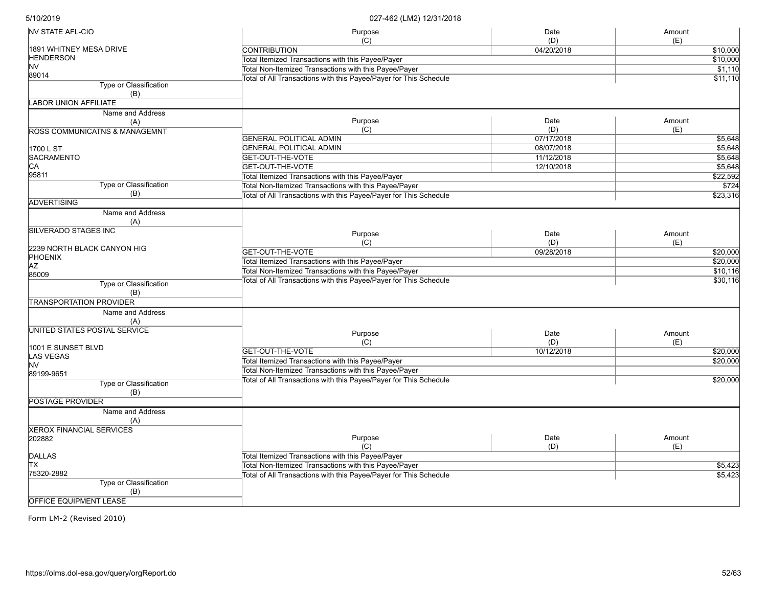| Name and Address (A) | Purpose (C) | Date (D) | Amount (E) |
|---|---|---|---|
| NV STATE AFL-CIO | CONTRIBUTION | 04/20/2018 | $10,000 |
| 1891 WHITNEY MESA DRIVE | Total Itemized Transactions with this Payee/Payer | | $10,000 |
| HENDERSON | Total Non-Itemized Transactions with this Payee/Payer | | $1,110 |
| NV | Total of All Transactions with this Payee/Payer for This Schedule | | $11,110 |
| 89014 | | | |
| Type or Classification (B): LABOR UNION AFFILIATE | | | |

| Name and Address (A) | Purpose (C) | Date (D) | Amount (E) |
|---|---|---|---|
| ROSS COMMUNICATNS & MANAGEMNT | GENERAL POLITICAL ADMIN | 07/17/2018 | $5,648 |
| 1700 L ST | GENERAL POLITICAL ADMIN | 08/07/2018 | $5,648 |
| SACRAMENTO | GET-OUT-THE-VOTE | 11/12/2018 | $5,648 |
| CA | GET-OUT-THE-VOTE | 12/10/2018 | $5,648 |
| 95811 | Total Itemized Transactions with this Payee/Payer | | $22,592 |
| | Total Non-Itemized Transactions with this Payee/Payer | | $724 |
| | Total of All Transactions with this Payee/Payer for This Schedule | | $23,316 |
| Type or Classification (B): ADVERTISING | | | |

| Name and Address (A) | Purpose (C) | Date (D) | Amount (E) |
|---|---|---|---|
| SILVERADO STAGES INC | GET-OUT-THE-VOTE | 09/28/2018 | $20,000 |
| 2239 NORTH BLACK CANYON HIG | Total Itemized Transactions with this Payee/Payer | | $20,000 |
| PHOENIX | Total Non-Itemized Transactions with this Payee/Payer | | $10,116 |
| AZ | Total of All Transactions with this Payee/Payer for This Schedule | | $30,116 |
| 85009 | | | |
| Type or Classification (B): TRANSPORTATION PROVIDER | | | |

| Name and Address (A) | Purpose (C) | Date (D) | Amount (E) |
|---|---|---|---|
| UNITED STATES POSTAL SERVICE | GET-OUT-THE-VOTE | 10/12/2018 | $20,000 |
| 1001 E SUNSET BLVD | Total Itemized Transactions with this Payee/Payer | | $20,000 |
| LAS VEGAS | Total Non-Itemized Transactions with this Payee/Payer | | |
| NV | Total of All Transactions with this Payee/Payer for This Schedule | | $20,000 |
| 89199-9651 | | | |
| Type or Classification (B): POSTAGE PROVIDER | | | |

| Name and Address (A) | Purpose (C) | Date (D) | Amount (E) |
|---|---|---|---|
| XEROX FINANCIAL SERVICES | Total Itemized Transactions with this Payee/Payer | | |
| 202882 | Total Non-Itemized Transactions with this Payee/Payer | | $5,423 |
| DALLAS | Total of All Transactions with this Payee/Payer for This Schedule | | $5,423 |
| TX | | | |
| 75320-2882 | | | |
| Type or Classification (B): OFFICE EQUIPMENT LEASE | | | |

Form LM-2 (Revised 2010)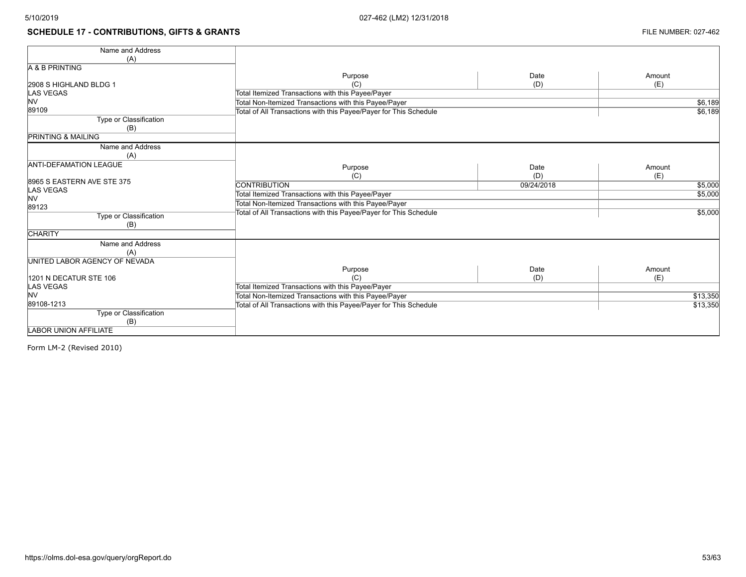## SCHEDULE 17 - CONTRIBUTIONS, GIFTS & GRANTS

FILE NUMBER: 027-462

| Name and Address (A) | Purpose (C) | Date (D) | Amount (E) |
|---|---|---|---|
| A & B PRINTING<br>2908 S HIGHLAND BLDG 1<br>LAS VEGAS<br>NV<br>89109 | Total Itemized Transactions with this Payee/Payer | | |
| | Total Non-Itemized Transactions with this Payee/Payer | | $6,189 |
| | Total of All Transactions with this Payee/Payer for This Schedule | | $6,189 |
| Type or Classification (B): PRINTING & MAILING | | | |

| Name and Address (A) | Purpose (C) | Date (D) | Amount (E) |
|---|---|---|---|
| ANTI-DEFAMATION LEAGUE<br>8965 S EASTERN AVE STE 375<br>LAS VEGAS<br>NV<br>89123 | CONTRIBUTION | 09/24/2018 | $5,000 |
| | Total Itemized Transactions with this Payee/Payer | | $5,000 |
| | Total Non-Itemized Transactions with this Payee/Payer | | |
| | Total of All Transactions with this Payee/Payer for This Schedule | | $5,000 |
| Type or Classification (B): CHARITY | | | |

| Name and Address (A) | Purpose (C) | Date (D) | Amount (E) |
|---|---|---|---|
| UNITED LABOR AGENCY OF NEVADA<br>1201 N DECATUR STE 106<br>LAS VEGAS<br>NV<br>89108-1213 | Total Itemized Transactions with this Payee/Payer | | |
| | Total Non-Itemized Transactions with this Payee/Payer | | $13,350 |
| | Total of All Transactions with this Payee/Payer for This Schedule | | $13,350 |
| Type or Classification (B): LABOR UNION AFFILIATE | | | |

Form LM-2 (Revised 2010)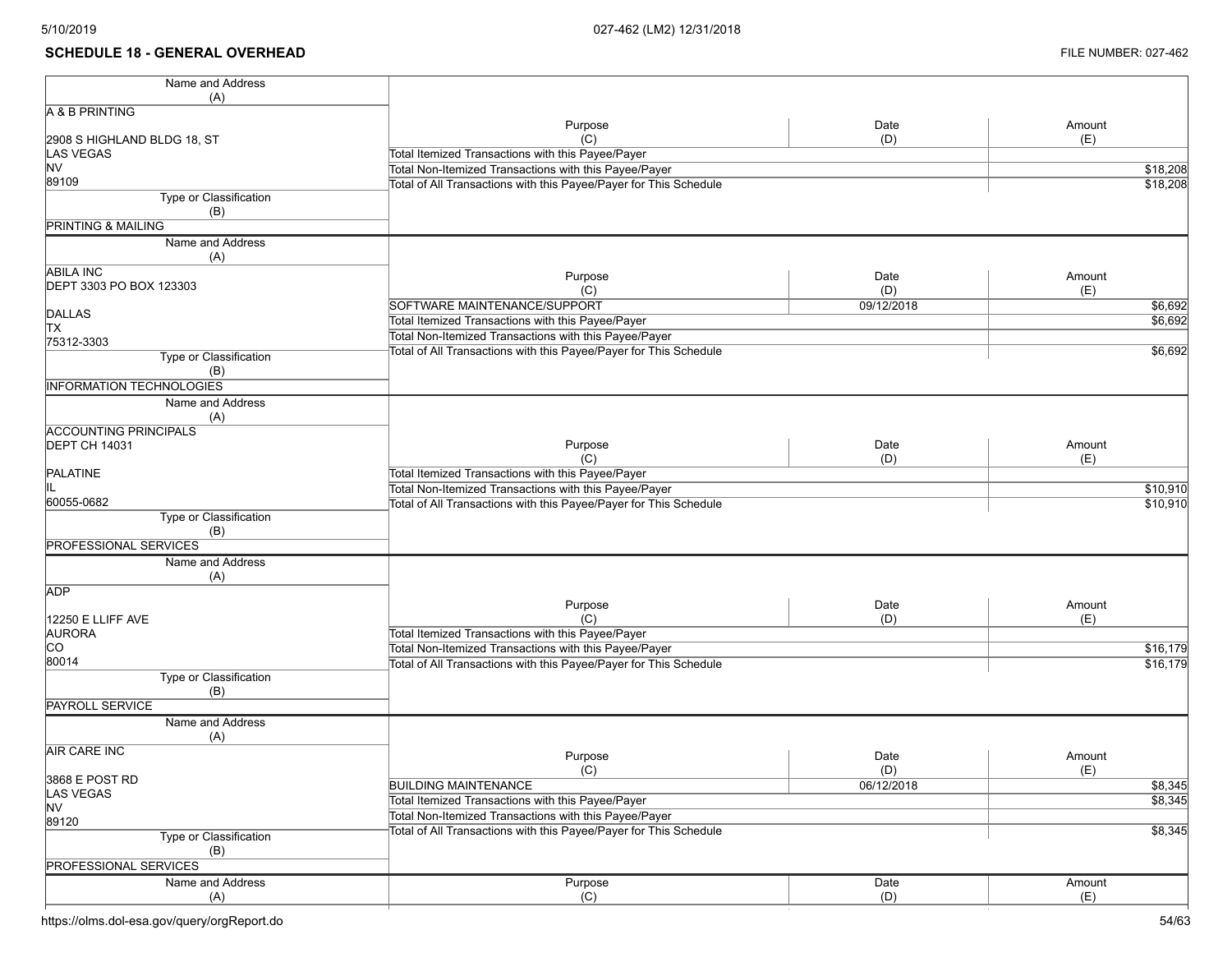## SCHEDULE 18 - GENERAL OVERHEAD

FILE NUMBER: 027-462

| Name and Address (A) | Purpose (C) | Date (D) | Amount (E) |
|---|---|---|---|
| A & B PRINTING<br>2908 S HIGHLAND BLDG 18, ST<br>LAS VEGAS<br>NV<br>89109 | Total Itemized Transactions with this Payee/Payer | | |
| | Total Non-Itemized Transactions with this Payee/Payer | | $18,208 |
| | Total of All Transactions with this Payee/Payer for This Schedule | | $18,208 |
| Type or Classification (B): PRINTING & MAILING | | | |

| Name and Address (A) | Purpose (C) | Date (D) | Amount (E) |
|---|---|---|---|
| ABILA INC<br>DEPT 3303 PO BOX 123303<br>DALLAS<br>TX<br>75312-3303 | SOFTWARE MAINTENANCE/SUPPORT | 09/12/2018 | $6,692 |
| | Total Itemized Transactions with this Payee/Payer | | $6,692 |
| | Total Non-Itemized Transactions with this Payee/Payer | | |
| | Total of All Transactions with this Payee/Payer for This Schedule | | $6,692 |
| Type or Classification (B): INFORMATION TECHNOLOGIES | | | |

| Name and Address (A) | Purpose (C) | Date (D) | Amount (E) |
|---|---|---|---|
| ACCOUNTING PRINCIPALS<br>DEPT CH 14031<br>PALATINE<br>IL<br>60055-0682 | Total Itemized Transactions with this Payee/Payer | | |
| | Total Non-Itemized Transactions with this Payee/Payer | | $10,910 |
| | Total of All Transactions with this Payee/Payer for This Schedule | | $10,910 |
| Type or Classification (B): PROFESSIONAL SERVICES | | | |

| Name and Address (A) | Purpose (C) | Date (D) | Amount (E) |
|---|---|---|---|
| ADP<br>12250 E LLIFF AVE<br>AURORA<br>CO<br>80014 | Total Itemized Transactions with this Payee/Payer | | |
| | Total Non-Itemized Transactions with this Payee/Payer | | $16,179 |
| | Total of All Transactions with this Payee/Payer for This Schedule | | $16,179 |
| Type or Classification (B): PAYROLL SERVICE | | | |

| Name and Address (A) | Purpose (C) | Date (D) | Amount (E) |
|---|---|---|---|
| AIR CARE INC<br>3868 E POST RD<br>LAS VEGAS<br>NV<br>89120 | BUILDING MAINTENANCE | 06/12/2018 | $8,345 |
| | Total Itemized Transactions with this Payee/Payer | | $8,345 |
| | Total Non-Itemized Transactions with this Payee/Payer | | |
| | Total of All Transactions with this Payee/Payer for This Schedule | | $8,345 |
| Type or Classification (B): PROFESSIONAL SERVICES | | | |

| Name and Address (A) | Purpose (C) | Date (D) | Amount (E) |
|---|---|---|---|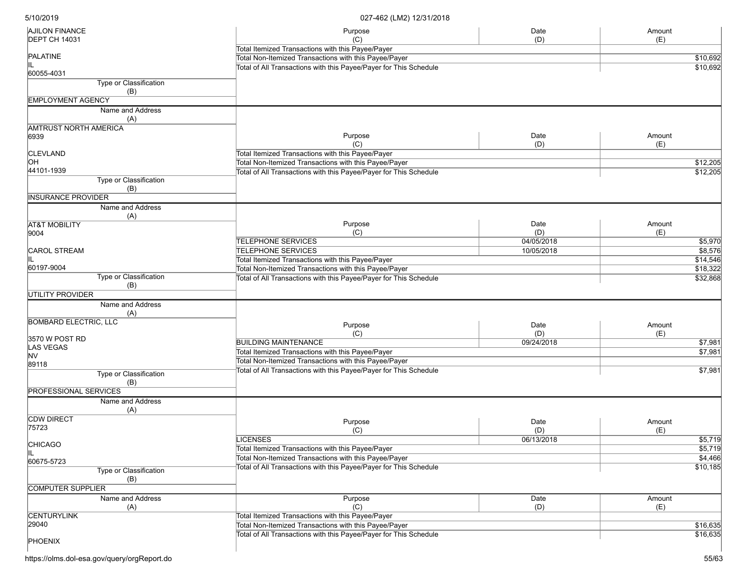| Name and Address (A) | Purpose (C) | Date (D) | Amount (E) |
|---|---|---|---|
| AJILON FINANCE<br>DEPT CH 14031<br><br>PALATINE<br>IL<br>60055-4031 | Total Itemized Transactions with this Payee/Payer | | |
| | Total Non-Itemized Transactions with this Payee/Payer | | $10,692 |
| | Total of All Transactions with this Payee/Payer for This Schedule | | $10,692 |
| **Type or Classification (B)** | | | |
| EMPLOYMENT AGENCY | | | |

| Name and Address (A) | Purpose (C) | Date (D) | Amount (E) |
|---|---|---|---|
| AMTRUST NORTH AMERICA<br>6939<br><br>CLEVLAND<br>OH<br>44101-1939 | Total Itemized Transactions with this Payee/Payer | | |
| | Total Non-Itemized Transactions with this Payee/Payer | | $12,205 |
| | Total of All Transactions with this Payee/Payer for This Schedule | | $12,205 |
| **Type or Classification (B)** | | | |
| INSURANCE PROVIDER | | | |

| Name and Address (A) | Purpose (C) | Date (D) | Amount (E) |
|---|---|---|---|
| AT&T MOBILITY<br>9004<br><br>CAROL STREAM<br>IL<br>60197-9004 | TELEPHONE SERVICES | 04/05/2018 | $5,970 |
| | TELEPHONE SERVICES | 10/05/2018 | $8,576 |
| | Total Itemized Transactions with this Payee/Payer | | $14,546 |
| | Total Non-Itemized Transactions with this Payee/Payer | | $18,322 |
| | Total of All Transactions with this Payee/Payer for This Schedule | | $32,868 |
| **Type or Classification (B)** | | | |
| UTILITY PROVIDER | | | |

| Name and Address (A) | Purpose (C) | Date (D) | Amount (E) |
|---|---|---|---|
| BOMBARD ELECTRIC, LLC<br><br>3570 W POST RD<br>LAS VEGAS<br>NV<br>89118 | BUILDING MAINTENANCE | 09/24/2018 | $7,981 |
| | Total Itemized Transactions with this Payee/Payer | | $7,981 |
| | Total Non-Itemized Transactions with this Payee/Payer | | |
| | Total of All Transactions with this Payee/Payer for This Schedule | | $7,981 |
| **Type or Classification (B)** | | | |
| PROFESSIONAL SERVICES | | | |

| Name and Address (A) | Purpose (C) | Date (D) | Amount (E) |
|---|---|---|---|
| CDW DIRECT<br>75723<br><br>CHICAGO<br>IL<br>60675-5723 | LICENSES | 06/13/2018 | $5,719 |
| | Total Itemized Transactions with this Payee/Payer | | $5,719 |
| | Total Non-Itemized Transactions with this Payee/Payer | | $4,466 |
| | Total of All Transactions with this Payee/Payer for This Schedule | | $10,185 |
| **Type or Classification (B)** | | | |
| COMPUTER SUPPLIER | | | |

| Name and Address (A) | Purpose (C) | Date (D) | Amount (E) |
|---|---|---|---|
| CENTURYLINK<br>29040<br><br>PHOENIX | Total Itemized Transactions with this Payee/Payer | | |
| | Total Non-Itemized Transactions with this Payee/Payer | | $16,635 |
| | Total of All Transactions with this Payee/Payer for This Schedule | | $16,635 |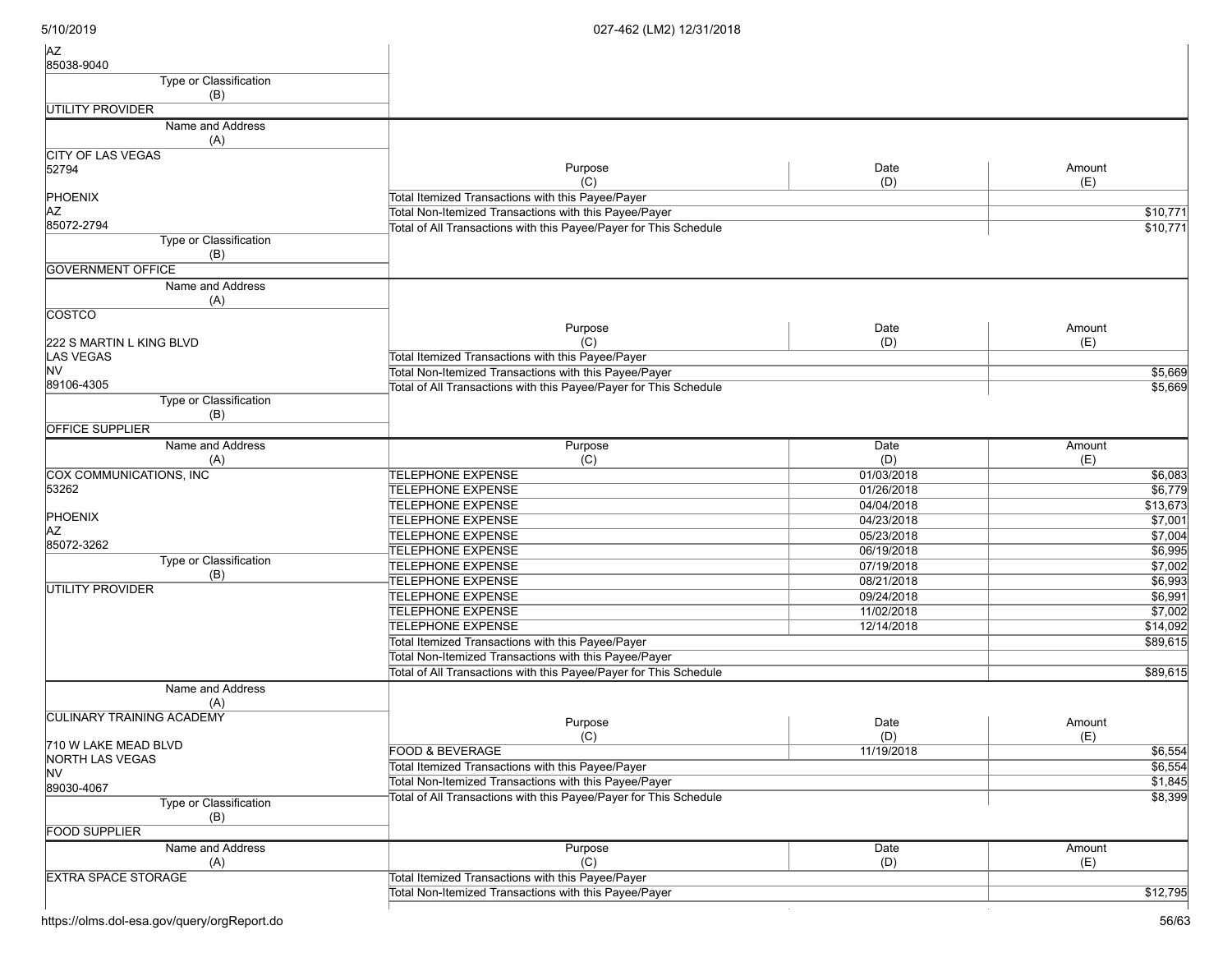AZ
85038-9040

| Type or Classification (B) |
|---|
| UTILITY PROVIDER |

| Name and Address (A) | Purpose (C) | Date (D) | Amount (E) |
|---|---|---|---|
| CITY OF LAS VEGAS<br>52794<br><br>PHOENIX<br>AZ<br>85072-2794 | Total Itemized Transactions with this Payee/Payer | | |
| | Total Non-Itemized Transactions with this Payee/Payer | | $10,771 |
| | Total of All Transactions with this Payee/Payer for This Schedule | | $10,771 |
| **Type or Classification (B)** | | | |
| GOVERNMENT OFFICE | | | |

| Name and Address (A) | Purpose (C) | Date (D) | Amount (E) |
|---|---|---|---|
| COSTCO<br><br>222 S MARTIN L KING BLVD<br>LAS VEGAS<br>NV<br>89106-4305 | Total Itemized Transactions with this Payee/Payer | | |
| | Total Non-Itemized Transactions with this Payee/Payer | | $5,669 |
| | Total of All Transactions with this Payee/Payer for This Schedule | | $5,669 |
| **Type or Classification (B)** | | | |
| OFFICE SUPPLIER | | | |

| Name and Address (A) | Purpose (C) | Date (D) | Amount (E) |
|---|---|---|---|
| COX COMMUNICATIONS, INC | TELEPHONE EXPENSE | 01/03/2018 | $6,083 |
| 53262 | TELEPHONE EXPENSE | 01/26/2018 | $6,779 |
| | TELEPHONE EXPENSE | 04/04/2018 | $13,673 |
| PHOENIX | TELEPHONE EXPENSE | 04/23/2018 | $7,001 |
| AZ | TELEPHONE EXPENSE | 05/23/2018 | $7,004 |
| 85072-3262 | TELEPHONE EXPENSE | 06/19/2018 | $6,995 |
| **Type or Classification (B)** | TELEPHONE EXPENSE | 07/19/2018 | $7,002 |
| UTILITY PROVIDER | TELEPHONE EXPENSE | 08/21/2018 | $6,993 |
| | TELEPHONE EXPENSE | 09/24/2018 | $6,991 |
| | TELEPHONE EXPENSE | 11/02/2018 | $7,002 |
| | TELEPHONE EXPENSE | 12/14/2018 | $14,092 |
| | Total Itemized Transactions with this Payee/Payer | | $89,615 |
| | Total Non-Itemized Transactions with this Payee/Payer | | |
| | Total of All Transactions with this Payee/Payer for This Schedule | | $89,615 |

| Name and Address (A) | Purpose (C) | Date (D) | Amount (E) |
|---|---|---|---|
| CULINARY TRAINING ACADEMY<br><br>710 W LAKE MEAD BLVD<br>NORTH LAS VEGAS<br>NV<br>89030-4067 | FOOD & BEVERAGE | 11/19/2018 | $6,554 |
| | Total Itemized Transactions with this Payee/Payer | | $6,554 |
| | Total Non-Itemized Transactions with this Payee/Payer | | $1,845 |
| | Total of All Transactions with this Payee/Payer for This Schedule | | $8,399 |
| **Type or Classification (B)** | | | |
| FOOD SUPPLIER | | | |

| Name and Address (A) | Purpose (C) | Date (D) | Amount (E) |
|---|---|---|---|
| EXTRA SPACE STORAGE | Total Itemized Transactions with this Payee/Payer | | |
| | Total Non-Itemized Transactions with this Payee/Payer | | $12,795 |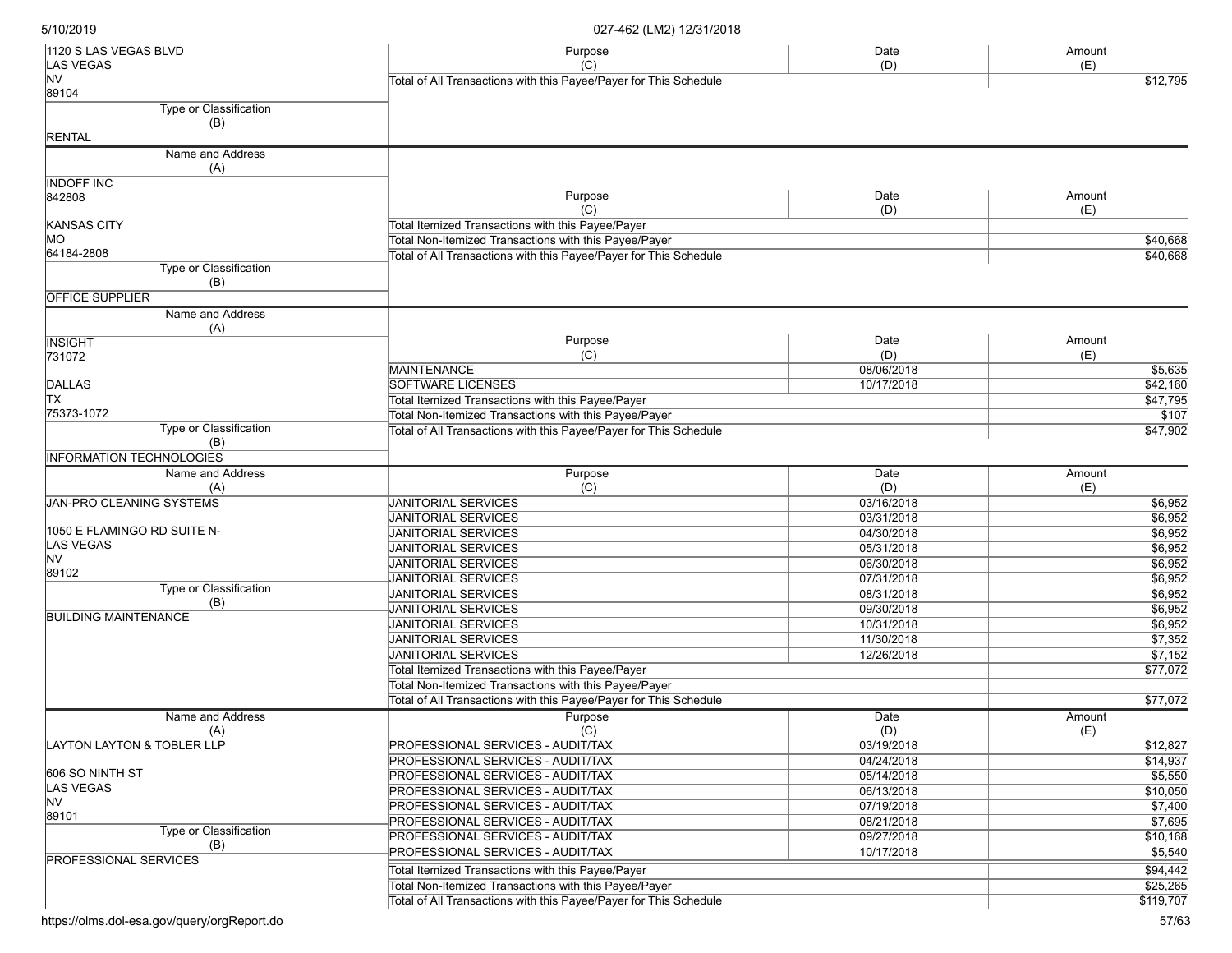| Name and Address (A) | Purpose (C) | Date (D) | Amount (E) |
|---|---|---|---|
| 1120 S LAS VEGAS BLVD<br>LAS VEGAS<br>NV<br>89104 | Total of All Transactions with this Payee/Payer for This Schedule | | $12,795 |
| Type or Classification (B): RENTAL | | | |

| Name and Address (A) | Purpose (C) | Date (D) | Amount (E) |
|---|---|---|---|
| INDOFF INC<br>842808<br><br>KANSAS CITY<br>MO<br>64184-2808 | Total Itemized Transactions with this Payee/Payer | | |
| | Total Non-Itemized Transactions with this Payee/Payer | | $40,668 |
| | Total of All Transactions with this Payee/Payer for This Schedule | | $40,668 |
| Type or Classification (B): OFFICE SUPPLIER | | | |

| Name and Address (A) | Purpose (C) | Date (D) | Amount (E) |
|---|---|---|---|
| INSIGHT<br>731072<br><br>DALLAS<br>TX<br>75373-1072 | MAINTENANCE | 08/06/2018 | $5,635 |
| | SOFTWARE LICENSES | 10/17/2018 | $42,160 |
| | Total Itemized Transactions with this Payee/Payer | | $47,795 |
| | Total Non-Itemized Transactions with this Payee/Payer | | $107 |
| | Total of All Transactions with this Payee/Payer for This Schedule | | $47,902 |
| Type or Classification (B): INFORMATION TECHNOLOGIES | | | |

| Name and Address (A) | Purpose (C) | Date (D) | Amount (E) |
|---|---|---|---|
| JAN-PRO CLEANING SYSTEMS<br><br>1050 E FLAMINGO RD SUITE N-<br>LAS VEGAS<br>NV<br>89102 | JANITORIAL SERVICES | 03/16/2018 | $6,952 |
| | JANITORIAL SERVICES | 03/31/2018 | $6,952 |
| | JANITORIAL SERVICES | 04/30/2018 | $6,952 |
| | JANITORIAL SERVICES | 05/31/2018 | $6,952 |
| | JANITORIAL SERVICES | 06/30/2018 | $6,952 |
| | JANITORIAL SERVICES | 07/31/2018 | $6,952 |
| Type or Classification (B): BUILDING MAINTENANCE | JANITORIAL SERVICES | 08/31/2018 | $6,952 |
| | JANITORIAL SERVICES | 09/30/2018 | $6,952 |
| | JANITORIAL SERVICES | 10/31/2018 | $6,952 |
| | JANITORIAL SERVICES | 11/30/2018 | $7,352 |
| | JANITORIAL SERVICES | 12/26/2018 | $7,152 |
| | Total Itemized Transactions with this Payee/Payer | | $77,072 |
| | Total Non-Itemized Transactions with this Payee/Payer | | |
| | Total of All Transactions with this Payee/Payer for This Schedule | | $77,072 |

| Name and Address (A) | Purpose (C) | Date (D) | Amount (E) |
|---|---|---|---|
| LAYTON LAYTON & TOBLER LLP<br><br>606 SO NINTH ST<br>LAS VEGAS<br>NV<br>89101 | PROFESSIONAL SERVICES - AUDIT/TAX | 03/19/2018 | $12,827 |
| | PROFESSIONAL SERVICES - AUDIT/TAX | 04/24/2018 | $14,937 |
| | PROFESSIONAL SERVICES - AUDIT/TAX | 05/14/2018 | $5,550 |
| | PROFESSIONAL SERVICES - AUDIT/TAX | 06/13/2018 | $10,050 |
| | PROFESSIONAL SERVICES - AUDIT/TAX | 07/19/2018 | $7,400 |
| | PROFESSIONAL SERVICES - AUDIT/TAX | 08/21/2018 | $7,695 |
| Type or Classification (B): PROFESSIONAL SERVICES | PROFESSIONAL SERVICES - AUDIT/TAX | 09/27/2018 | $10,168 |
| | PROFESSIONAL SERVICES - AUDIT/TAX | 10/17/2018 | $5,540 |
| | Total Itemized Transactions with this Payee/Payer | | $94,442 |
| | Total Non-Itemized Transactions with this Payee/Payer | | $25,265 |
| | Total of All Transactions with this Payee/Payer for This Schedule | | $119,707 |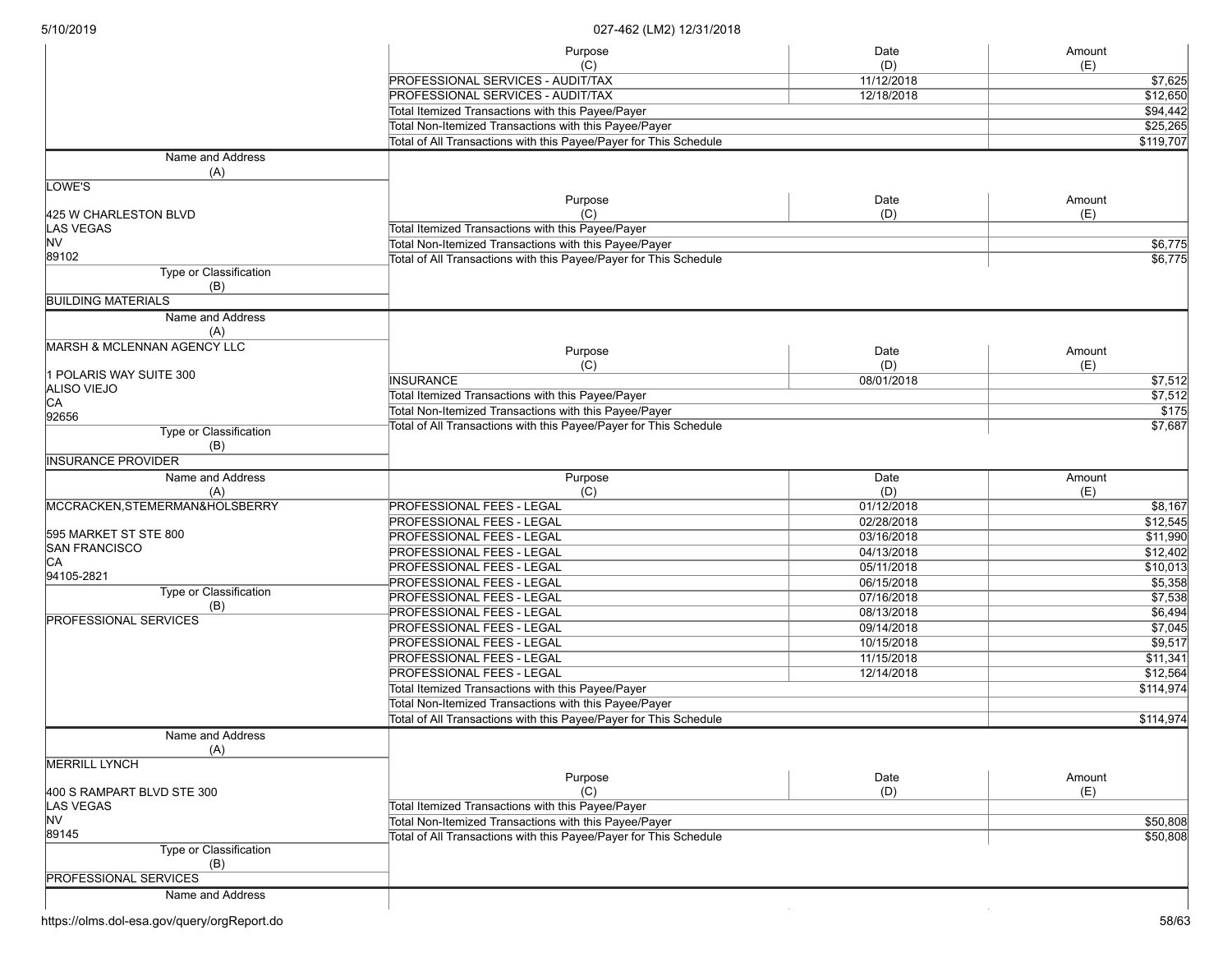| Purpose (C) | Date (D) | Amount (E) |
|---|---|---|
| PROFESSIONAL SERVICES - AUDIT/TAX | 11/12/2018 | $7,625 |
| PROFESSIONAL SERVICES - AUDIT/TAX | 12/18/2018 | $12,650 |
| Total Itemized Transactions with this Payee/Payer | | $94,442 |
| Total Non-Itemized Transactions with this Payee/Payer | | $25,265 |
| Total of All Transactions with this Payee/Payer for This Schedule | | $119,707 |

| Name and Address (A) | Purpose (C) | Date (D) | Amount (E) |
|---|---|---|---|
| LOWE'S<br>425 W CHARLESTON BLVD<br>LAS VEGAS<br>NV<br>89102 | Total Itemized Transactions with this Payee/Payer | | |
| | Total Non-Itemized Transactions with this Payee/Payer | | $6,775 |
| | Total of All Transactions with this Payee/Payer for This Schedule | | $6,775 |
| **Type or Classification (B)** | | | |
| BUILDING MATERIALS | | | |

| Name and Address (A) | Purpose (C) | Date (D) | Amount (E) |
|---|---|---|---|
| MARSH & MCLENNAN AGENCY LLC<br>1 POLARIS WAY SUITE 300<br>ALISO VIEJO<br>CA<br>92656 | INSURANCE | 08/01/2018 | $7,512 |
| | Total Itemized Transactions with this Payee/Payer | | $7,512 |
| | Total Non-Itemized Transactions with this Payee/Payer | | $175 |
| | Total of All Transactions with this Payee/Payer for This Schedule | | $7,687 |
| **Type or Classification (B)** | | | |
| INSURANCE PROVIDER | | | |

| Name and Address (A) | Purpose (C) | Date (D) | Amount (E) |
|---|---|---|---|
| MCCRACKEN,STEMERMAN&HOLSBERRY<br>595 MARKET ST STE 800<br>SAN FRANCISCO<br>CA<br>94105-2821 | PROFESSIONAL FEES - LEGAL | 01/12/2018 | $8,167 |
| | PROFESSIONAL FEES - LEGAL | 02/28/2018 | $12,545 |
| | PROFESSIONAL FEES - LEGAL | 03/16/2018 | $11,990 |
| | PROFESSIONAL FEES - LEGAL | 04/13/2018 | $12,402 |
| | PROFESSIONAL FEES - LEGAL | 05/11/2018 | $10,013 |
| | PROFESSIONAL FEES - LEGAL | 06/15/2018 | $5,358 |
| **Type or Classification (B)** | PROFESSIONAL FEES - LEGAL | 07/16/2018 | $7,538 |
| PROFESSIONAL SERVICES | PROFESSIONAL FEES - LEGAL | 08/13/2018 | $6,494 |
| | PROFESSIONAL FEES - LEGAL | 09/14/2018 | $7,045 |
| | PROFESSIONAL FEES - LEGAL | 10/15/2018 | $9,517 |
| | PROFESSIONAL FEES - LEGAL | 11/15/2018 | $11,341 |
| | PROFESSIONAL FEES - LEGAL | 12/14/2018 | $12,564 |
| | Total Itemized Transactions with this Payee/Payer | | $114,974 |
| | Total Non-Itemized Transactions with this Payee/Payer | | |
| | Total of All Transactions with this Payee/Payer for This Schedule | | $114,974 |

| Name and Address (A) | Purpose (C) | Date (D) | Amount (E) |
|---|---|---|---|
| MERRILL LYNCH<br>400 S RAMPART BLVD STE 300<br>LAS VEGAS<br>NV<br>89145 | Total Itemized Transactions with this Payee/Payer | | |
| | Total Non-Itemized Transactions with this Payee/Payer | | $50,808 |
| | Total of All Transactions with this Payee/Payer for This Schedule | | $50,808 |
| **Type or Classification (B)** | | | |
| PROFESSIONAL SERVICES | | | |

| Name and Address |
|---|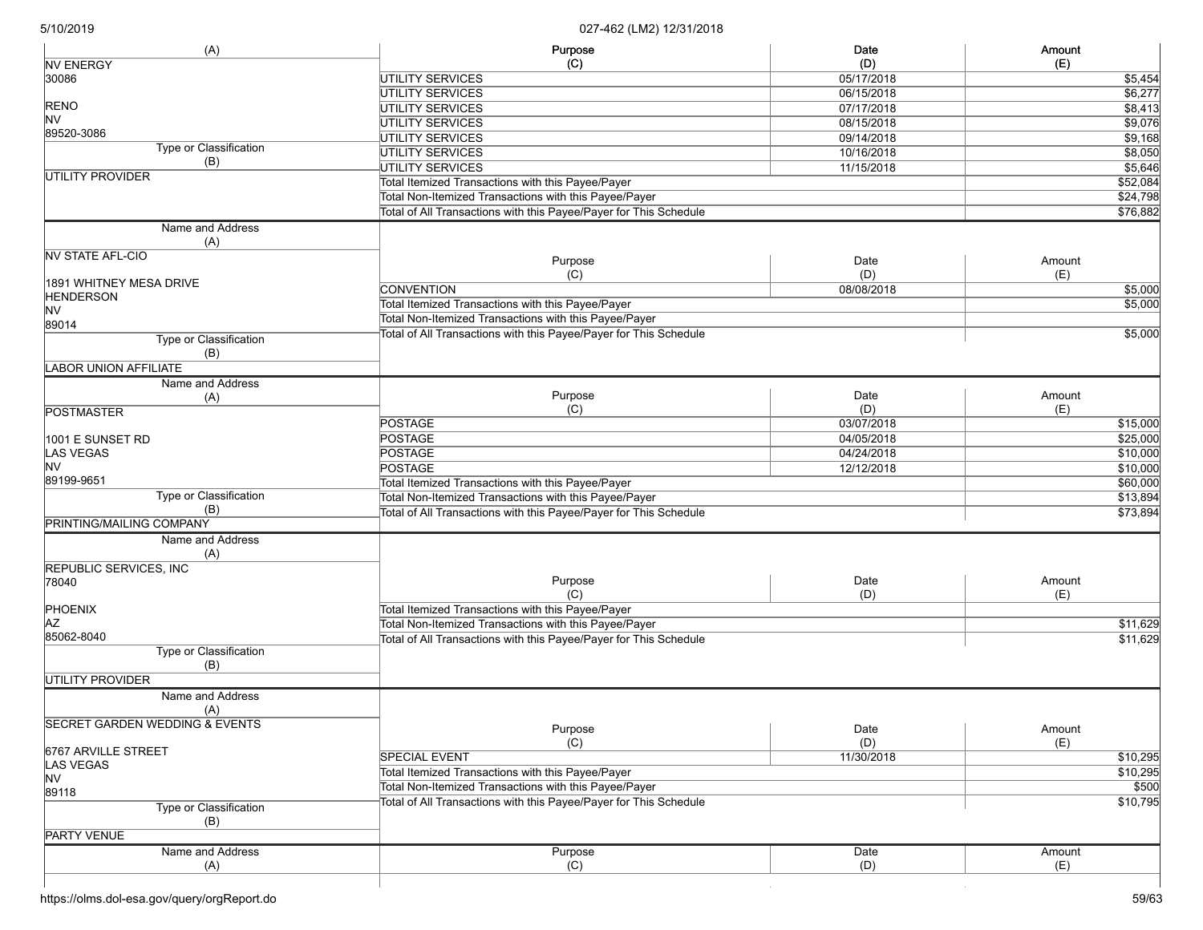| Name and Address (A) | Purpose (C) | Date (D) | Amount (E) |
|---|---|---|---|
| NV ENERGY<br>30086<br><br>RENO<br>NV<br>89520-3086 | UTILITY SERVICES | 05/17/2018 | $5,454 |
| | UTILITY SERVICES | 06/15/2018 | $6,277 |
| | UTILITY SERVICES | 07/17/2018 | $8,413 |
| | UTILITY SERVICES | 08/15/2018 | $9,076 |
| | UTILITY SERVICES | 09/14/2018 | $9,168 |
| **Type or Classification (B)** | UTILITY SERVICES | 10/16/2018 | $8,050 |
| UTILITY PROVIDER | UTILITY SERVICES | 11/15/2018 | $5,646 |
| | Total Itemized Transactions with this Payee/Payer | | $52,084 |
| | Total Non-Itemized Transactions with this Payee/Payer | | $24,798 |
| | Total of All Transactions with this Payee/Payer for This Schedule | | $76,882 |

| Name and Address (A) | Purpose (C) | Date (D) | Amount (E) |
|---|---|---|---|
| NV STATE AFL-CIO<br><br>1891 WHITNEY MESA DRIVE<br>HENDERSON<br>NV<br>89014 | CONVENTION | 08/08/2018 | $5,000 |
| | Total Itemized Transactions with this Payee/Payer | | $5,000 |
| | Total Non-Itemized Transactions with this Payee/Payer | | |
| **Type or Classification (B)** | Total of All Transactions with this Payee/Payer for This Schedule | | $5,000 |
| LABOR UNION AFFILIATE | | | |

| Name and Address (A) | Purpose (C) | Date (D) | Amount (E) |
|---|---|---|---|
| POSTMASTER<br><br>1001 E SUNSET RD<br>LAS VEGAS<br>NV<br>89199-9651 | POSTAGE | 03/07/2018 | $15,000 |
| | POSTAGE | 04/05/2018 | $25,000 |
| | POSTAGE | 04/24/2018 | $10,000 |
| | POSTAGE | 12/12/2018 | $10,000 |
| | Total Itemized Transactions with this Payee/Payer | | $60,000 |
| **Type or Classification (B)** | Total Non-Itemized Transactions with this Payee/Payer | | $13,894 |
| PRINTING/MAILING COMPANY | Total of All Transactions with this Payee/Payer for This Schedule | | $73,894 |

| Name and Address (A) | Purpose (C) | Date (D) | Amount (E) |
|---|---|---|---|
| REPUBLIC SERVICES, INC<br>78040<br><br>PHOENIX<br>AZ<br>85062-8040 | Total Itemized Transactions with this Payee/Payer | | |
| | Total Non-Itemized Transactions with this Payee/Payer | | $11,629 |
| | Total of All Transactions with this Payee/Payer for This Schedule | | $11,629 |
| **Type or Classification (B)** | | | |
| UTILITY PROVIDER | | | |

| Name and Address (A) | Purpose (C) | Date (D) | Amount (E) |
|---|---|---|---|
| SECRET GARDEN WEDDING & EVENTS<br><br>6767 ARVILLE STREET<br>LAS VEGAS<br>NV<br>89118 | SPECIAL EVENT | 11/30/2018 | $10,295 |
| | Total Itemized Transactions with this Payee/Payer | | $10,295 |
| | Total Non-Itemized Transactions with this Payee/Payer | | $500 |
| **Type or Classification (B)** | Total of All Transactions with this Payee/Payer for This Schedule | | $10,795 |
| PARTY VENUE | | | |

| Name and Address (A) | Purpose (C) | Date (D) | Amount (E) |
|---|---|---|---|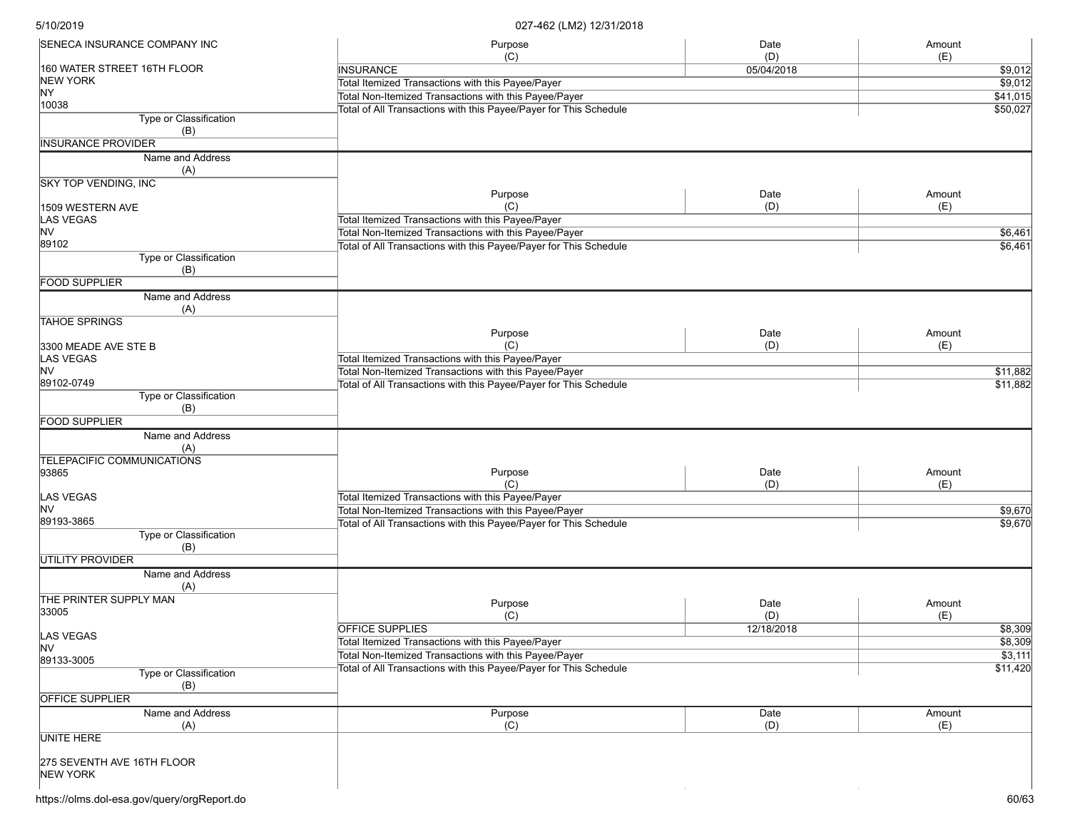| Name and Address (A) | Purpose (C) | Date (D) | Amount (E) |
|---|---|---|---|
| SENECA INSURANCE COMPANY INC<br>160 WATER STREET 16TH FLOOR<br>NEW YORK<br>NY<br>10038 | INSURANCE | 05/04/2018 | $9,012 |
| | Total Itemized Transactions with this Payee/Payer | | $9,012 |
| | Total Non-Itemized Transactions with this Payee/Payer | | $41,015 |
| | Total of All Transactions with this Payee/Payer for This Schedule | | $50,027 |
| Type or Classification (B): INSURANCE PROVIDER | | | |

| Name and Address (A) | Purpose (C) | Date (D) | Amount (E) |
|---|---|---|---|
| SKY TOP VENDING, INC<br>1509 WESTERN AVE<br>LAS VEGAS<br>NV<br>89102 | | | |
| | Total Itemized Transactions with this Payee/Payer | | |
| | Total Non-Itemized Transactions with this Payee/Payer | | $6,461 |
| | Total of All Transactions with this Payee/Payer for This Schedule | | $6,461 |
| Type or Classification (B): FOOD SUPPLIER | | | |

| Name and Address (A) | Purpose (C) | Date (D) | Amount (E) |
|---|---|---|---|
| TAHOE SPRINGS<br>3300 MEADE AVE STE B<br>LAS VEGAS<br>NV<br>89102-0749 | | | |
| | Total Itemized Transactions with this Payee/Payer | | |
| | Total Non-Itemized Transactions with this Payee/Payer | | $11,882 |
| | Total of All Transactions with this Payee/Payer for This Schedule | | $11,882 |
| Type or Classification (B): FOOD SUPPLIER | | | |

| Name and Address (A) | Purpose (C) | Date (D) | Amount (E) |
|---|---|---|---|
| TELEPACIFIC COMMUNICATIONS<br>93865<br>LAS VEGAS<br>NV<br>89193-3865 | | | |
| | Total Itemized Transactions with this Payee/Payer | | |
| | Total Non-Itemized Transactions with this Payee/Payer | | $9,670 |
| | Total of All Transactions with this Payee/Payer for This Schedule | | $9,670 |
| Type or Classification (B): UTILITY PROVIDER | | | |

| Name and Address (A) | Purpose (C) | Date (D) | Amount (E) |
|---|---|---|---|
| THE PRINTER SUPPLY MAN<br>33005<br>LAS VEGAS<br>NV<br>89133-3005 | OFFICE SUPPLIES | 12/18/2018 | $8,309 |
| | Total Itemized Transactions with this Payee/Payer | | $8,309 |
| | Total Non-Itemized Transactions with this Payee/Payer | | $3,111 |
| | Total of All Transactions with this Payee/Payer for This Schedule | | $11,420 |
| Type or Classification (B): OFFICE SUPPLIER | | | |

| Name and Address (A) | Purpose (C) | Date (D) | Amount (E) |
|---|---|---|---|
| UNITE HERE<br>275 SEVENTH AVE 16TH FLOOR<br>NEW YORK | | | |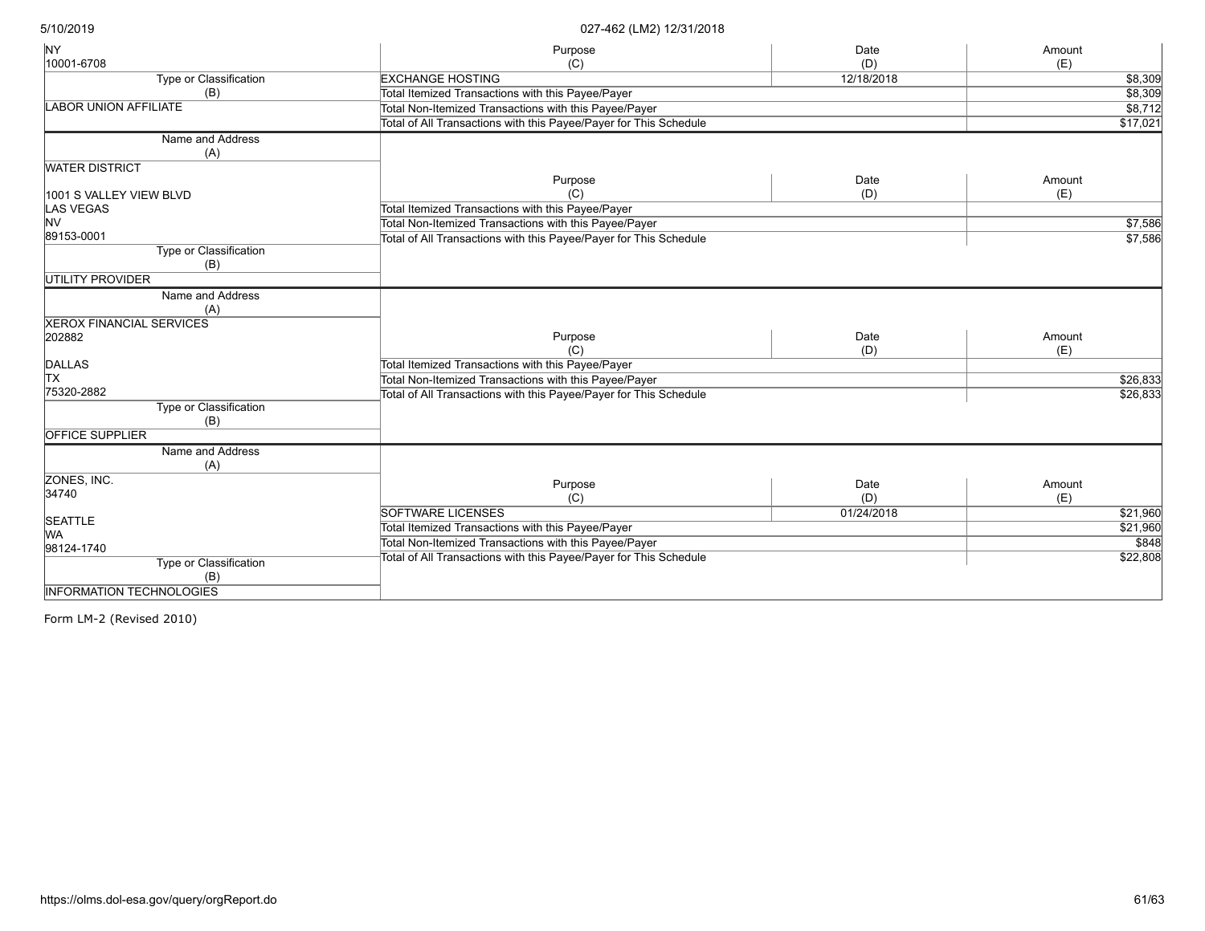| Name and Address (A) | Purpose (C) | Date (D) | Amount (E) |
|---|---|---|---|
| NY<br>10001-6708 | | | |
| **Type or Classification (B)** | EXCHANGE HOSTING | 12/18/2018 | $8,309 |
| LABOR UNION AFFILIATE | Total Itemized Transactions with this Payee/Payer | | $8,309 |
| | Total Non-Itemized Transactions with this Payee/Payer | | $8,712 |
| | Total of All Transactions with this Payee/Payer for This Schedule | | $17,021 |

| Name and Address (A) | Purpose (C) | Date (D) | Amount (E) |
|---|---|---|---|
| WATER DISTRICT<br><br>1001 S VALLEY VIEW BLVD<br>LAS VEGAS<br>NV<br>89153-0001 | Total Itemized Transactions with this Payee/Payer | | |
| | Total Non-Itemized Transactions with this Payee/Payer | | $7,586 |
| | Total of All Transactions with this Payee/Payer for This Schedule | | $7,586 |
| **Type or Classification (B)** | | | |
| UTILITY PROVIDER | | | |

| Name and Address (A) | Purpose (C) | Date (D) | Amount (E) |
|---|---|---|---|
| XEROX FINANCIAL SERVICES<br>202882<br><br>DALLAS<br>TX<br>75320-2882 | Total Itemized Transactions with this Payee/Payer | | |
| | Total Non-Itemized Transactions with this Payee/Payer | | $26,833 |
| | Total of All Transactions with this Payee/Payer for This Schedule | | $26,833 |
| **Type or Classification (B)** | | | |
| OFFICE SUPPLIER | | | |

| Name and Address (A) | Purpose (C) | Date (D) | Amount (E) |
|---|---|---|---|
| ZONES, INC.<br>34740<br><br>SEATTLE<br>WA<br>98124-1740 | SOFTWARE LICENSES | 01/24/2018 | $21,960 |
| | Total Itemized Transactions with this Payee/Payer | | $21,960 |
| | Total Non-Itemized Transactions with this Payee/Payer | | $848 |
| | Total of All Transactions with this Payee/Payer for This Schedule | | $22,808 |
| **Type or Classification (B)** | | | |
| INFORMATION TECHNOLOGIES | | | |

Form LM-2 (Revised 2010)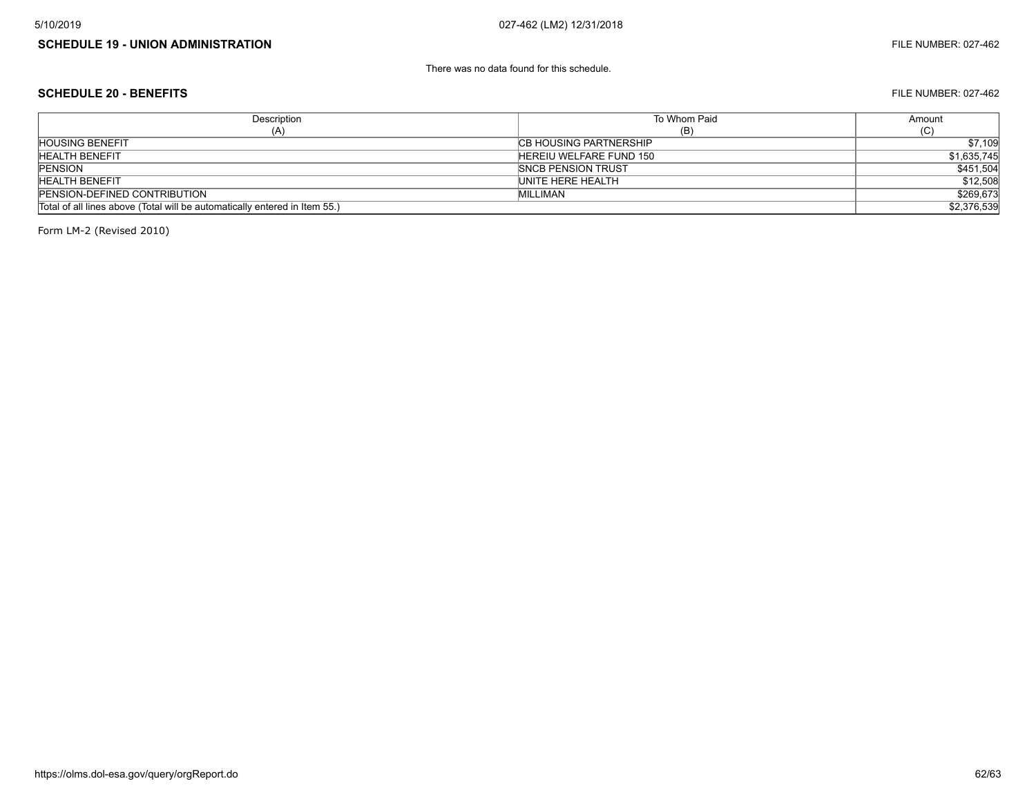## SCHEDULE 19 - UNION ADMINISTRATION

FILE NUMBER: 027-462

There was no data found for this schedule.

## SCHEDULE 20 - BENEFITS

FILE NUMBER: 027-462

| Description (A) | To Whom Paid (B) | Amount (C) |
|---|---|---|
| HOUSING BENEFIT | CB HOUSING PARTNERSHIP | $7,109 |
| HEALTH BENEFIT | HEREIU WELFARE FUND 150 | $1,635,745 |
| PENSION | SNCB PENSION TRUST | $451,504 |
| HEALTH BENEFIT | UNITE HERE HEALTH | $12,508 |
| PENSION-DEFINED CONTRIBUTION | MILLIMAN | $269,673 |
| Total of all lines above (Total will be automatically entered in Item 55.) | | $2,376,539 |

Form LM-2 (Revised 2010)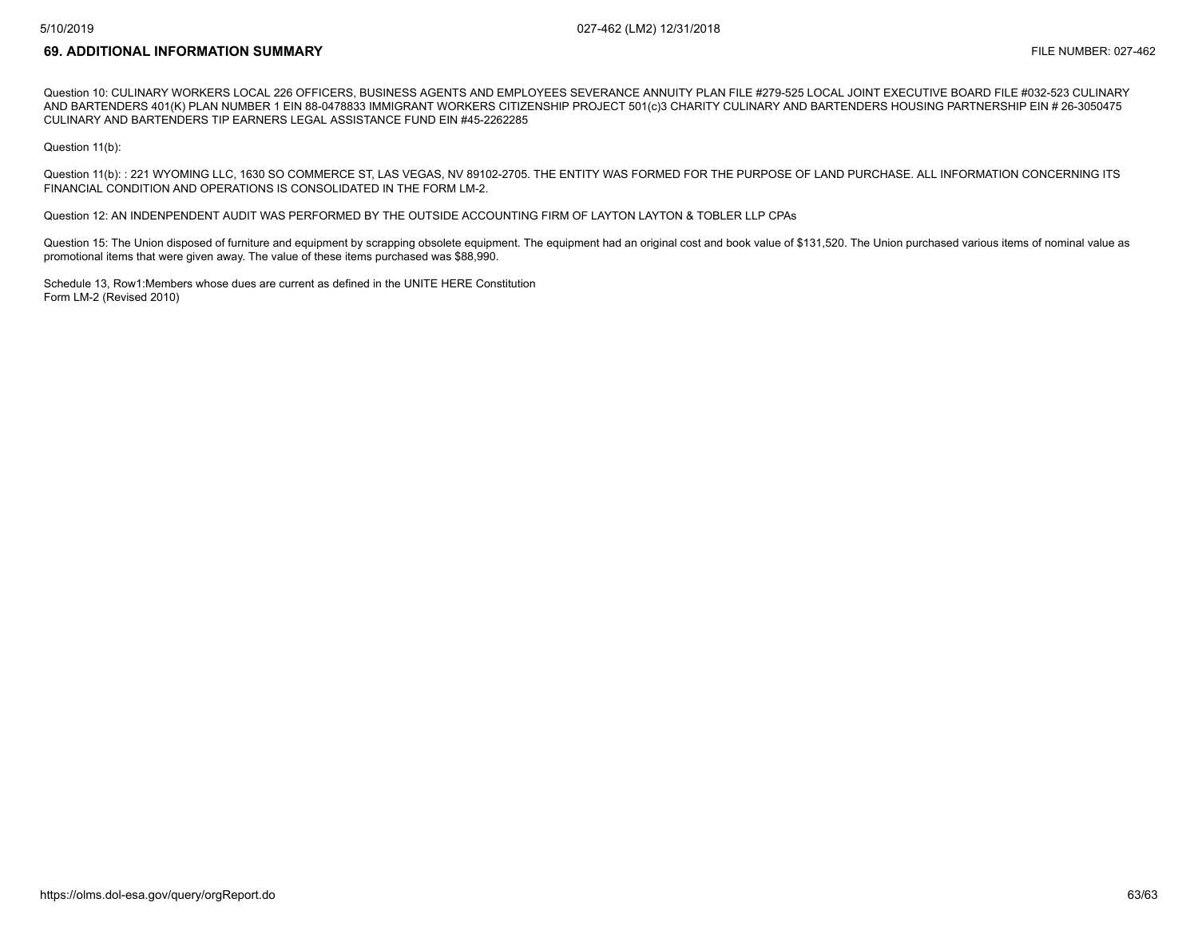## 69. ADDITIONAL INFORMATION SUMMARY

FILE NUMBER: 027-462

Question 10: CULINARY WORKERS LOCAL 226 OFFICERS, BUSINESS AGENTS AND EMPLOYEES SEVERANCE ANNUITY PLAN FILE #279-525 LOCAL JOINT EXECUTIVE BOARD FILE #032-523 CULINARY AND BARTENDERS 401(K) PLAN NUMBER 1 EIN 88-0478833 IMMIGRANT WORKERS CITIZENSHIP PROJECT 501(c)3 CHARITY CULINARY AND BARTENDERS HOUSING PARTNERSHIP EIN # 26-3050475 CULINARY AND BARTENDERS TIP EARNERS LEGAL ASSISTANCE FUND EIN #45-2262285

Question 11(b):

Question 11(b): : 221 WYOMING LLC, 1630 SO COMMERCE ST, LAS VEGAS, NV 89102-2705. THE ENTITY WAS FORMED FOR THE PURPOSE OF LAND PURCHASE. ALL INFORMATION CONCERNING ITS FINANCIAL CONDITION AND OPERATIONS IS CONSOLIDATED IN THE FORM LM-2.

Question 12: AN INDENPENDENT AUDIT WAS PERFORMED BY THE OUTSIDE ACCOUNTING FIRM OF LAYTON LAYTON & TOBLER LLP CPAs

Question 15: The Union disposed of furniture and equipment by scrapping obsolete equipment. The equipment had an original cost and book value of $131,520. The Union purchased various items of nominal value as promotional items that were given away. The value of these items purchased was $88,990.

Schedule 13, Row1:Members whose dues are current as defined in the UNITE HERE Constitution
Form LM-2 (Revised 2010)